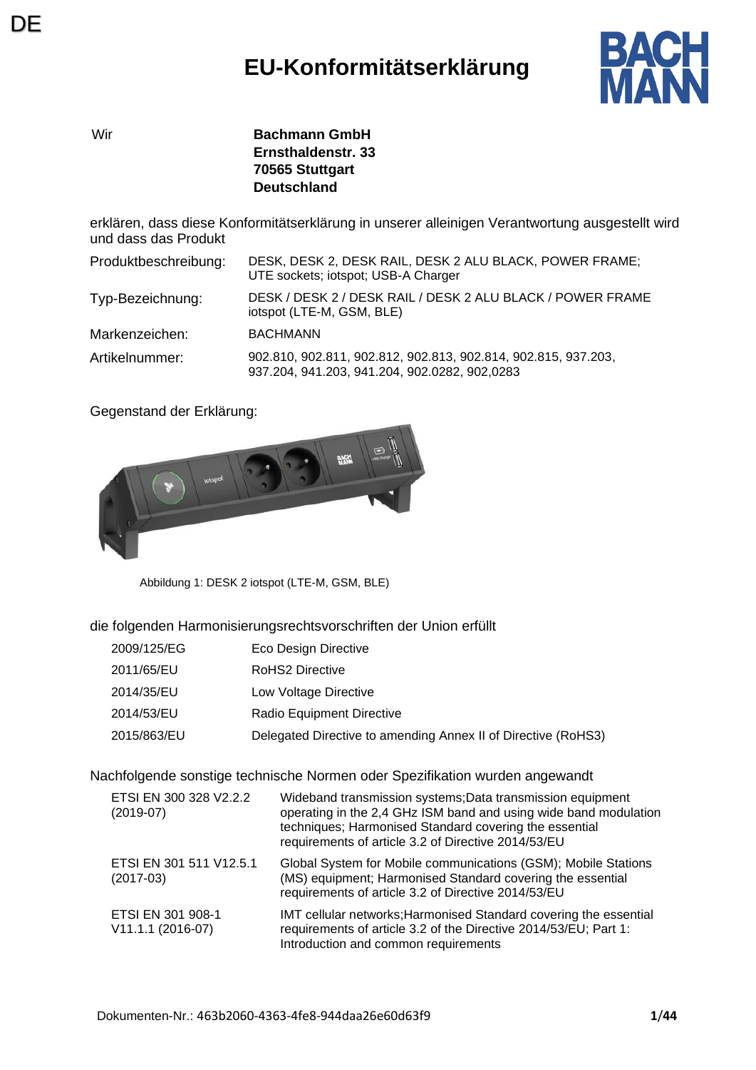DE

# EU-Konformitätserklärung

| Wir | **Bachmann GmbH**<br>**Ernsthaldenstr. 33**<br>**70565 Stuttgart**<br>**Deutschland** |
|---|---|

erklären, dass diese Konformitätserklärung in unserer alleinigen Verantwortung ausgestellt wird und dass das Produkt

| | |
|---|---|
| Produktbeschreibung: | DESK, DESK 2, DESK RAIL, DESK 2 ALU BLACK, POWER FRAME; UTE sockets; iotspot; USB-A Charger |
| Typ-Bezeichnung: | DESK / DESK 2 / DESK RAIL / DESK 2 ALU BLACK / POWER FRAME iotspot (LTE-M, GSM, BLE) |
| Markenzeichen: | BACHMANN |
| Artikelnummer: | 902.810, 902.811, 902.812, 902.813, 902.814, 902.815, 937.203, 937.204, 941.203, 941.204, 902.0282, 902,0283 |

Gegenstand der Erklärung:

Abbildung 1: DESK 2 iotspot (LTE-M, GSM, BLE)

die folgenden Harmonisierungsrechtsvorschriften der Union erfüllt

| | |
|---|---|
| 2009/125/EG | Eco Design Directive |
| 2011/65/EU | RoHS2 Directive |
| 2014/35/EU | Low Voltage Directive |
| 2014/53/EU | Radio Equipment Directive |
| 2015/863/EU | Delegated Directive to amending Annex II of Directive (RoHS3) |

Nachfolgende sonstige technische Normen oder Spezifikation wurden angewandt

| | |
|---|---|
| ETSI EN 300 328 V2.2.2 (2019-07) | Wideband transmission systems;Data transmission equipment operating in the 2,4 GHz ISM band and using wide band modulation techniques; Harmonised Standard covering the essential requirements of article 3.2 of Directive 2014/53/EU |
| ETSI EN 301 511 V12.5.1 (2017-03) | Global System for Mobile communications (GSM); Mobile Stations (MS) equipment; Harmonised Standard covering the essential requirements of article 3.2 of Directive 2014/53/EU |
| ETSI EN 301 908-1 V11.1.1 (2016-07) | IMT cellular networks;Harmonised Standard covering the essential requirements of article 3.2 of the Directive 2014/53/EU; Part 1: Introduction and common requirements |

Dokumenten-Nr.: 463b2060-4363-4fe8-944daa26e60d63f9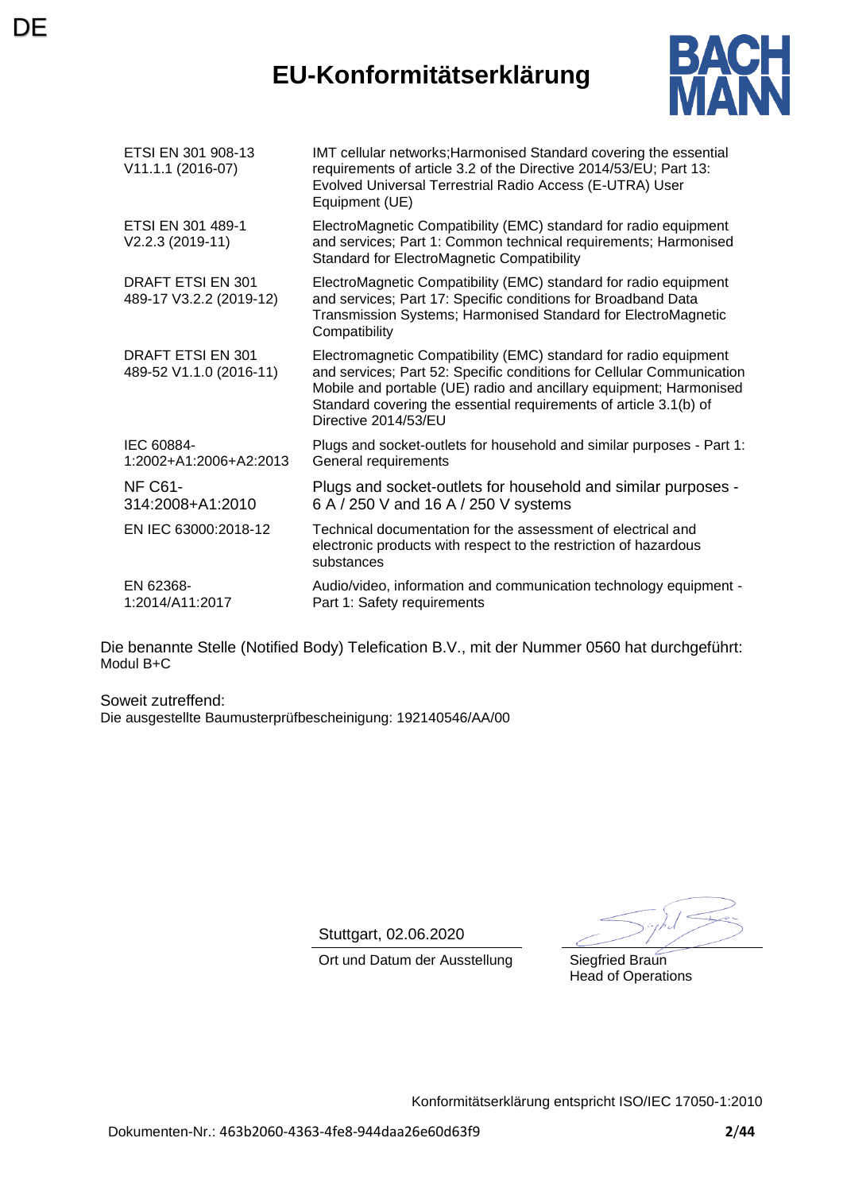DE

# EU-Konformitätserklärung

| | |
|---|---|
| ETSI EN 301 908-13 V11.1.1 (2016-07) | IMT cellular networks;Harmonised Standard covering the essential requirements of article 3.2 of the Directive 2014/53/EU; Part 13: Evolved Universal Terrestrial Radio Access (E-UTRA) User Equipment (UE) |
| ETSI EN 301 489-1 V2.2.3 (2019-11) | ElectroMagnetic Compatibility (EMC) standard for radio equipment and services; Part 1: Common technical requirements; Harmonised Standard for ElectroMagnetic Compatibility |
| DRAFT ETSI EN 301 489-17 V3.2.2 (2019-12) | ElectroMagnetic Compatibility (EMC) standard for radio equipment and services; Part 17: Specific conditions for Broadband Data Transmission Systems; Harmonised Standard for ElectroMagnetic Compatibility |
| DRAFT ETSI EN 301 489-52 V1.1.0 (2016-11) | Electromagnetic Compatibility (EMC) standard for radio equipment and services; Part 52: Specific conditions for Cellular Communication Mobile and portable (UE) radio and ancillary equipment; Harmonised Standard covering the essential requirements of article 3.1(b) of Directive 2014/53/EU |
| IEC 60884-1:2002+A1:2006+A2:2013 | Plugs and socket-outlets for household and similar purposes - Part 1: General requirements |
| NF C61-314:2008+A1:2010 | Plugs and socket-outlets for household and similar purposes - 6 A / 250 V and 16 A / 250 V systems |
| EN IEC 63000:2018-12 | Technical documentation for the assessment of electrical and electronic products with respect to the restriction of hazardous substances |
| EN 62368-1:2014/A11:2017 | Audio/video, information and communication technology equipment - Part 1: Safety requirements |

Die benannte Stelle (Notified Body) Telefication B.V., mit der Nummer 0560 hat durchgeführt:
Modul B+C

Soweit zutreffend:
Die ausgestellte Baumusterprüfbescheinigung: 192140546/AA/00

Stuttgart, 02.06.2020
Ort und Datum der Ausstellung

Siegfried Braun
Head of Operations

Konformitätserklärung entspricht ISO/IEC 17050-1:2010

Dokumenten-Nr.: 463b2060-4363-4fe8-944daa26e60d63f9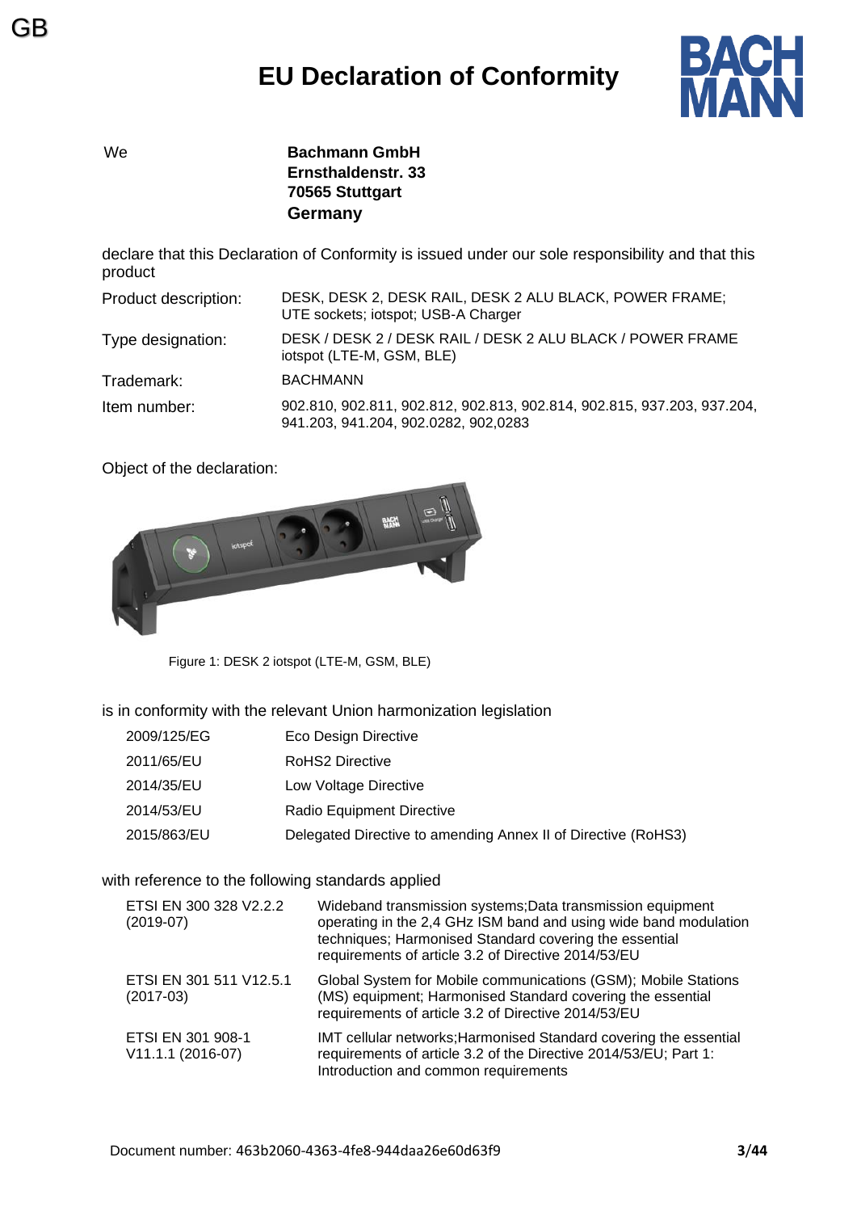GB

# EU Declaration of Conformity

We **Bachmann GmbH**
**Ernsthaldenstr. 33**
**70565 Stuttgart**
**Germany**

declare that this Declaration of Conformity is issued under our sole responsibility and that this product

| | |
|---|---|
| Product description: | DESK, DESK 2, DESK RAIL, DESK 2 ALU BLACK, POWER FRAME; UTE sockets; iotspot; USB-A Charger |
| Type designation: | DESK / DESK 2 / DESK RAIL / DESK 2 ALU BLACK / POWER FRAME iotspot (LTE-M, GSM, BLE) |
| Trademark: | BACHMANN |
| Item number: | 902.810, 902.811, 902.812, 902.813, 902.814, 902.815, 937.203, 937.204, 941.203, 941.204, 902.0282, 902,0283 |

Object of the declaration:

Figure 1: DESK 2 iotspot (LTE-M, GSM, BLE)

is in conformity with the relevant Union harmonization legislation

| | |
|---|---|
| 2009/125/EG | Eco Design Directive |
| 2011/65/EU | RoHS2 Directive |
| 2014/35/EU | Low Voltage Directive |
| 2014/53/EU | Radio Equipment Directive |
| 2015/863/EU | Delegated Directive to amending Annex II of Directive (RoHS3) |

with reference to the following standards applied

| | |
|---|---|
| ETSI EN 300 328 V2.2.2 (2019-07) | Wideband transmission systems;Data transmission equipment operating in the 2,4 GHz ISM band and using wide band modulation techniques; Harmonised Standard covering the essential requirements of article 3.2 of Directive 2014/53/EU |
| ETSI EN 301 511 V12.5.1 (2017-03) | Global System for Mobile communications (GSM); Mobile Stations (MS) equipment; Harmonised Standard covering the essential requirements of article 3.2 of Directive 2014/53/EU |
| ETSI EN 301 908-1 V11.1.1 (2016-07) | IMT cellular networks;Harmonised Standard covering the essential requirements of article 3.2 of the Directive 2014/53/EU; Part 1: Introduction and common requirements |

Document number: 463b2060-4363-4fe8-944daa26e60d63f9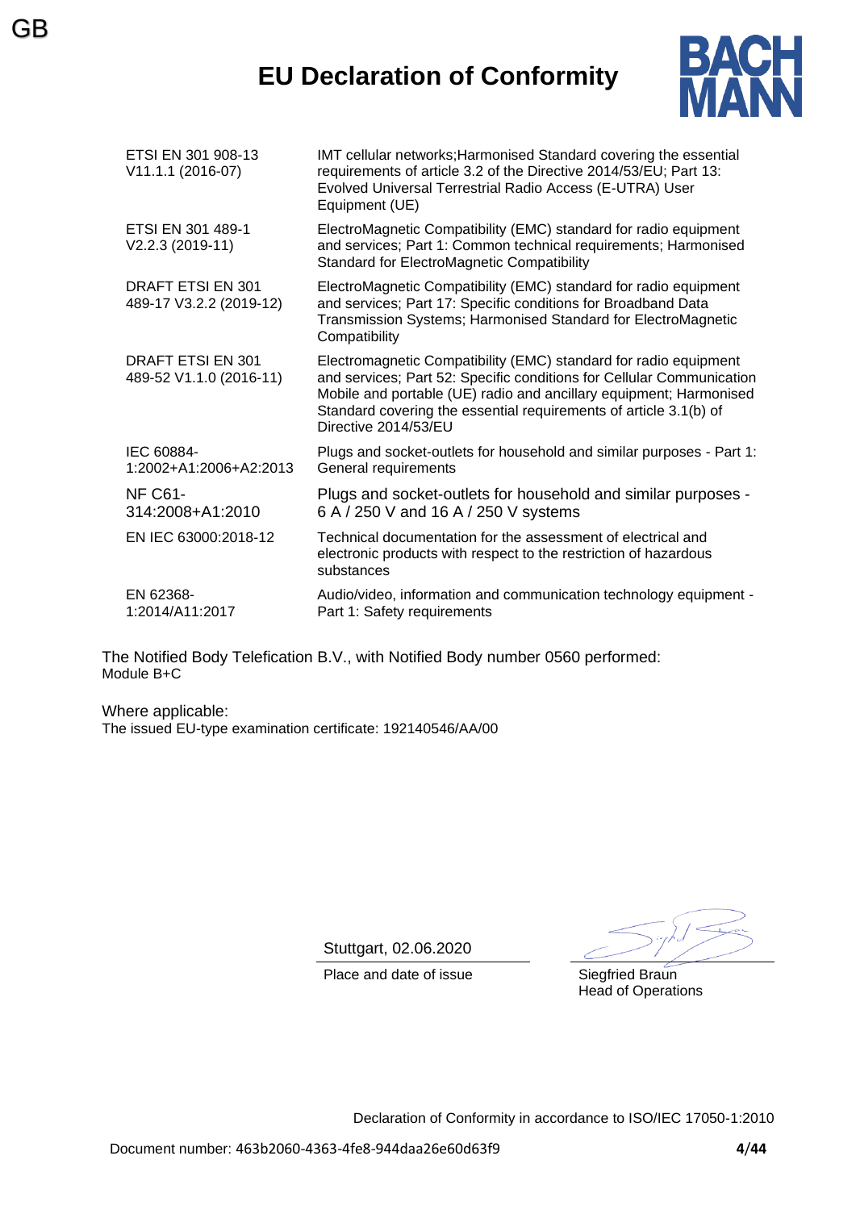GB

# EU Declaration of Conformity

| | |
|---|---|
| ETSI EN 301 908-13 V11.1.1 (2016-07) | IMT cellular networks;Harmonised Standard covering the essential requirements of article 3.2 of the Directive 2014/53/EU; Part 13: Evolved Universal Terrestrial Radio Access (E-UTRA) User Equipment (UE) |
| ETSI EN 301 489-1 V2.2.3 (2019-11) | ElectroMagnetic Compatibility (EMC) standard for radio equipment and services; Part 1: Common technical requirements; Harmonised Standard for ElectroMagnetic Compatibility |
| DRAFT ETSI EN 301 489-17 V3.2.2 (2019-12) | ElectroMagnetic Compatibility (EMC) standard for radio equipment and services; Part 17: Specific conditions for Broadband Data Transmission Systems; Harmonised Standard for ElectroMagnetic Compatibility |
| DRAFT ETSI EN 301 489-52 V1.1.0 (2016-11) | Electromagnetic Compatibility (EMC) standard for radio equipment and services; Part 52: Specific conditions for Cellular Communication Mobile and portable (UE) radio and ancillary equipment; Harmonised Standard covering the essential requirements of article 3.1(b) of Directive 2014/53/EU |
| IEC 60884-1:2002+A1:2006+A2:2013 | Plugs and socket-outlets for household and similar purposes - Part 1: General requirements |
| NF C61-314:2008+A1:2010 | Plugs and socket-outlets for household and similar purposes - 6 A / 250 V and 16 A / 250 V systems |
| EN IEC 63000:2018-12 | Technical documentation for the assessment of electrical and electronic products with respect to the restriction of hazardous substances |
| EN 62368-1:2014/A11:2017 | Audio/video, information and communication technology equipment - Part 1: Safety requirements |

The Notified Body Telefication B.V., with Notified Body number 0560 performed:
Module B+C

Where applicable:
The issued EU-type examination certificate: 192140546/AA/00

Stuttgart, 02.06.2020
Place and date of issue

Siegfried Braun
Head of Operations

Declaration of Conformity in accordance to ISO/IEC 17050-1:2010

Document number: 463b2060-4363-4fe8-944daa26e60d63f9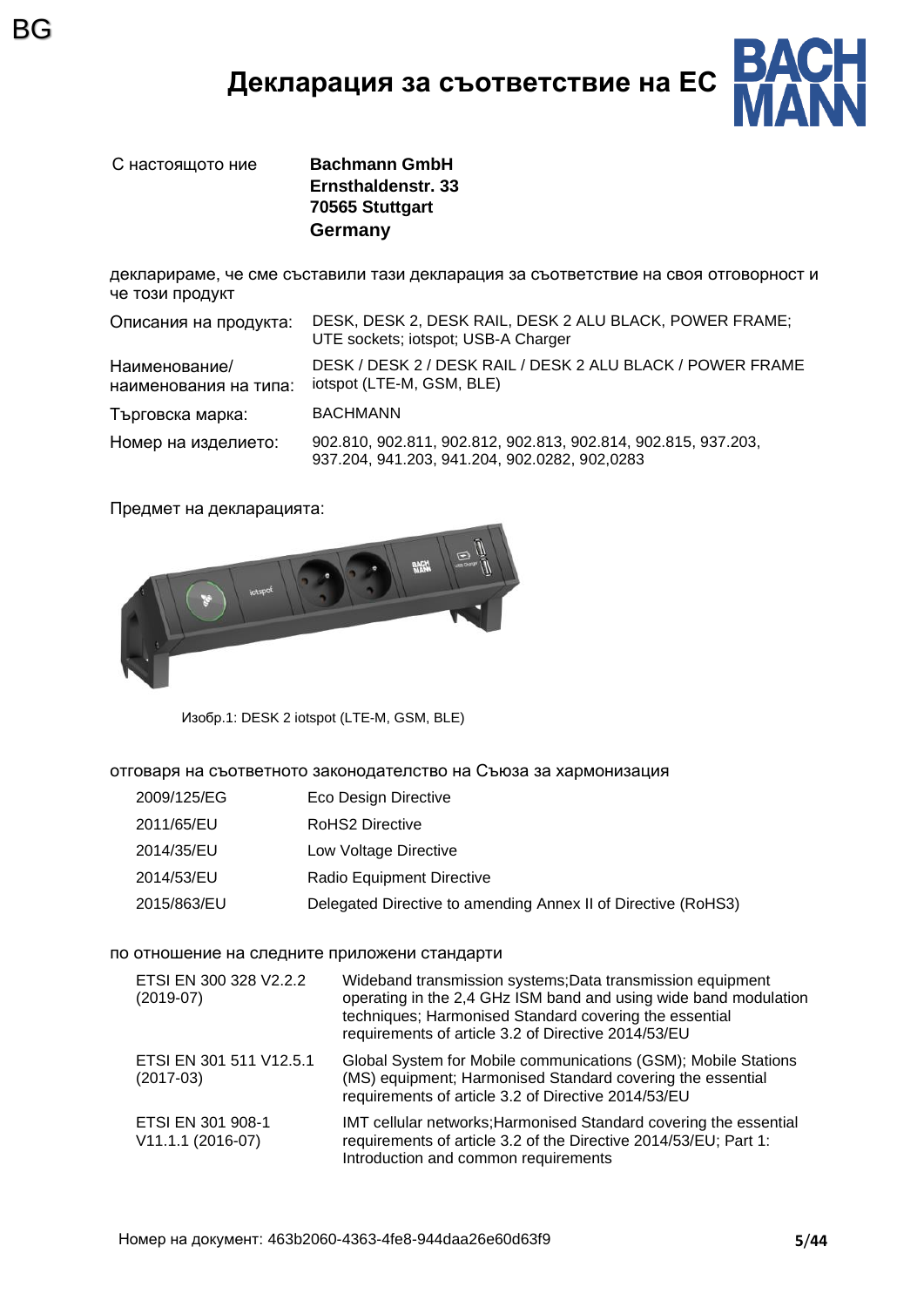BG

# Декларация за съответствие на ЕС

| | |
|---|---|
| С настоящото ние | **Bachmann GmbH**<br>**Ernsthaldenstr. 33**<br>**70565 Stuttgart**<br>**Germany** |

декларираме, че сме съставили тази декларация за съответствие на своя отговорност и че този продукт

| | |
|---|---|
| Описания на продукта: | DESK, DESK 2, DESK RAIL, DESK 2 ALU BLACK, POWER FRAME; UTE sockets; iotspot; USB-A Charger |
| Наименование/ наименования на типа: | DESK / DESK 2 / DESK RAIL / DESK 2 ALU BLACK / POWER FRAME iotspot (LTE-M, GSM, BLE) |
| Търговска марка: | BACHMANN |
| Номер на изделието: | 902.810, 902.811, 902.812, 902.813, 902.814, 902.815, 937.203, 937.204, 941.203, 941.204, 902.0282, 902,0283 |

Предмет на декларацията:

Изобр.1: DESK 2 iotspot (LTE-M, GSM, BLE)

отговаря на съответното законодателство на Съюза за хармонизация

| | |
|---|---|
| 2009/125/EG | Eco Design Directive |
| 2011/65/EU | RoHS2 Directive |
| 2014/35/EU | Low Voltage Directive |
| 2014/53/EU | Radio Equipment Directive |
| 2015/863/EU | Delegated Directive to amending Annex II of Directive (RoHS3) |

по отношение на следните приложени стандарти

| | |
|---|---|
| ETSI EN 300 328 V2.2.2 (2019-07) | Wideband transmission systems;Data transmission equipment operating in the 2,4 GHz ISM band and using wide band modulation techniques; Harmonised Standard covering the essential requirements of article 3.2 of Directive 2014/53/EU |
| ETSI EN 301 511 V12.5.1 (2017-03) | Global System for Mobile communications (GSM); Mobile Stations (MS) equipment; Harmonised Standard covering the essential requirements of article 3.2 of Directive 2014/53/EU |
| ETSI EN 301 908-1 V11.1.1 (2016-07) | IMT cellular networks;Harmonised Standard covering the essential requirements of article 3.2 of the Directive 2014/53/EU; Part 1: Introduction and common requirements |

Номер на документ: 463b2060-4363-4fe8-944daa26e60d63f9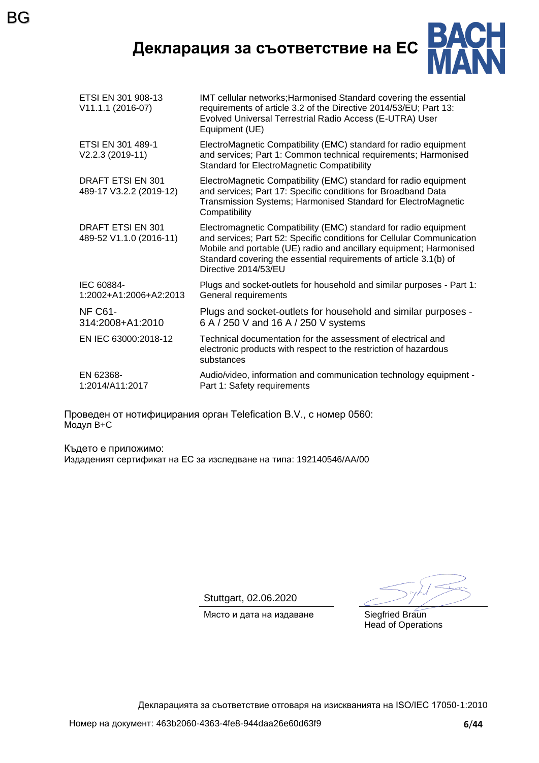BG

# Декларация за съответствие на ЕС

BACH MANN

| | |
|---|---|
| ETSI EN 301 908-13 V11.1.1 (2016-07) | IMT cellular networks;Harmonised Standard covering the essential requirements of article 3.2 of the Directive 2014/53/EU; Part 13: Evolved Universal Terrestrial Radio Access (E-UTRA) User Equipment (UE) |
| ETSI EN 301 489-1 V2.2.3 (2019-11) | ElectroMagnetic Compatibility (EMC) standard for radio equipment and services; Part 1: Common technical requirements; Harmonised Standard for ElectroMagnetic Compatibility |
| DRAFT ETSI EN 301 489-17 V3.2.2 (2019-12) | ElectroMagnetic Compatibility (EMC) standard for radio equipment and services; Part 17: Specific conditions for Broadband Data Transmission Systems; Harmonised Standard for ElectroMagnetic Compatibility |
| DRAFT ETSI EN 301 489-52 V1.1.0 (2016-11) | Electromagnetic Compatibility (EMC) standard for radio equipment and services; Part 52: Specific conditions for Cellular Communication Mobile and portable (UE) radio and ancillary equipment; Harmonised Standard covering the essential requirements of article 3.1(b) of Directive 2014/53/EU |
| IEC 60884-1:2002+A1:2006+A2:2013 | Plugs and socket-outlets for household and similar purposes - Part 1: General requirements |
| NF C61-314:2008+A1:2010 | Plugs and socket-outlets for household and similar purposes - 6 A / 250 V and 16 A / 250 V systems |
| EN IEC 63000:2018-12 | Technical documentation for the assessment of electrical and electronic products with respect to the restriction of hazardous substances |
| EN 62368-1:2014/A11:2017 | Audio/video, information and communication technology equipment - Part 1: Safety requirements |

Проведен от нотифицирания орган Telefication B.V., с номер 0560:
Модул B+C

Където е приложимо:
Издаденият сертификат на ЕС за изследване на типа: 192140546/AA/00

Stuttgart, 02.06.2020
Място и дата на издаване

Siegfried Braun
Head of Operations

Декларацията за съответствие отговаря на изискванията на ISO/IEC 17050-1:2010

Номер на документ: 463b2060-4363-4fe8-944daa26e60d63f9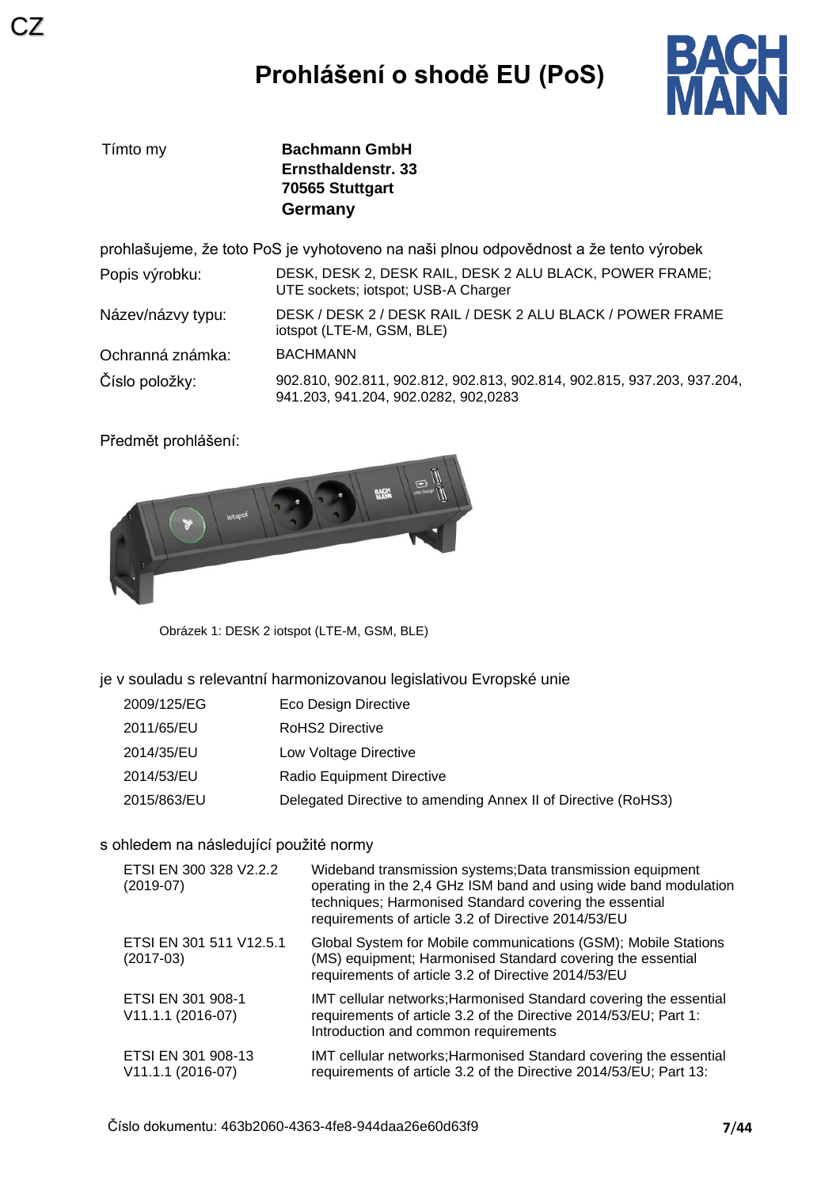CZ

# Prohlášení o shodě EU (PoS)

BACH MANN

Tímto my **Bachmann GmbH**
**Ernsthaldenstr. 33**
**70565 Stuttgart**
**Germany**

prohlašujeme, že toto PoS je vyhotoveno na naši plnou odpovědnost a že tento výrobek

| | |
|---|---|
| Popis výrobku: | DESK, DESK 2, DESK RAIL, DESK 2 ALU BLACK, POWER FRAME; UTE sockets; iotspot; USB-A Charger |
| Název/názvy typu: | DESK / DESK 2 / DESK RAIL / DESK 2 ALU BLACK / POWER FRAME iotspot (LTE-M, GSM, BLE) |
| Ochranná známka: | BACHMANN |
| Číslo položky: | 902.810, 902.811, 902.812, 902.813, 902.814, 902.815, 937.203, 937.204, 941.203, 941.204, 902.0282, 902,0283 |

Předmět prohlášení:

Obrázek 1: DESK 2 iotspot (LTE-M, GSM, BLE)

je v souladu s relevantní harmonizovanou legislativou Evropské unie

| | |
|---|---|
| 2009/125/EG | Eco Design Directive |
| 2011/65/EU | RoHS2 Directive |
| 2014/35/EU | Low Voltage Directive |
| 2014/53/EU | Radio Equipment Directive |
| 2015/863/EU | Delegated Directive to amending Annex II of Directive (RoHS3) |

s ohledem na následující použité normy

| | |
|---|---|
| ETSI EN 300 328 V2.2.2 (2019-07) | Wideband transmission systems;Data transmission equipment operating in the 2,4 GHz ISM band and using wide band modulation techniques; Harmonised Standard covering the essential requirements of article 3.2 of Directive 2014/53/EU |
| ETSI EN 301 511 V12.5.1 (2017-03) | Global System for Mobile communications (GSM); Mobile Stations (MS) equipment; Harmonised Standard covering the essential requirements of article 3.2 of Directive 2014/53/EU |
| ETSI EN 301 908-1 V11.1.1 (2016-07) | IMT cellular networks;Harmonised Standard covering the essential requirements of article 3.2 of the Directive 2014/53/EU; Part 1: Introduction and common requirements |
| ETSI EN 301 908-13 V11.1.1 (2016-07) | IMT cellular networks;Harmonised Standard covering the essential requirements of article 3.2 of the Directive 2014/53/EU; Part 13: |

Číslo dokumentu: 463b2060-4363-4fe8-944daa26e60d63f9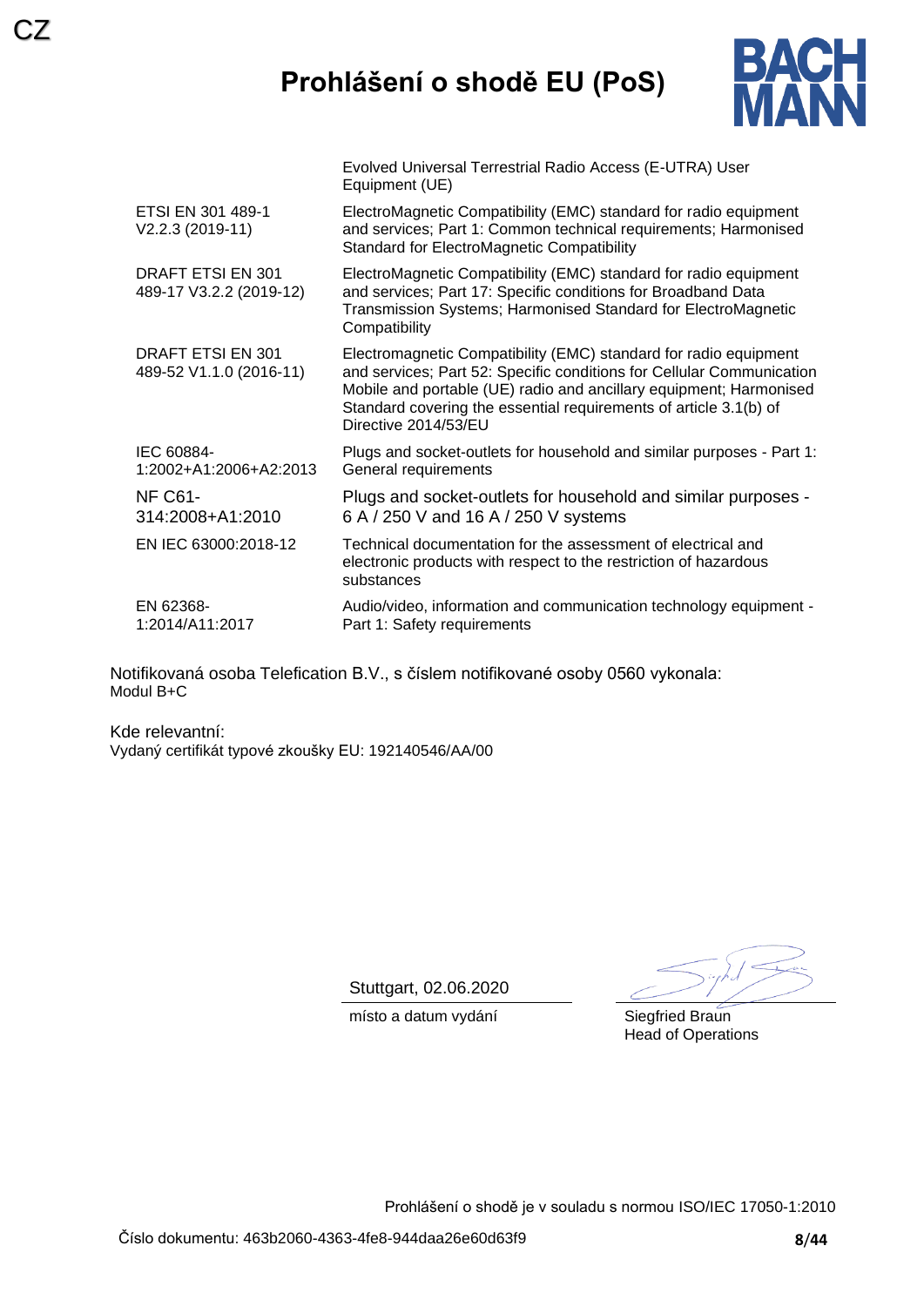CZ

# Prohlášení o shodě EU (PoS)

| | |
|---|---|
| | Evolved Universal Terrestrial Radio Access (E-UTRA) User Equipment (UE) |
| ETSI EN 301 489-1 V2.2.3 (2019-11) | ElectroMagnetic Compatibility (EMC) standard for radio equipment and services; Part 1: Common technical requirements; Harmonised Standard for ElectroMagnetic Compatibility |
| DRAFT ETSI EN 301 489-17 V3.2.2 (2019-12) | ElectroMagnetic Compatibility (EMC) standard for radio equipment and services; Part 17: Specific conditions for Broadband Data Transmission Systems; Harmonised Standard for ElectroMagnetic Compatibility |
| DRAFT ETSI EN 301 489-52 V1.1.0 (2016-11) | Electromagnetic Compatibility (EMC) standard for radio equipment and services; Part 52: Specific conditions for Cellular Communication Mobile and portable (UE) radio and ancillary equipment; Harmonised Standard covering the essential requirements of article 3.1(b) of Directive 2014/53/EU |
| IEC 60884-1:2002+A1:2006+A2:2013 | Plugs and socket-outlets for household and similar purposes - Part 1: General requirements |
| NF C61-314:2008+A1:2010 | Plugs and socket-outlets for household and similar purposes - 6 A / 250 V and 16 A / 250 V systems |
| EN IEC 63000:2018-12 | Technical documentation for the assessment of electrical and electronic products with respect to the restriction of hazardous substances |
| EN 62368-1:2014/A11:2017 | Audio/video, information and communication technology equipment - Part 1: Safety requirements |

Notifikovaná osoba Telefication B.V., s číslem notifikované osoby 0560 vykonala:
Modul B+C

Kde relevantní:
Vydaný certifikát typové zkoušky EU: 192140546/AA/00

Stuttgart, 02.06.2020
místo a datum vydání

Siegfried Braun
Head of Operations

Prohlášení o shodě je v souladu s normou ISO/IEC 17050-1:2010

Číslo dokumentu: 463b2060-4363-4fe8-944daa26e60d63f9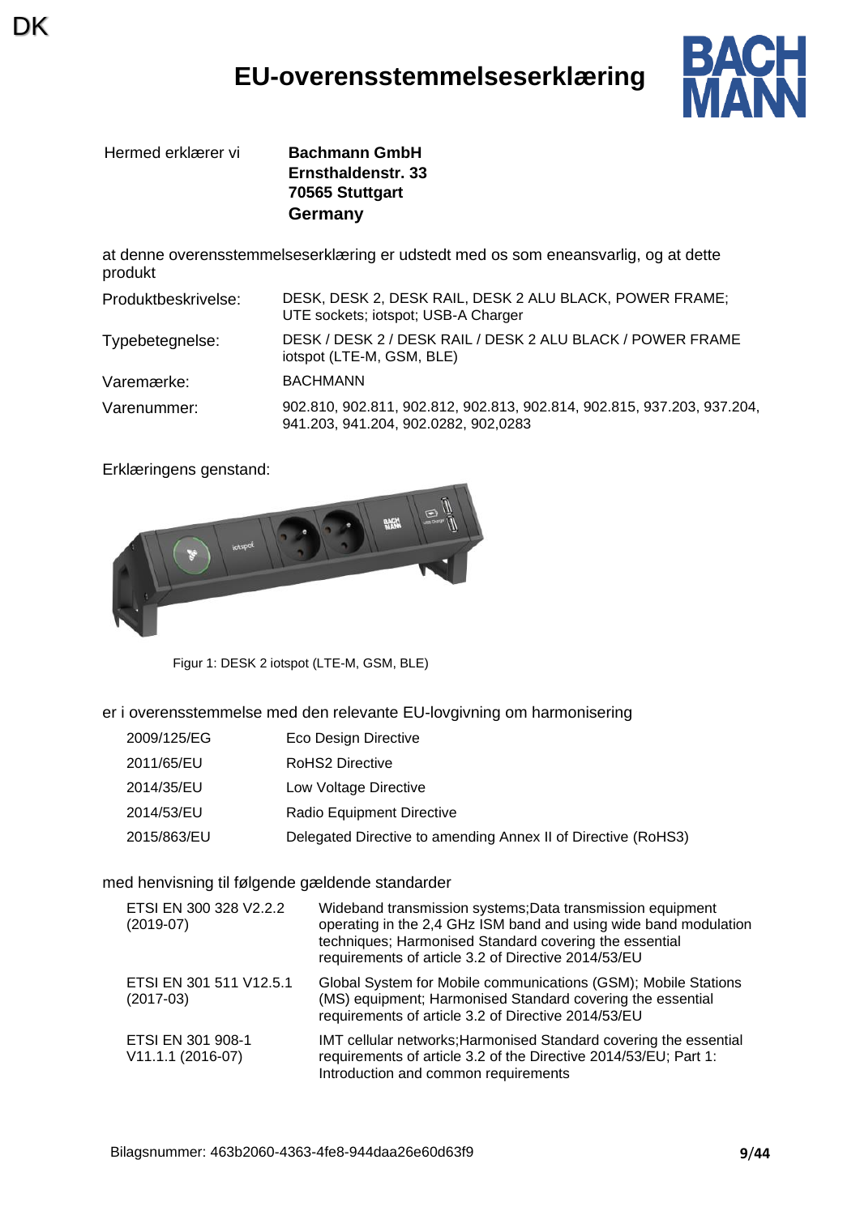DK

# EU-overensstemmelseserklæring

Hermed erklærer vi **Bachmann GmbH**
**Ernsthaldenstr. 33**
**70565 Stuttgart**
**Germany**

at denne overensstemmelseserklæring er udstedt med os som eneansvarlig, og at dette produkt

| | |
|---|---|
| Produktbeskrivelse: | DESK, DESK 2, DESK RAIL, DESK 2 ALU BLACK, POWER FRAME; UTE sockets; iotspot; USB-A Charger |
| Typebetegnelse: | DESK / DESK 2 / DESK RAIL / DESK 2 ALU BLACK / POWER FRAME iotspot (LTE-M, GSM, BLE) |
| Varemærke: | BACHMANN |
| Varenummer: | 902.810, 902.811, 902.812, 902.813, 902.814, 902.815, 937.203, 937.204, 941.203, 941.204, 902.0282, 902,0283 |

Erklæringens genstand:

Figur 1: DESK 2 iotspot (LTE-M, GSM, BLE)

er i overensstemmelse med den relevante EU-lovgivning om harmonisering

| | |
|---|---|
| 2009/125/EG | Eco Design Directive |
| 2011/65/EU | RoHS2 Directive |
| 2014/35/EU | Low Voltage Directive |
| 2014/53/EU | Radio Equipment Directive |
| 2015/863/EU | Delegated Directive to amending Annex II of Directive (RoHS3) |

med henvisning til følgende gældende standarder

| | |
|---|---|
| ETSI EN 300 328 V2.2.2 (2019-07) | Wideband transmission systems;Data transmission equipment operating in the 2,4 GHz ISM band and using wide band modulation techniques; Harmonised Standard covering the essential requirements of article 3.2 of Directive 2014/53/EU |
| ETSI EN 301 511 V12.5.1 (2017-03) | Global System for Mobile communications (GSM); Mobile Stations (MS) equipment; Harmonised Standard covering the essential requirements of article 3.2 of Directive 2014/53/EU |
| ETSI EN 301 908-1 V11.1.1 (2016-07) | IMT cellular networks;Harmonised Standard covering the essential requirements of article 3.2 of the Directive 2014/53/EU; Part 1: Introduction and common requirements |

Bilagsnummer: 463b2060-4363-4fe8-944daa26e60d63f9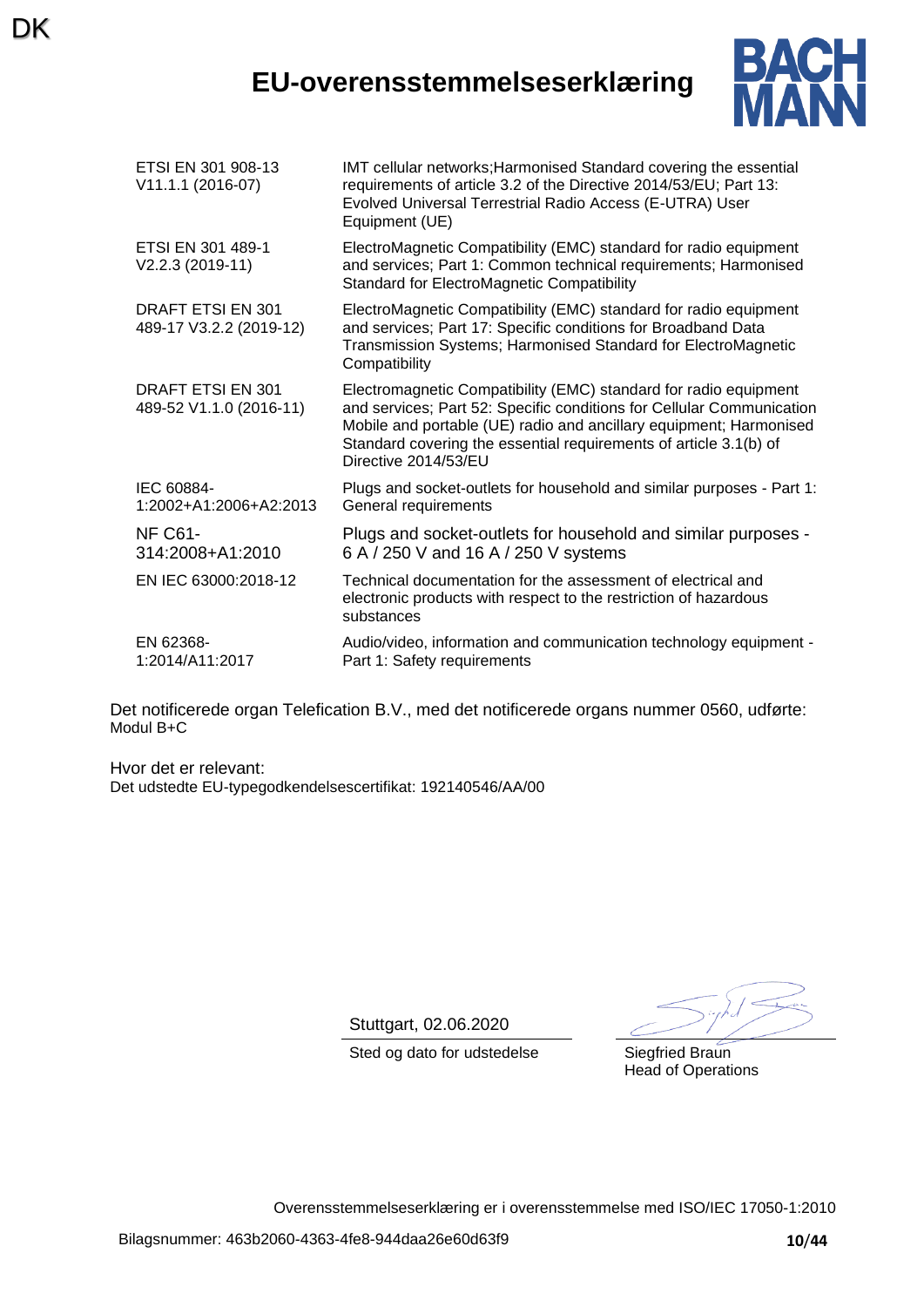DK

# EU-overensstemmelseserklæring

BACH MANN

| | |
|---|---|
| ETSI EN 301 908-13 V11.1.1 (2016-07) | IMT cellular networks;Harmonised Standard covering the essential requirements of article 3.2 of the Directive 2014/53/EU; Part 13: Evolved Universal Terrestrial Radio Access (E-UTRA) User Equipment (UE) |
| ETSI EN 301 489-1 V2.2.3 (2019-11) | ElectroMagnetic Compatibility (EMC) standard for radio equipment and services; Part 1: Common technical requirements; Harmonised Standard for ElectroMagnetic Compatibility |
| DRAFT ETSI EN 301 489-17 V3.2.2 (2019-12) | ElectroMagnetic Compatibility (EMC) standard for radio equipment and services; Part 17: Specific conditions for Broadband Data Transmission Systems; Harmonised Standard for ElectroMagnetic Compatibility |
| DRAFT ETSI EN 301 489-52 V1.1.0 (2016-11) | Electromagnetic Compatibility (EMC) standard for radio equipment and services; Part 52: Specific conditions for Cellular Communication Mobile and portable (UE) radio and ancillary equipment; Harmonised Standard covering the essential requirements of article 3.1(b) of Directive 2014/53/EU |
| IEC 60884-1:2002+A1:2006+A2:2013 | Plugs and socket-outlets for household and similar purposes - Part 1: General requirements |
| NF C61-314:2008+A1:2010 | Plugs and socket-outlets for household and similar purposes - 6 A / 250 V and 16 A / 250 V systems |
| EN IEC 63000:2018-12 | Technical documentation for the assessment of electrical and electronic products with respect to the restriction of hazardous substances |
| EN 62368-1:2014/A11:2017 | Audio/video, information and communication technology equipment - Part 1: Safety requirements |

Det notificerede organ Telefication B.V., med det notificerede organs nummer 0560, udførte:
Modul B+C

Hvor det er relevant:
Det udstedte EU-typegodkendelsescertifikat: 192140546/AA/00

Stuttgart, 02.06.2020

Sted og dato for udstedelse

Siegfried Braun
Head of Operations

Overensstemmelseserklæring er i overensstemmelse med ISO/IEC 17050-1:2010

Bilagsnummer: 463b2060-4363-4fe8-944daa26e60d63f9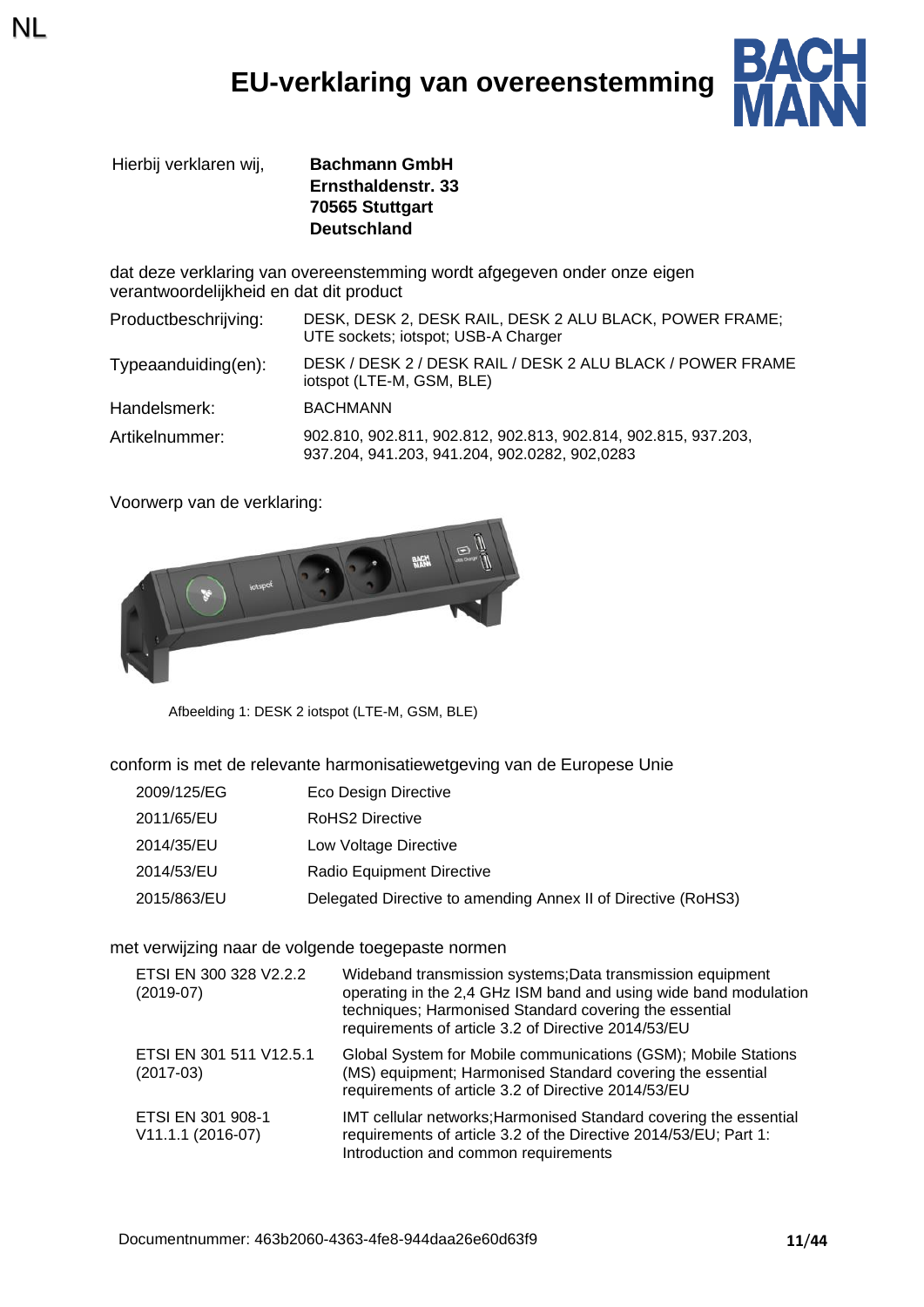NL

# EU-verklaring van overeenstemming

Hierbij verklaren wij, **Bachmann GmbH**
**Ernsthaldenstr. 33**
**70565 Stuttgart**
**Deutschland**

dat deze verklaring van overeenstemming wordt afgegeven onder onze eigen verantwoordelijkheid en dat dit product

| | |
|---|---|
| Productbeschrijving: | DESK, DESK 2, DESK RAIL, DESK 2 ALU BLACK, POWER FRAME; UTE sockets; iotspot; USB-A Charger |
| Typeaanduiding(en): | DESK / DESK 2 / DESK RAIL / DESK 2 ALU BLACK / POWER FRAME iotspot (LTE-M, GSM, BLE) |
| Handelsmerk: | BACHMANN |
| Artikelnummer: | 902.810, 902.811, 902.812, 902.813, 902.814, 902.815, 937.203, 937.204, 941.203, 941.204, 902.0282, 902,0283 |

Voorwerp van de verklaring:

Afbeelding 1: DESK 2 iotspot (LTE-M, GSM, BLE)

conform is met de relevante harmonisatiewetgeving van de Europese Unie

| | |
|---|---|
| 2009/125/EG | Eco Design Directive |
| 2011/65/EU | RoHS2 Directive |
| 2014/35/EU | Low Voltage Directive |
| 2014/53/EU | Radio Equipment Directive |
| 2015/863/EU | Delegated Directive to amending Annex II of Directive (RoHS3) |

met verwijzing naar de volgende toegepaste normen

| | |
|---|---|
| ETSI EN 300 328 V2.2.2 (2019-07) | Wideband transmission systems;Data transmission equipment operating in the 2,4 GHz ISM band and using wide band modulation techniques; Harmonised Standard covering the essential requirements of article 3.2 of Directive 2014/53/EU |
| ETSI EN 301 511 V12.5.1 (2017-03) | Global System for Mobile communications (GSM); Mobile Stations (MS) equipment; Harmonised Standard covering the essential requirements of article 3.2 of Directive 2014/53/EU |
| ETSI EN 301 908-1 V11.1.1 (2016-07) | IMT cellular networks;Harmonised Standard covering the essential requirements of article 3.2 of the Directive 2014/53/EU; Part 1: Introduction and common requirements |

Documentnummer: 463b2060-4363-4fe8-944daa26e60d63f9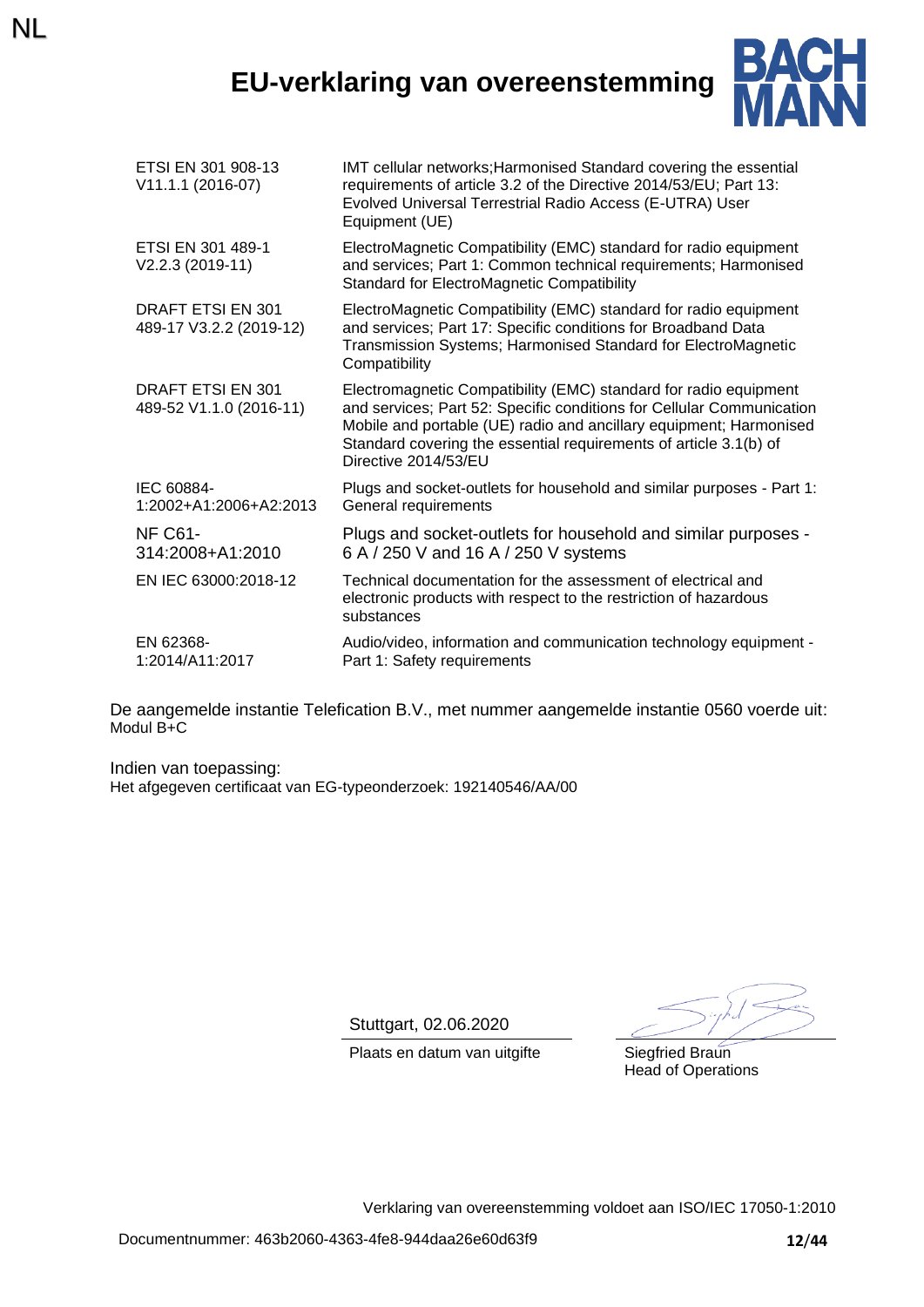# EU-verklaring van overeenstemming

| | |
|---|---|
| ETSI EN 301 908-13 V11.1.1 (2016-07) | IMT cellular networks;Harmonised Standard covering the essential requirements of article 3.2 of the Directive 2014/53/EU; Part 13: Evolved Universal Terrestrial Radio Access (E-UTRA) User Equipment (UE) |
| ETSI EN 301 489-1 V2.2.3 (2019-11) | ElectroMagnetic Compatibility (EMC) standard for radio equipment and services; Part 1: Common technical requirements; Harmonised Standard for ElectroMagnetic Compatibility |
| DRAFT ETSI EN 301 489-17 V3.2.2 (2019-12) | ElectroMagnetic Compatibility (EMC) standard for radio equipment and services; Part 17: Specific conditions for Broadband Data Transmission Systems; Harmonised Standard for ElectroMagnetic Compatibility |
| DRAFT ETSI EN 301 489-52 V1.1.0 (2016-11) | Electromagnetic Compatibility (EMC) standard for radio equipment and services; Part 52: Specific conditions for Cellular Communication Mobile and portable (UE) radio and ancillary equipment; Harmonised Standard covering the essential requirements of article 3.1(b) of Directive 2014/53/EU |
| IEC 60884-1:2002+A1:2006+A2:2013 | Plugs and socket-outlets for household and similar purposes - Part 1: General requirements |
| NF C61-314:2008+A1:2010 | Plugs and socket-outlets for household and similar purposes - 6 A / 250 V and 16 A / 250 V systems |
| EN IEC 63000:2018-12 | Technical documentation for the assessment of electrical and electronic products with respect to the restriction of hazardous substances |
| EN 62368-1:2014/A11:2017 | Audio/video, information and communication technology equipment - Part 1: Safety requirements |

De aangemelde instantie Telefication B.V., met nummer aangemelde instantie 0560 voerde uit:
Modul B+C

Indien van toepassing:
Het afgegeven certificaat van EG-typeonderzoek: 192140546/AA/00

Stuttgart, 02.06.2020
Plaats en datum van uitgifte

Siegfried Braun
Head of Operations

Verklaring van overeenstemming voldoet aan ISO/IEC 17050-1:2010

Documentnummer: 463b2060-4363-4fe8-944daa26e60d63f9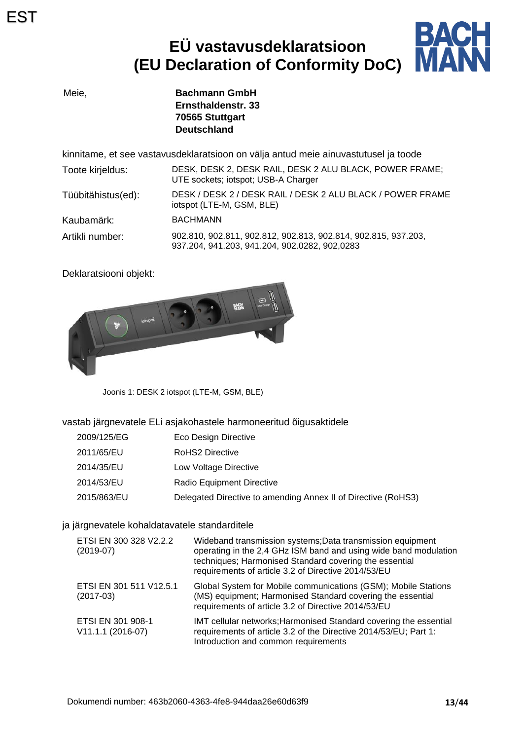EST

# EÜ vastavusdeklaratsioon (EU Declaration of Conformity DoC)

BACHMANN

Meie,

**Bachmann GmbH**
**Ernsthaldenstr. 33**
**70565 Stuttgart**
**Deutschland**

kinnitame, et see vastavusdeklaratsioon on välja antud meie ainuvastutusel ja toode

| | |
|---|---|
| Toote kirjeldus: | DESK, DESK 2, DESK RAIL, DESK 2 ALU BLACK, POWER FRAME; UTE sockets; iotspot; USB-A Charger |
| Tüübitähistus(ed): | DESK / DESK 2 / DESK RAIL / DESK 2 ALU BLACK / POWER FRAME iotspot (LTE-M, GSM, BLE) |
| Kaubamärk: | BACHMANN |
| Artikli number: | 902.810, 902.811, 902.812, 902.813, 902.814, 902.815, 937.203, 937.204, 941.203, 941.204, 902.0282, 902,0283 |

Deklaratsiooni objekt:

Joonis 1: DESK 2 iotspot (LTE-M, GSM, BLE)

vastab järgnevatele ELi asjakohastele harmoneeritud õigusaktidele

| | |
|---|---|
| 2009/125/EG | Eco Design Directive |
| 2011/65/EU | RoHS2 Directive |
| 2014/35/EU | Low Voltage Directive |
| 2014/53/EU | Radio Equipment Directive |
| 2015/863/EU | Delegated Directive to amending Annex II of Directive (RoHS3) |

ja järgnevatele kohaldatavatele standarditele

| | |
|---|---|
| ETSI EN 300 328 V2.2.2 (2019-07) | Wideband transmission systems;Data transmission equipment operating in the 2,4 GHz ISM band and using wide band modulation techniques; Harmonised Standard covering the essential requirements of article 3.2 of Directive 2014/53/EU |
| ETSI EN 301 511 V12.5.1 (2017-03) | Global System for Mobile communications (GSM); Mobile Stations (MS) equipment; Harmonised Standard covering the essential requirements of article 3.2 of Directive 2014/53/EU |
| ETSI EN 301 908-1 V11.1.1 (2016-07) | IMT cellular networks;Harmonised Standard covering the essential requirements of article 3.2 of the Directive 2014/53/EU; Part 1: Introduction and common requirements |

Dokumendi number: 463b2060-4363-4fe8-944daa26e60d63f9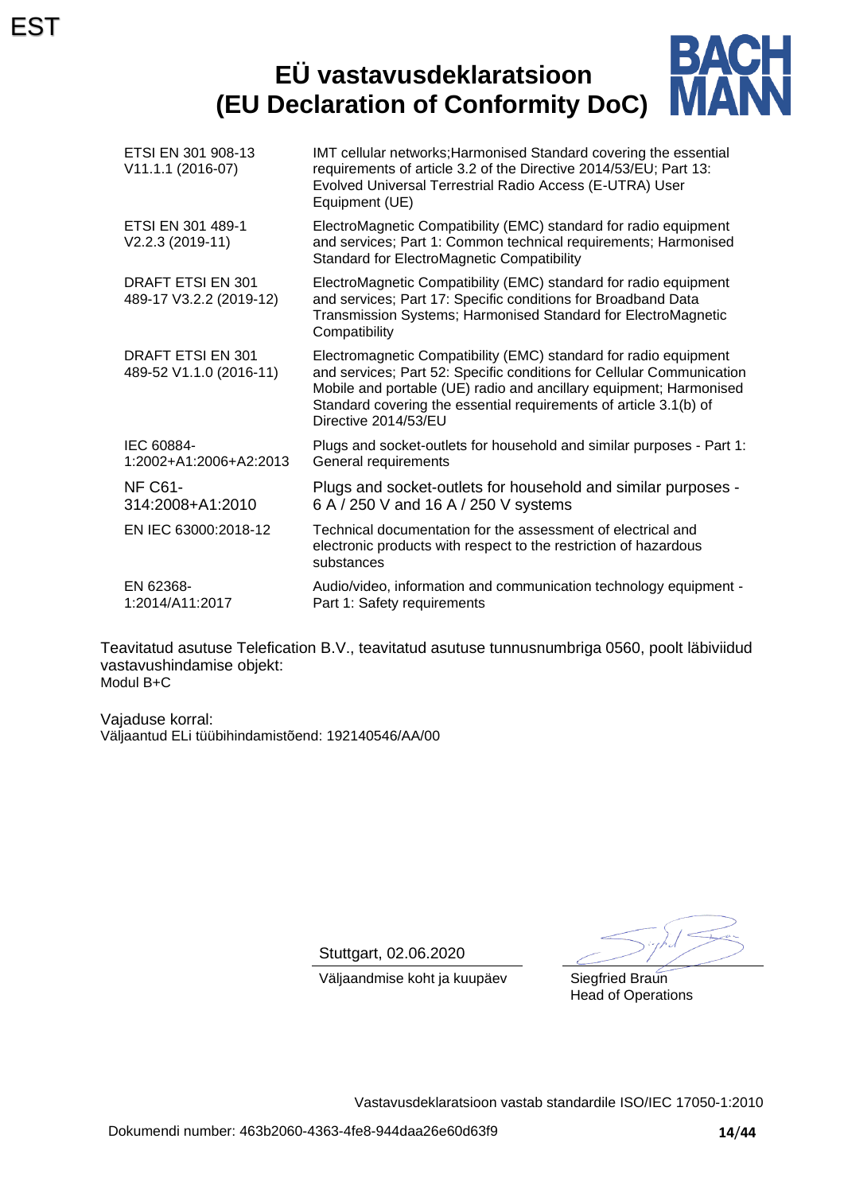EST

# EÜ vastavusdeklaratsioon (EU Declaration of Conformity DoC)

| | |
|---|---|
| ETSI EN 301 908-13 V11.1.1 (2016-07) | IMT cellular networks;Harmonised Standard covering the essential requirements of article 3.2 of the Directive 2014/53/EU; Part 13: Evolved Universal Terrestrial Radio Access (E-UTRA) User Equipment (UE) |
| ETSI EN 301 489-1 V2.2.3 (2019-11) | ElectroMagnetic Compatibility (EMC) standard for radio equipment and services; Part 1: Common technical requirements; Harmonised Standard for ElectroMagnetic Compatibility |
| DRAFT ETSI EN 301 489-17 V3.2.2 (2019-12) | ElectroMagnetic Compatibility (EMC) standard for radio equipment and services; Part 17: Specific conditions for Broadband Data Transmission Systems; Harmonised Standard for ElectroMagnetic Compatibility |
| DRAFT ETSI EN 301 489-52 V1.1.0 (2016-11) | Electromagnetic Compatibility (EMC) standard for radio equipment and services; Part 52: Specific conditions for Cellular Communication Mobile and portable (UE) radio and ancillary equipment; Harmonised Standard covering the essential requirements of article 3.1(b) of Directive 2014/53/EU |
| IEC 60884-1:2002+A1:2006+A2:2013 | Plugs and socket-outlets for household and similar purposes - Part 1: General requirements |
| NF C61-314:2008+A1:2010 | Plugs and socket-outlets for household and similar purposes - 6 A / 250 V and 16 A / 250 V systems |
| EN IEC 63000:2018-12 | Technical documentation for the assessment of electrical and electronic products with respect to the restriction of hazardous substances |
| EN 62368-1:2014/A11:2017 | Audio/video, information and communication technology equipment - Part 1: Safety requirements |

Teavitatud asutuse Telefication B.V., teavitatud asutuse tunnusnumbriga 0560, poolt läbiviidud vastavushindamise objekt:
Modul B+C

Vajaduse korral:
Väljaantud ELi tüübihindamistõend: 192140546/AA/00

Stuttgart, 02.06.2020
Väljaandmise koht ja kuupäev

Siegfried Braun
Head of Operations

Vastavusdeklaratsioon vastab standardile ISO/IEC 17050-1:2010

Dokumendi number: 463b2060-4363-4fe8-944daa26e60d63f9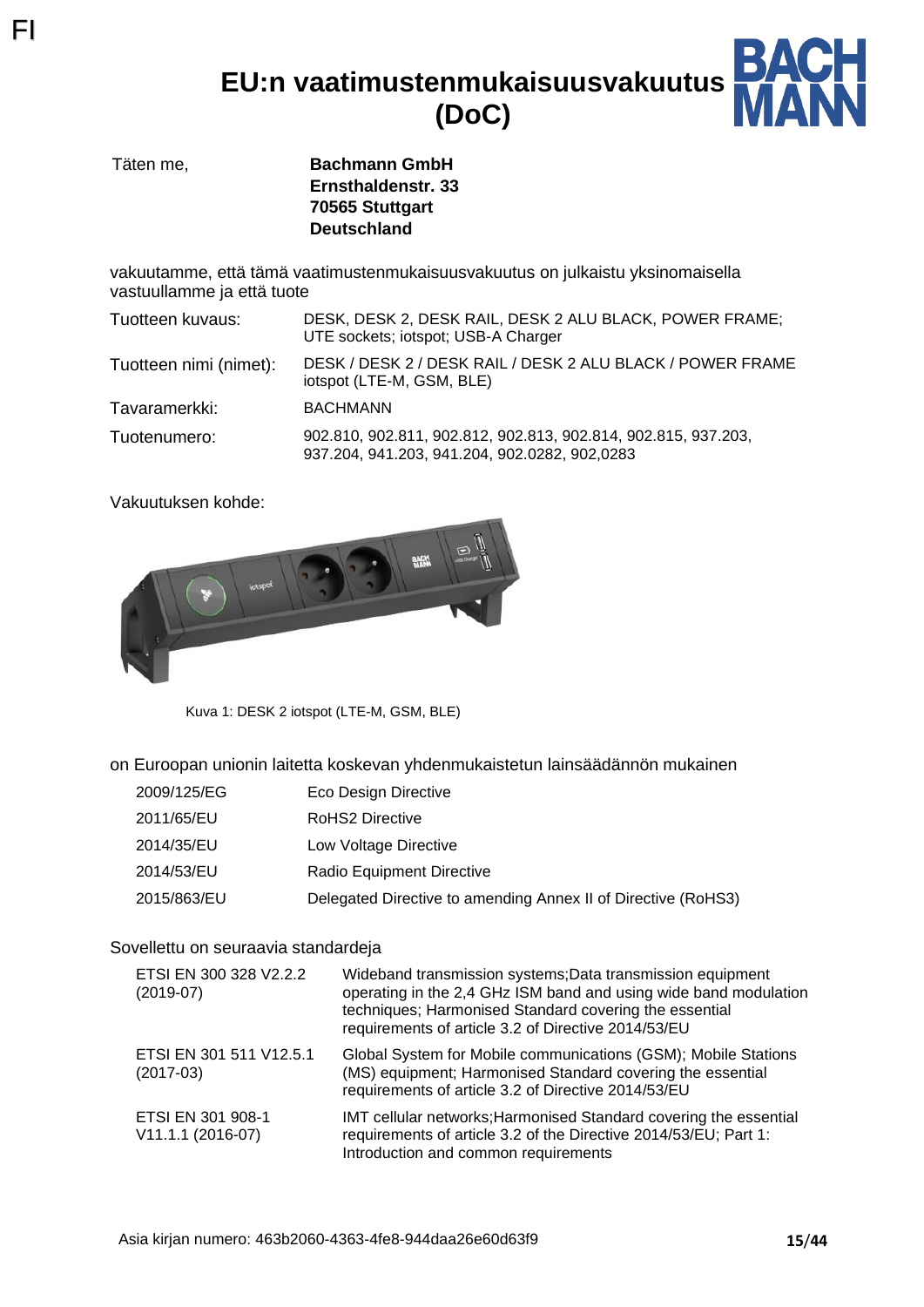FI

# EU:n vaatimustenmukaisuusvakuutus (DoC)

BACHMANN

Täten me, **Bachmann GmbH**
**Ernsthaldenstr. 33**
**70565 Stuttgart**
**Deutschland**

vakuutamme, että tämä vaatimustenmukaisuusvakuutus on julkaistu yksinomaisella vastuullamme ja että tuote

| | |
|---|---|
| Tuotteen kuvaus: | DESK, DESK 2, DESK RAIL, DESK 2 ALU BLACK, POWER FRAME; UTE sockets; iotspot; USB-A Charger |
| Tuotteen nimi (nimet): | DESK / DESK 2 / DESK RAIL / DESK 2 ALU BLACK / POWER FRAME iotspot (LTE-M, GSM, BLE) |
| Tavaramerkki: | BACHMANN |
| Tuotenumero: | 902.810, 902.811, 902.812, 902.813, 902.814, 902.815, 937.203, 937.204, 941.203, 941.204, 902.0282, 902,0283 |

Vakuutuksen kohde:

Kuva 1: DESK 2 iotspot (LTE-M, GSM, BLE)

on Euroopan unionin laitetta koskevan yhdenmukaistetun lainsäädännön mukainen

| | |
|---|---|
| 2009/125/EG | Eco Design Directive |
| 2011/65/EU | RoHS2 Directive |
| 2014/35/EU | Low Voltage Directive |
| 2014/53/EU | Radio Equipment Directive |
| 2015/863/EU | Delegated Directive to amending Annex II of Directive (RoHS3) |

Sovellettu on seuraavia standardeja

| | |
|---|---|
| ETSI EN 300 328 V2.2.2 (2019-07) | Wideband transmission systems;Data transmission equipment operating in the 2,4 GHz ISM band and using wide band modulation techniques; Harmonised Standard covering the essential requirements of article 3.2 of Directive 2014/53/EU |
| ETSI EN 301 511 V12.5.1 (2017-03) | Global System for Mobile communications (GSM); Mobile Stations (MS) equipment; Harmonised Standard covering the essential requirements of article 3.2 of Directive 2014/53/EU |
| ETSI EN 301 908-1 V11.1.1 (2016-07) | IMT cellular networks;Harmonised Standard covering the essential requirements of article 3.2 of the Directive 2014/53/EU; Part 1: Introduction and common requirements |

Asia kirjan numero: 463b2060-4363-4fe8-944daa26e60d63f9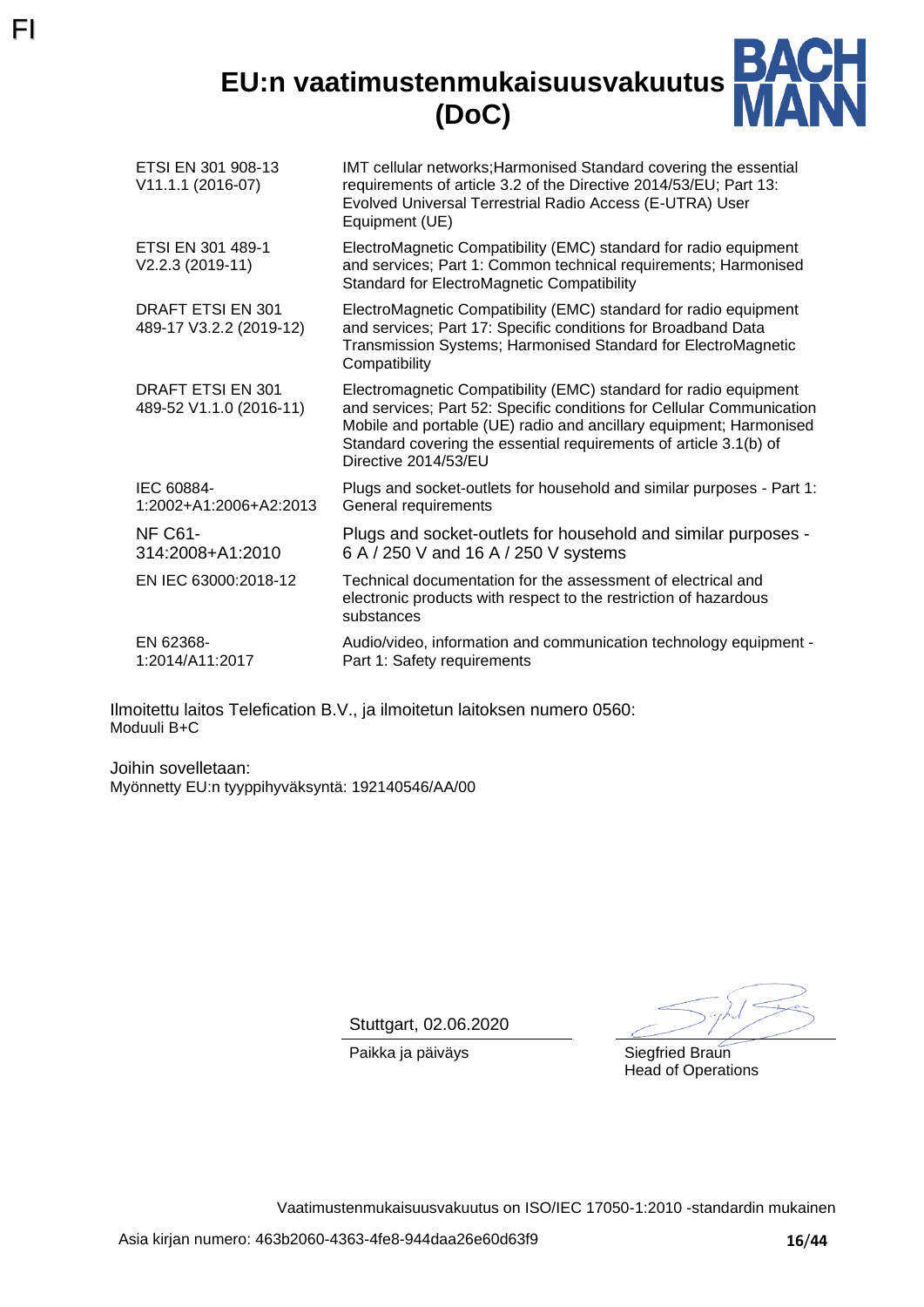FI

# EU:n vaatimustenmukaisuusvakuutus (DoC)

| | |
|---|---|
| ETSI EN 301 908-13 V11.1.1 (2016-07) | IMT cellular networks;Harmonised Standard covering the essential requirements of article 3.2 of the Directive 2014/53/EU; Part 13: Evolved Universal Terrestrial Radio Access (E-UTRA) User Equipment (UE) |
| ETSI EN 301 489-1 V2.2.3 (2019-11) | ElectroMagnetic Compatibility (EMC) standard for radio equipment and services; Part 1: Common technical requirements; Harmonised Standard for ElectroMagnetic Compatibility |
| DRAFT ETSI EN 301 489-17 V3.2.2 (2019-12) | ElectroMagnetic Compatibility (EMC) standard for radio equipment and services; Part 17: Specific conditions for Broadband Data Transmission Systems; Harmonised Standard for ElectroMagnetic Compatibility |
| DRAFT ETSI EN 301 489-52 V1.1.0 (2016-11) | Electromagnetic Compatibility (EMC) standard for radio equipment and services; Part 52: Specific conditions for Cellular Communication Mobile and portable (UE) radio and ancillary equipment; Harmonised Standard covering the essential requirements of article 3.1(b) of Directive 2014/53/EU |
| IEC 60884-1:2002+A1:2006+A2:2013 | Plugs and socket-outlets for household and similar purposes - Part 1: General requirements |
| NF C61-314:2008+A1:2010 | Plugs and socket-outlets for household and similar purposes - 6 A / 250 V and 16 A / 250 V systems |
| EN IEC 63000:2018-12 | Technical documentation for the assessment of electrical and electronic products with respect to the restriction of hazardous substances |
| EN 62368-1:2014/A11:2017 | Audio/video, information and communication technology equipment - Part 1: Safety requirements |

Ilmoitettu laitos Telefication B.V., ja ilmoitetun laitoksen numero 0560:
Moduuli B+C

Joihin sovelletaan:
Myönnetty EU:n tyyppihyväksyntä: 192140546/AA/00

Stuttgart, 02.06.2020

Paikka ja päiväys

Siegfried Braun
Head of Operations

Vaatimustenmukaisuusvakuutus on ISO/IEC 17050-1:2010 -standardin mukainen

Asia kirjan numero: 463b2060-4363-4fe8-944daa26e60d63f9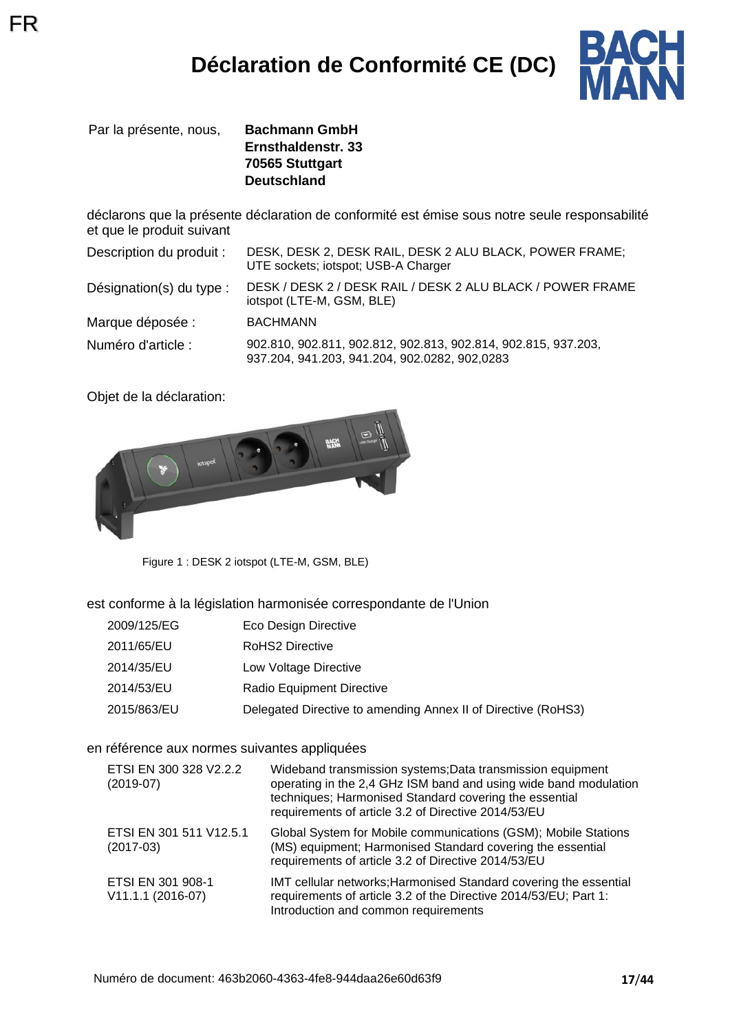FR

# Déclaration de Conformité CE (DC)

| Par la présente, nous, | **Bachmann GmbH**<br>**Ernsthaldenstr. 33**<br>**70565 Stuttgart**<br>**Deutschland** |
|---|---|

déclarons que la présente déclaration de conformité est émise sous notre seule responsabilité et que le produit suivant

| | |
|---|---|
| Description du produit : | DESK, DESK 2, DESK RAIL, DESK 2 ALU BLACK, POWER FRAME; UTE sockets; iotspot; USB-A Charger |
| Désignation(s) du type : | DESK / DESK 2 / DESK RAIL / DESK 2 ALU BLACK / POWER FRAME iotspot (LTE-M, GSM, BLE) |
| Marque déposée : | BACHMANN |
| Numéro d'article : | 902.810, 902.811, 902.812, 902.813, 902.814, 902.815, 937.203, 937.204, 941.203, 941.204, 902.0282, 902,0283 |

Objet de la déclaration:

Figure 1 : DESK 2 iotspot (LTE-M, GSM, BLE)

est conforme à la législation harmonisée correspondante de l'Union

| | |
|---|---|
| 2009/125/EG | Eco Design Directive |
| 2011/65/EU | RoHS2 Directive |
| 2014/35/EU | Low Voltage Directive |
| 2014/53/EU | Radio Equipment Directive |
| 2015/863/EU | Delegated Directive to amending Annex II of Directive (RoHS3) |

en référence aux normes suivantes appliquées

| | |
|---|---|
| ETSI EN 300 328 V2.2.2 (2019-07) | Wideband transmission systems;Data transmission equipment operating in the 2,4 GHz ISM band and using wide band modulation techniques; Harmonised Standard covering the essential requirements of article 3.2 of Directive 2014/53/EU |
| ETSI EN 301 511 V12.5.1 (2017-03) | Global System for Mobile communications (GSM); Mobile Stations (MS) equipment; Harmonised Standard covering the essential requirements of article 3.2 of Directive 2014/53/EU |
| ETSI EN 301 908-1 V11.1.1 (2016-07) | IMT cellular networks;Harmonised Standard covering the essential requirements of article 3.2 of the Directive 2014/53/EU; Part 1: Introduction and common requirements |

Numéro de document: 463b2060-4363-4fe8-944daa26e60d63f9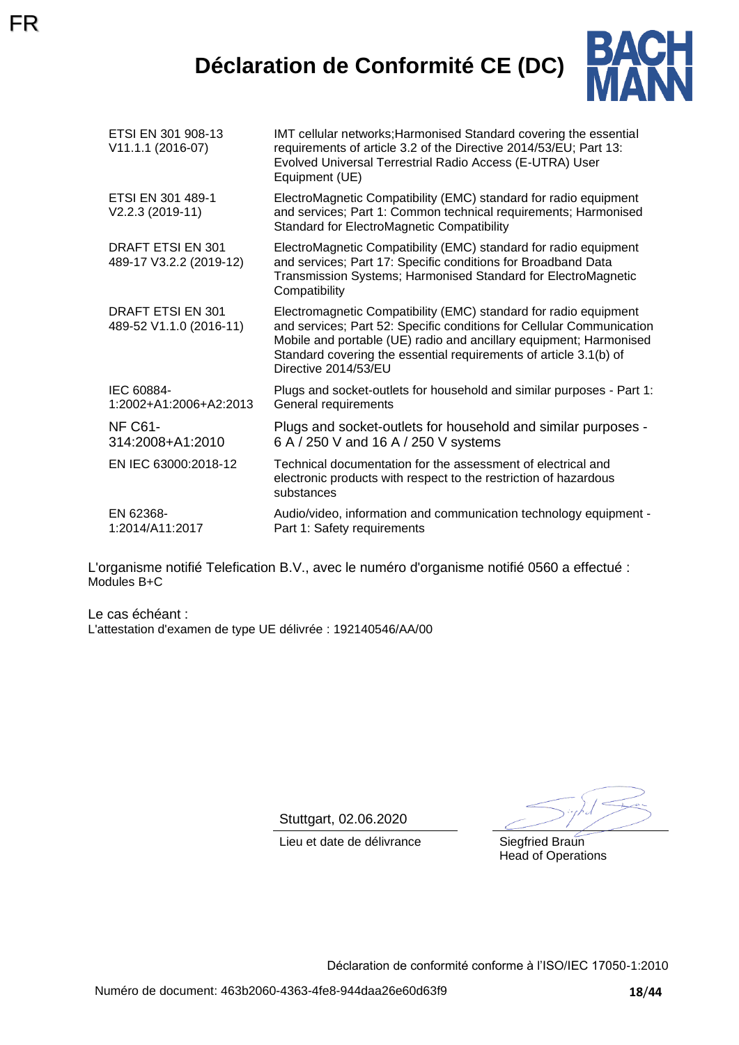FR

# Déclaration de Conformité CE (DC)

| | |
|---|---|
| ETSI EN 301 908-13 V11.1.1 (2016-07) | IMT cellular networks;Harmonised Standard covering the essential requirements of article 3.2 of the Directive 2014/53/EU; Part 13: Evolved Universal Terrestrial Radio Access (E-UTRA) User Equipment (UE) |
| ETSI EN 301 489-1 V2.2.3 (2019-11) | ElectroMagnetic Compatibility (EMC) standard for radio equipment and services; Part 1: Common technical requirements; Harmonised Standard for ElectroMagnetic Compatibility |
| DRAFT ETSI EN 301 489-17 V3.2.2 (2019-12) | ElectroMagnetic Compatibility (EMC) standard for radio equipment and services; Part 17: Specific conditions for Broadband Data Transmission Systems; Harmonised Standard for ElectroMagnetic Compatibility |
| DRAFT ETSI EN 301 489-52 V1.1.0 (2016-11) | Electromagnetic Compatibility (EMC) standard for radio equipment and services; Part 52: Specific conditions for Cellular Communication Mobile and portable (UE) radio and ancillary equipment; Harmonised Standard covering the essential requirements of article 3.1(b) of Directive 2014/53/EU |
| IEC 60884-1:2002+A1:2006+A2:2013 | Plugs and socket-outlets for household and similar purposes - Part 1: General requirements |
| NF C61-314:2008+A1:2010 | Plugs and socket-outlets for household and similar purposes - 6 A / 250 V and 16 A / 250 V systems |
| EN IEC 63000:2018-12 | Technical documentation for the assessment of electrical and electronic products with respect to the restriction of hazardous substances |
| EN 62368-1:2014/A11:2017 | Audio/video, information and communication technology equipment - Part 1: Safety requirements |

L'organisme notifié Telefication B.V., avec le numéro d'organisme notifié 0560 a effectué :
Modules B+C

Le cas échéant :
L'attestation d'examen de type UE délivrée : 192140546/AA/00

Stuttgart, 02.06.2020
Lieu et date de délivrance

Siegfried Braun
Head of Operations

Déclaration de conformité conforme à l'ISO/IEC 17050-1:2010

Numéro de document: 463b2060-4363-4fe8-944daa26e60d63f9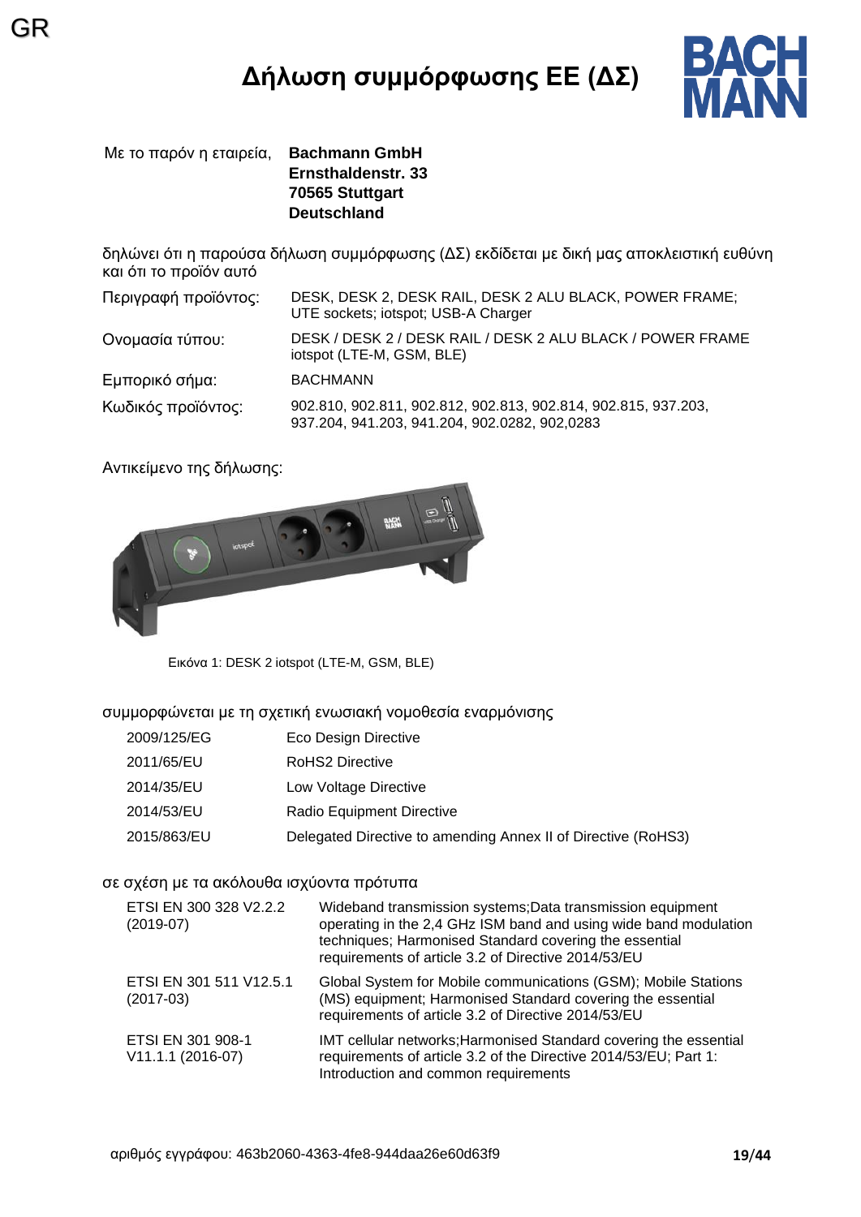GR

# Δήλωση συμμόρφωσης ΕΕ (ΔΣ)

Με το παρόν η εταιρεία, **Bachmann GmbH**
**Ernsthaldenstr. 33**
**70565 Stuttgart**
**Deutschland**

δηλώνει ότι η παρούσα δήλωση συμμόρφωσης (ΔΣ) εκδίδεται με δική μας αποκλειστική ευθύνη και ότι το προϊόν αυτό

| | |
|---|---|
| Περιγραφή προϊόντος: | DESK, DESK 2, DESK RAIL, DESK 2 ALU BLACK, POWER FRAME; UTE sockets; iotspot; USB-A Charger |
| Ονομασία τύπου: | DESK / DESK 2 / DESK RAIL / DESK 2 ALU BLACK / POWER FRAME iotspot (LTE-M, GSM, BLE) |
| Εμπορικό σήμα: | BACHMANN |
| Κωδικός προϊόντος: | 902.810, 902.811, 902.812, 902.813, 902.814, 902.815, 937.203, 937.204, 941.203, 941.204, 902.0282, 902,0283 |

Αντικείμενο της δήλωσης:

Εικόνα 1: DESK 2 iotspot (LTE-M, GSM, BLE)

συμμορφώνεται με τη σχετική ενωσιακή νομοθεσία εναρμόνισης

| | |
|---|---|
| 2009/125/EG | Eco Design Directive |
| 2011/65/EU | RoHS2 Directive |
| 2014/35/EU | Low Voltage Directive |
| 2014/53/EU | Radio Equipment Directive |
| 2015/863/EU | Delegated Directive to amending Annex II of Directive (RoHS3) |

σε σχέση με τα ακόλουθα ισχύοντα πρότυπα

| | |
|---|---|
| ETSI EN 300 328 V2.2.2 (2019-07) | Wideband transmission systems;Data transmission equipment operating in the 2,4 GHz ISM band and using wide band modulation techniques; Harmonised Standard covering the essential requirements of article 3.2 of Directive 2014/53/EU |
| ETSI EN 301 511 V12.5.1 (2017-03) | Global System for Mobile communications (GSM); Mobile Stations (MS) equipment; Harmonised Standard covering the essential requirements of article 3.2 of Directive 2014/53/EU |
| ETSI EN 301 908-1 V11.1.1 (2016-07) | IMT cellular networks;Harmonised Standard covering the essential requirements of article 3.2 of the Directive 2014/53/EU; Part 1: Introduction and common requirements |

αριθμός εγγράφου: 463b2060-4363-4fe8-944daa26e60d63f9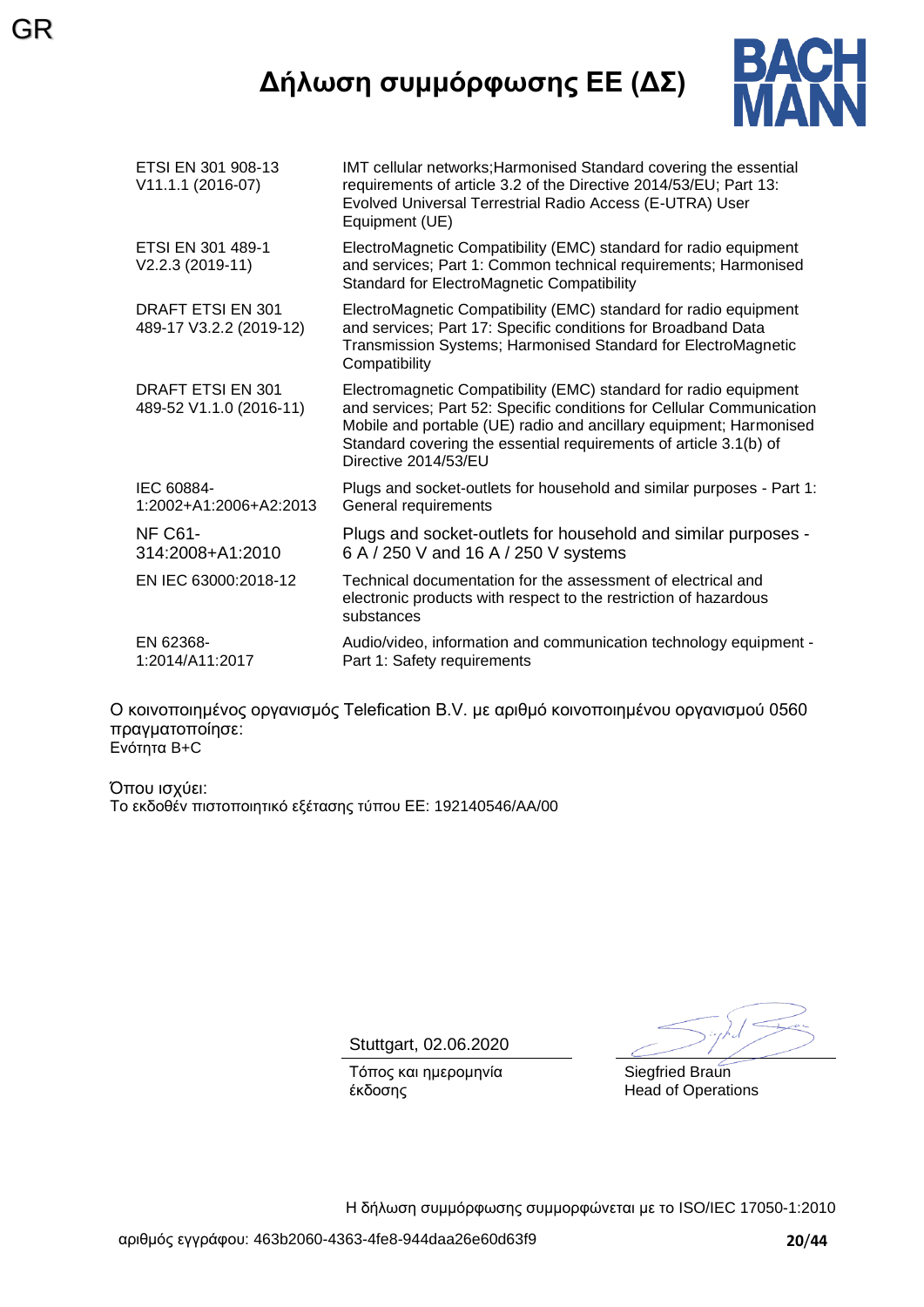# Δήλωση συμμόρφωσης ΕΕ (ΔΣ)

| | |
|---|---|
| ETSI EN 301 908-13 V11.1.1 (2016-07) | IMT cellular networks;Harmonised Standard covering the essential requirements of article 3.2 of the Directive 2014/53/EU; Part 13: Evolved Universal Terrestrial Radio Access (E-UTRA) User Equipment (UE) |
| ETSI EN 301 489-1 V2.2.3 (2019-11) | ElectroMagnetic Compatibility (EMC) standard for radio equipment and services; Part 1: Common technical requirements; Harmonised Standard for ElectroMagnetic Compatibility |
| DRAFT ETSI EN 301 489-17 V3.2.2 (2019-12) | ElectroMagnetic Compatibility (EMC) standard for radio equipment and services; Part 17: Specific conditions for Broadband Data Transmission Systems; Harmonised Standard for ElectroMagnetic Compatibility |
| DRAFT ETSI EN 301 489-52 V1.1.0 (2016-11) | Electromagnetic Compatibility (EMC) standard for radio equipment and services; Part 52: Specific conditions for Cellular Communication Mobile and portable (UE) radio and ancillary equipment; Harmonised Standard covering the essential requirements of article 3.1(b) of Directive 2014/53/EU |
| IEC 60884-1:2002+A1:2006+A2:2013 | Plugs and socket-outlets for household and similar purposes - Part 1: General requirements |
| NF C61-314:2008+A1:2010 | Plugs and socket-outlets for household and similar purposes - 6 A / 250 V and 16 A / 250 V systems |
| EN IEC 63000:2018-12 | Technical documentation for the assessment of electrical and electronic products with respect to the restriction of hazardous substances |
| EN 62368-1:2014/A11:2017 | Audio/video, information and communication technology equipment - Part 1: Safety requirements |

Ο κοινοποιημένος οργανισμός Telefication B.V. με αριθμό κοινοποιημένου οργανισμού 0560 πραγματοποίησε:
Ενότητα B+C

Όπου ισχύει:
Το εκδοθέν πιστοποιητικό εξέτασης τύπου ΕΕ: 192140546/AA/00

Stuttgart, 02.06.2020
Τόπος και ημερομηνία έκδοσης

Siegfried Braun
Head of Operations

Η δήλωση συμμόρφωσης συμμορφώνεται με το ISO/IEC 17050-1:2010

αριθμός εγγράφου: 463b2060-4363-4fe8-944daa26e60d63f9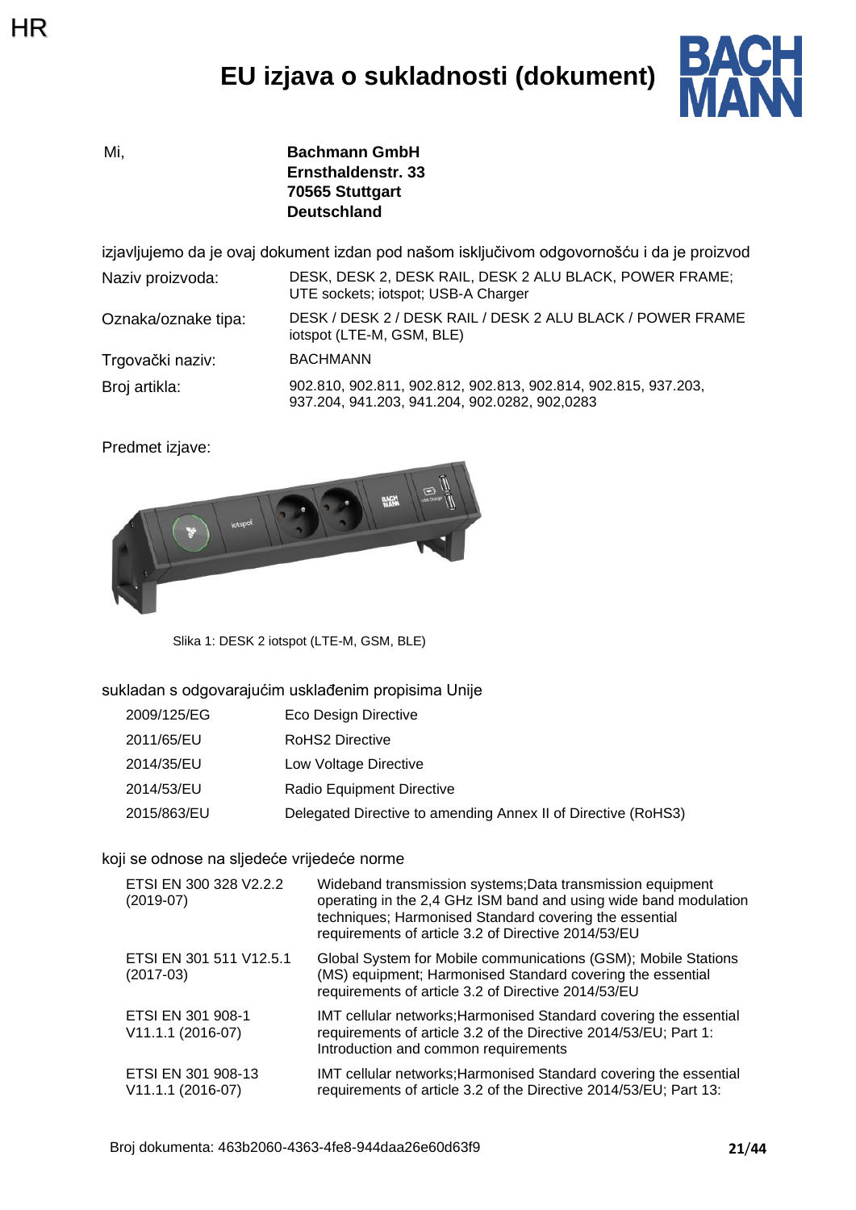HR

# EU izjava o sukladnosti (dokument)

Mi, **Bachmann GmbH**
**Ernsthaldenstr. 33**
**70565 Stuttgart**
**Deutschland**

izjavljujemo da je ovaj dokument izdan pod našom isključivom odgovornošću i da je proizvod

| | |
|---|---|
| Naziv proizvoda: | DESK, DESK 2, DESK RAIL, DESK 2 ALU BLACK, POWER FRAME; UTE sockets; iotspot; USB-A Charger |
| Oznaka/oznake tipa: | DESK / DESK 2 / DESK RAIL / DESK 2 ALU BLACK / POWER FRAME iotspot (LTE-M, GSM, BLE) |
| Trgovački naziv: | BACHMANN |
| Broj artikla: | 902.810, 902.811, 902.812, 902.813, 902.814, 902.815, 937.203, 937.204, 941.203, 941.204, 902.0282, 902,0283 |

Predmet izjave:

Slika 1: DESK 2 iotspot (LTE-M, GSM, BLE)

sukladan s odgovarajućim usklađenim propisima Unije

| | |
|---|---|
| 2009/125/EG | Eco Design Directive |
| 2011/65/EU | RoHS2 Directive |
| 2014/35/EU | Low Voltage Directive |
| 2014/53/EU | Radio Equipment Directive |
| 2015/863/EU | Delegated Directive to amending Annex II of Directive (RoHS3) |

koji se odnose na sljedeće vrijedeće norme

| | |
|---|---|
| ETSI EN 300 328 V2.2.2 (2019-07) | Wideband transmission systems;Data transmission equipment operating in the 2,4 GHz ISM band and using wide band modulation techniques; Harmonised Standard covering the essential requirements of article 3.2 of Directive 2014/53/EU |
| ETSI EN 301 511 V12.5.1 (2017-03) | Global System for Mobile communications (GSM); Mobile Stations (MS) equipment; Harmonised Standard covering the essential requirements of article 3.2 of Directive 2014/53/EU |
| ETSI EN 301 908-1 V11.1.1 (2016-07) | IMT cellular networks;Harmonised Standard covering the essential requirements of article 3.2 of the Directive 2014/53/EU; Part 1: Introduction and common requirements |
| ETSI EN 301 908-13 V11.1.1 (2016-07) | IMT cellular networks;Harmonised Standard covering the essential requirements of article 3.2 of the Directive 2014/53/EU; Part 13: |

Broj dokumenta: 463b2060-4363-4fe8-944daa26e60d63f9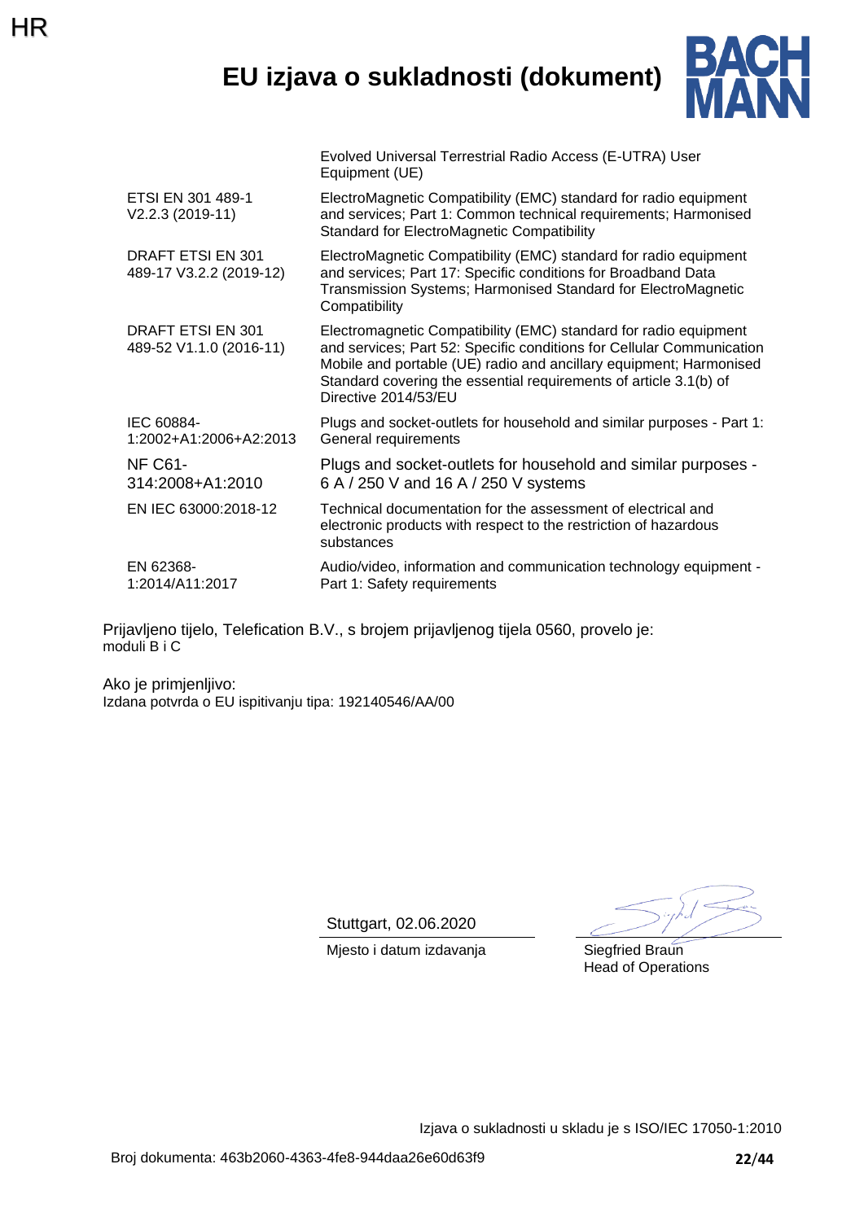# EU izjava o sukladnosti (dokument)

| | |
|---|---|
| | Evolved Universal Terrestrial Radio Access (E-UTRA) User Equipment (UE) |
| ETSI EN 301 489-1 V2.2.3 (2019-11) | ElectroMagnetic Compatibility (EMC) standard for radio equipment and services; Part 1: Common technical requirements; Harmonised Standard for ElectroMagnetic Compatibility |
| DRAFT ETSI EN 301 489-17 V3.2.2 (2019-12) | ElectroMagnetic Compatibility (EMC) standard for radio equipment and services; Part 17: Specific conditions for Broadband Data Transmission Systems; Harmonised Standard for ElectroMagnetic Compatibility |
| DRAFT ETSI EN 301 489-52 V1.1.0 (2016-11) | Electromagnetic Compatibility (EMC) standard for radio equipment and services; Part 52: Specific conditions for Cellular Communication Mobile and portable (UE) radio and ancillary equipment; Harmonised Standard covering the essential requirements of article 3.1(b) of Directive 2014/53/EU |
| IEC 60884-1:2002+A1:2006+A2:2013 | Plugs and socket-outlets for household and similar purposes - Part 1: General requirements |
| NF C61-314:2008+A1:2010 | Plugs and socket-outlets for household and similar purposes - 6 A / 250 V and 16 A / 250 V systems |
| EN IEC 63000:2018-12 | Technical documentation for the assessment of electrical and electronic products with respect to the restriction of hazardous substances |
| EN 62368-1:2014/A11:2017 | Audio/video, information and communication technology equipment - Part 1: Safety requirements |

Prijavljeno tijelo, Telefication B.V., s brojem prijavljenog tijela 0560, provelo je:
moduli B i C

Ako je primjenljivo:
Izdana potvrda o EU ispitivanju tipa: 192140546/AA/00

Stuttgart, 02.06.2020
Mjesto i datum izdavanja

Siegfried Braun
Head of Operations

Izjava o sukladnosti u skladu je s ISO/IEC 17050-1:2010

Broj dokumenta: 463b2060-4363-4fe8-944daa26e60d63f9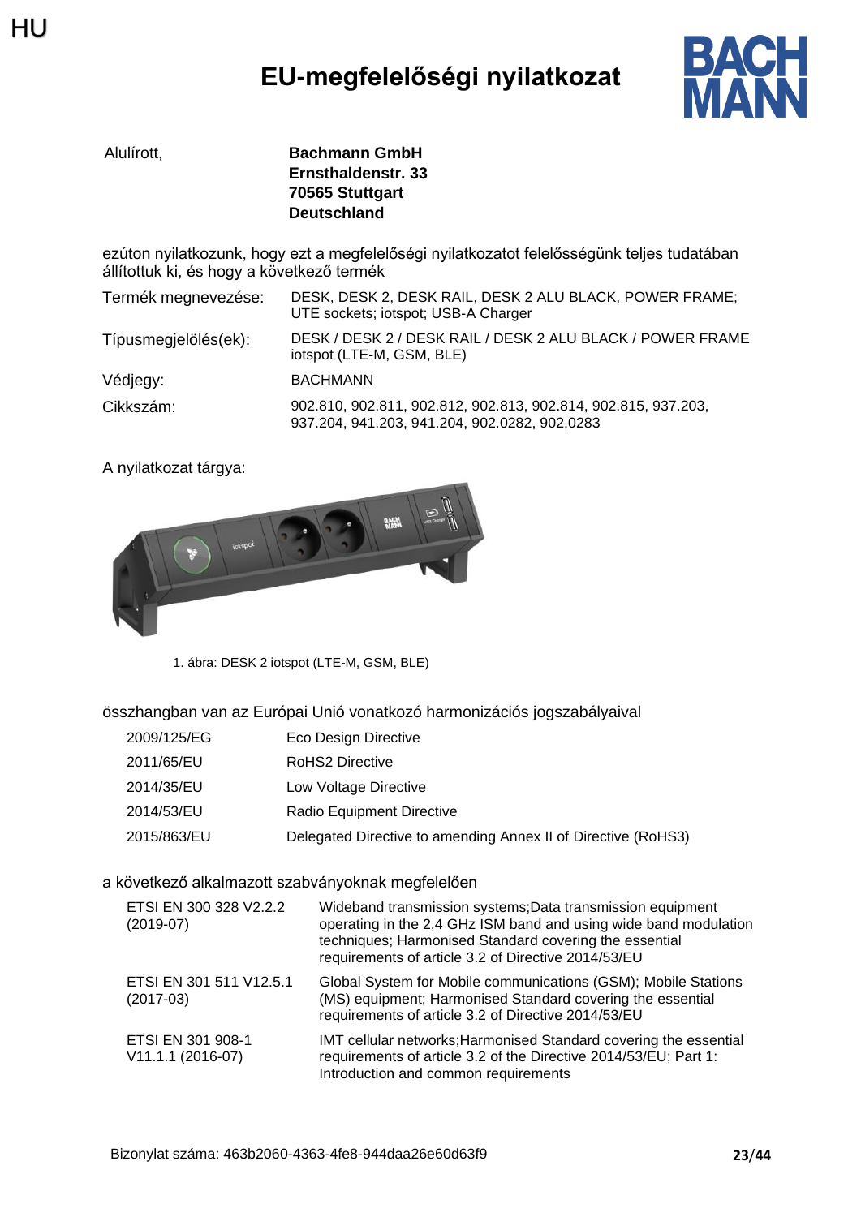HU

# EU-megfelelőségi nyilatkozat

| Alulírott, | **Bachmann GmbH**<br>**Ernsthaldenstr. 33**<br>**70565 Stuttgart**<br>**Deutschland** |
|---|---|

ezúton nyilatkozunk, hogy ezt a megfelelőségi nyilatkozatot felelősségünk teljes tudatában állítottuk ki, és hogy a következő termék

| | |
|---|---|
| Termék megnevezése: | DESK, DESK 2, DESK RAIL, DESK 2 ALU BLACK, POWER FRAME; UTE sockets; iotspot; USB-A Charger |
| Típusmegjelölés(ek): | DESK / DESK 2 / DESK RAIL / DESK 2 ALU BLACK / POWER FRAME iotspot (LTE-M, GSM, BLE) |
| Védjegy: | BACHMANN |
| Cikkszám: | 902.810, 902.811, 902.812, 902.813, 902.814, 902.815, 937.203, 937.204, 941.203, 941.204, 902.0282, 902,0283 |

A nyilatkozat tárgya:

1. ábra: DESK 2 iotspot (LTE-M, GSM, BLE)

összhangban van az Európai Unió vonatkozó harmonizációs jogszabályaival

| | |
|---|---|
| 2009/125/EG | Eco Design Directive |
| 2011/65/EU | RoHS2 Directive |
| 2014/35/EU | Low Voltage Directive |
| 2014/53/EU | Radio Equipment Directive |
| 2015/863/EU | Delegated Directive to amending Annex II of Directive (RoHS3) |

a következő alkalmazott szabványoknak megfelelően

| | |
|---|---|
| ETSI EN 300 328 V2.2.2 (2019-07) | Wideband transmission systems;Data transmission equipment operating in the 2,4 GHz ISM band and using wide band modulation techniques; Harmonised Standard covering the essential requirements of article 3.2 of Directive 2014/53/EU |
| ETSI EN 301 511 V12.5.1 (2017-03) | Global System for Mobile communications (GSM); Mobile Stations (MS) equipment; Harmonised Standard covering the essential requirements of article 3.2 of Directive 2014/53/EU |
| ETSI EN 301 908-1 V11.1.1 (2016-07) | IMT cellular networks;Harmonised Standard covering the essential requirements of article 3.2 of the Directive 2014/53/EU; Part 1: Introduction and common requirements |

Bizonylat száma: 463b2060-4363-4fe8-944daa26e60d63f9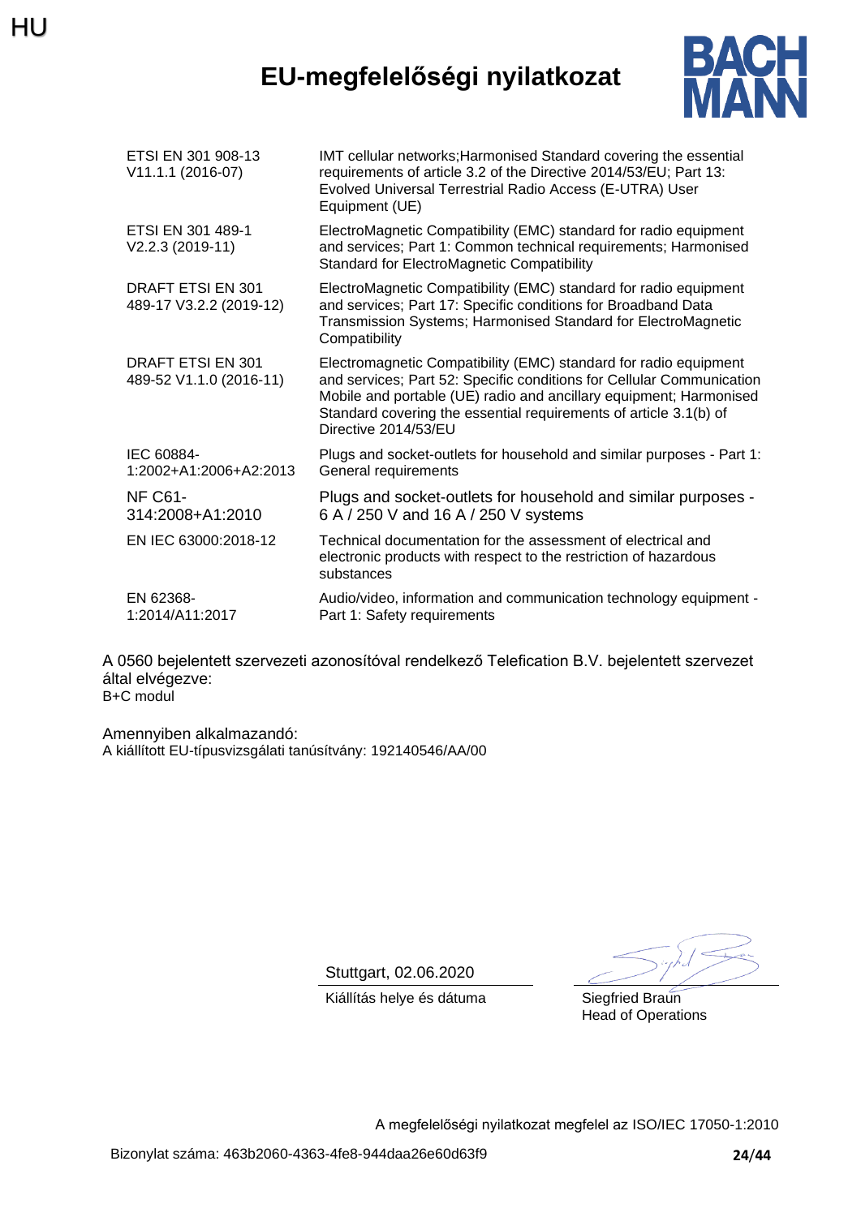HU

# EU-megfelelőségi nyilatkozat

| | |
|---|---|
| ETSI EN 301 908-13 V11.1.1 (2016-07) | IMT cellular networks;Harmonised Standard covering the essential requirements of article 3.2 of the Directive 2014/53/EU; Part 13: Evolved Universal Terrestrial Radio Access (E-UTRA) User Equipment (UE) |
| ETSI EN 301 489-1 V2.2.3 (2019-11) | ElectroMagnetic Compatibility (EMC) standard for radio equipment and services; Part 1: Common technical requirements; Harmonised Standard for ElectroMagnetic Compatibility |
| DRAFT ETSI EN 301 489-17 V3.2.2 (2019-12) | ElectroMagnetic Compatibility (EMC) standard for radio equipment and services; Part 17: Specific conditions for Broadband Data Transmission Systems; Harmonised Standard for ElectroMagnetic Compatibility |
| DRAFT ETSI EN 301 489-52 V1.1.0 (2016-11) | Electromagnetic Compatibility (EMC) standard for radio equipment and services; Part 52: Specific conditions for Cellular Communication Mobile and portable (UE) radio and ancillary equipment; Harmonised Standard covering the essential requirements of article 3.1(b) of Directive 2014/53/EU |
| IEC 60884-1:2002+A1:2006+A2:2013 | Plugs and socket-outlets for household and similar purposes - Part 1: General requirements |
| NF C61-314:2008+A1:2010 | Plugs and socket-outlets for household and similar purposes - 6 A / 250 V and 16 A / 250 V systems |
| EN IEC 63000:2018-12 | Technical documentation for the assessment of electrical and electronic products with respect to the restriction of hazardous substances |
| EN 62368-1:2014/A11:2017 | Audio/video, information and communication technology equipment - Part 1: Safety requirements |

A 0560 bejelentett szervezeti azonosítóval rendelkező Telefication B.V. bejelentett szervezet által elvégezve:
B+C modul

Amennyiben alkalmazandó:
A kiállított EU-típusvizsgálati tanúsítvány: 192140546/AA/00

Stuttgart, 02.06.2020
Kiállítás helye és dátuma

Siegfried Braun
Head of Operations

A megfelelőségi nyilatkozat megfelel az ISO/IEC 17050-1:2010

Bizonylat száma: 463b2060-4363-4fe8-944daa26e60d63f9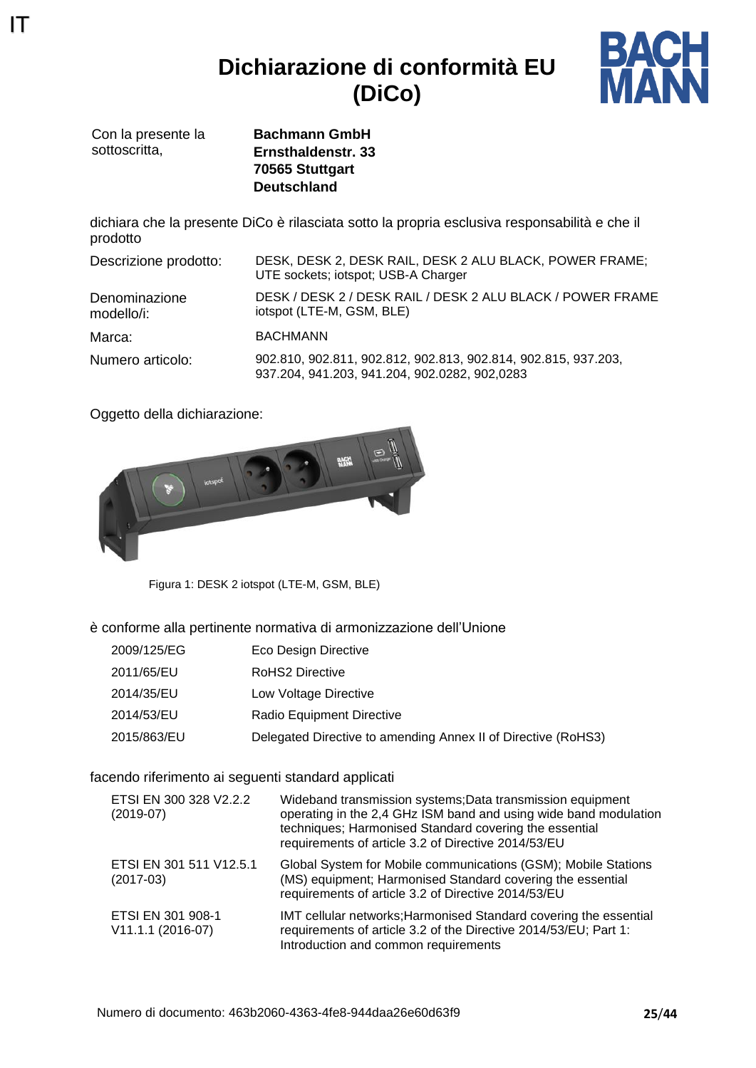IT

# Dichiarazione di conformità EU (DiCo)

| Con la presente la sottoscritta, | **Bachmann GmbH**<br>**Ernsthaldenstr. 33**<br>**70565 Stuttgart**<br>**Deutschland** |
|---|---|

dichiara che la presente DiCo è rilasciata sotto la propria esclusiva responsabilità e che il prodotto

| | |
|---|---|
| Descrizione prodotto: | DESK, DESK 2, DESK RAIL, DESK 2 ALU BLACK, POWER FRAME; UTE sockets; iotspot; USB-A Charger |
| Denominazione modello/i: | DESK / DESK 2 / DESK RAIL / DESK 2 ALU BLACK / POWER FRAME iotspot (LTE-M, GSM, BLE) |
| Marca: | BACHMANN |
| Numero articolo: | 902.810, 902.811, 902.812, 902.813, 902.814, 902.815, 937.203, 937.204, 941.203, 941.204, 902.0282, 902,0283 |

Oggetto della dichiarazione:

Figura 1: DESK 2 iotspot (LTE-M, GSM, BLE)

è conforme alla pertinente normativa di armonizzazione dell'Unione

| | |
|---|---|
| 2009/125/EG | Eco Design Directive |
| 2011/65/EU | RoHS2 Directive |
| 2014/35/EU | Low Voltage Directive |
| 2014/53/EU | Radio Equipment Directive |
| 2015/863/EU | Delegated Directive to amending Annex II of Directive (RoHS3) |

facendo riferimento ai seguenti standard applicati

| | |
|---|---|
| ETSI EN 300 328 V2.2.2 (2019-07) | Wideband transmission systems;Data transmission equipment operating in the 2,4 GHz ISM band and using wide band modulation techniques; Harmonised Standard covering the essential requirements of article 3.2 of Directive 2014/53/EU |
| ETSI EN 301 511 V12.5.1 (2017-03) | Global System for Mobile communications (GSM); Mobile Stations (MS) equipment; Harmonised Standard covering the essential requirements of article 3.2 of Directive 2014/53/EU |
| ETSI EN 301 908-1 V11.1.1 (2016-07) | IMT cellular networks;Harmonised Standard covering the essential requirements of article 3.2 of the Directive 2014/53/EU; Part 1: Introduction and common requirements |

Numero di documento: 463b2060-4363-4fe8-944daa26e60d63f9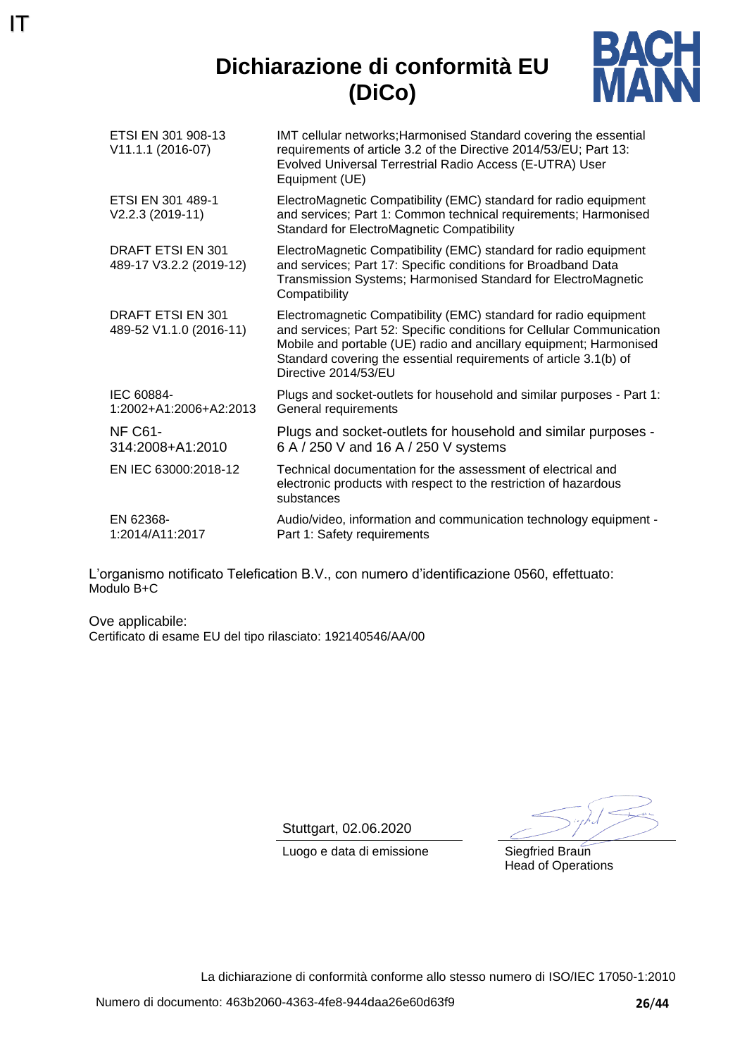IT

# Dichiarazione di conformità EU (DiCo)

| | |
|---|---|
| ETSI EN 301 908-13 V11.1.1 (2016-07) | IMT cellular networks;Harmonised Standard covering the essential requirements of article 3.2 of the Directive 2014/53/EU; Part 13: Evolved Universal Terrestrial Radio Access (E-UTRA) User Equipment (UE) |
| ETSI EN 301 489-1 V2.2.3 (2019-11) | ElectroMagnetic Compatibility (EMC) standard for radio equipment and services; Part 1: Common technical requirements; Harmonised Standard for ElectroMagnetic Compatibility |
| DRAFT ETSI EN 301 489-17 V3.2.2 (2019-12) | ElectroMagnetic Compatibility (EMC) standard for radio equipment and services; Part 17: Specific conditions for Broadband Data Transmission Systems; Harmonised Standard for ElectroMagnetic Compatibility |
| DRAFT ETSI EN 301 489-52 V1.1.0 (2016-11) | Electromagnetic Compatibility (EMC) standard for radio equipment and services; Part 52: Specific conditions for Cellular Communication Mobile and portable (UE) radio and ancillary equipment; Harmonised Standard covering the essential requirements of article 3.1(b) of Directive 2014/53/EU |
| IEC 60884-1:2002+A1:2006+A2:2013 | Plugs and socket-outlets for household and similar purposes - Part 1: General requirements |
| NF C61-314:2008+A1:2010 | Plugs and socket-outlets for household and similar purposes - 6 A / 250 V and 16 A / 250 V systems |
| EN IEC 63000:2018-12 | Technical documentation for the assessment of electrical and electronic products with respect to the restriction of hazardous substances |
| EN 62368-1:2014/A11:2017 | Audio/video, information and communication technology equipment - Part 1: Safety requirements |

L'organismo notificato Telefication B.V., con numero d'identificazione 0560, effettuato:
Modulo B+C

Ove applicabile:
Certificato di esame EU del tipo rilasciato: 192140546/AA/00

Stuttgart, 02.06.2020
Luogo e data di emissione

Siegfried Braun
Head of Operations

La dichiarazione di conformità conforme allo stesso numero di ISO/IEC 17050-1:2010

Numero di documento: 463b2060-4363-4fe8-944daa26e60d63f9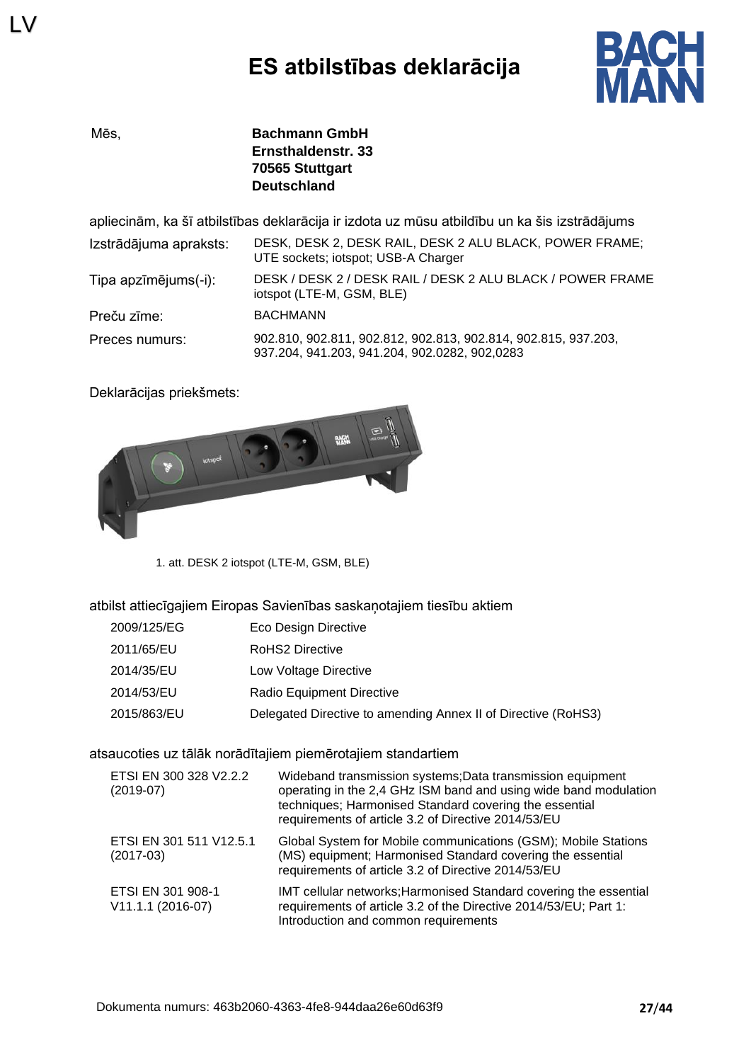LV

# ES atbilstības deklarācija

Mēs, **Bachmann GmbH**
**Ernsthaldenstr. 33**
**70565 Stuttgart**
**Deutschland**

apliecinām, ka šī atbilstības deklarācija ir izdota uz mūsu atbildību un ka šis izstrādājums

| | |
|---|---|
| Izstrādājuma apraksts: | DESK, DESK 2, DESK RAIL, DESK 2 ALU BLACK, POWER FRAME; UTE sockets; iotspot; USB-A Charger |
| Tipa apzīmējums(-i): | DESK / DESK 2 / DESK RAIL / DESK 2 ALU BLACK / POWER FRAME iotspot (LTE-M, GSM, BLE) |
| Preču zīme: | BACHMANN |
| Preces numurs: | 902.810, 902.811, 902.812, 902.813, 902.814, 902.815, 937.203, 937.204, 941.203, 941.204, 902.0282, 902,0283 |

Deklarācijas priekšmets:

1. att. DESK 2 iotspot (LTE-M, GSM, BLE)

atbilst attiecīgajiem Eiropas Savienības saskaņotajiem tiesību aktiem

| | |
|---|---|
| 2009/125/EG | Eco Design Directive |
| 2011/65/EU | RoHS2 Directive |
| 2014/35/EU | Low Voltage Directive |
| 2014/53/EU | Radio Equipment Directive |
| 2015/863/EU | Delegated Directive to amending Annex II of Directive (RoHS3) |

atsaucoties uz tālāk norādītajiem piemērotajiem standartiem

| | |
|---|---|
| ETSI EN 300 328 V2.2.2 (2019-07) | Wideband transmission systems;Data transmission equipment operating in the 2,4 GHz ISM band and using wide band modulation techniques; Harmonised Standard covering the essential requirements of article 3.2 of Directive 2014/53/EU |
| ETSI EN 301 511 V12.5.1 (2017-03) | Global System for Mobile communications (GSM); Mobile Stations (MS) equipment; Harmonised Standard covering the essential requirements of article 3.2 of Directive 2014/53/EU |
| ETSI EN 301 908-1 V11.1.1 (2016-07) | IMT cellular networks;Harmonised Standard covering the essential requirements of article 3.2 of the Directive 2014/53/EU; Part 1: Introduction and common requirements |

Dokumenta numurs: 463b2060-4363-4fe8-944daa26e60d63f9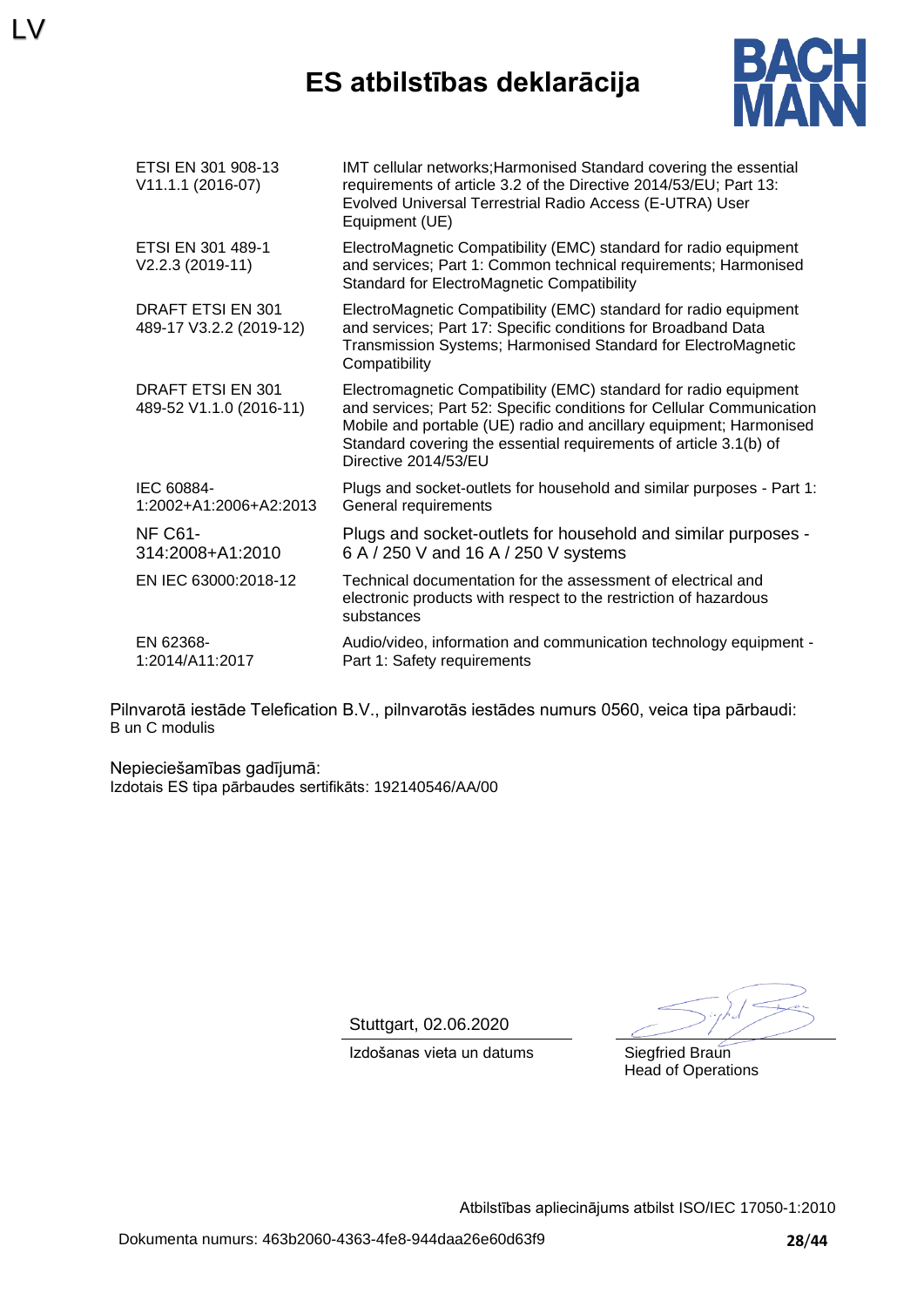# ES atbilstības deklarācija

| | |
|---|---|
| ETSI EN 301 908-13 V11.1.1 (2016-07) | IMT cellular networks;Harmonised Standard covering the essential requirements of article 3.2 of the Directive 2014/53/EU; Part 13: Evolved Universal Terrestrial Radio Access (E-UTRA) User Equipment (UE) |
| ETSI EN 301 489-1 V2.2.3 (2019-11) | ElectroMagnetic Compatibility (EMC) standard for radio equipment and services; Part 1: Common technical requirements; Harmonised Standard for ElectroMagnetic Compatibility |
| DRAFT ETSI EN 301 489-17 V3.2.2 (2019-12) | ElectroMagnetic Compatibility (EMC) standard for radio equipment and services; Part 17: Specific conditions for Broadband Data Transmission Systems; Harmonised Standard for ElectroMagnetic Compatibility |
| DRAFT ETSI EN 301 489-52 V1.1.0 (2016-11) | Electromagnetic Compatibility (EMC) standard for radio equipment and services; Part 52: Specific conditions for Cellular Communication Mobile and portable (UE) radio and ancillary equipment; Harmonised Standard covering the essential requirements of article 3.1(b) of Directive 2014/53/EU |
| IEC 60884-1:2002+A1:2006+A2:2013 | Plugs and socket-outlets for household and similar purposes - Part 1: General requirements |
| NF C61-314:2008+A1:2010 | Plugs and socket-outlets for household and similar purposes - 6 A / 250 V and 16 A / 250 V systems |
| EN IEC 63000:2018-12 | Technical documentation for the assessment of electrical and electronic products with respect to the restriction of hazardous substances |
| EN 62368-1:2014/A11:2017 | Audio/video, information and communication technology equipment - Part 1: Safety requirements |

Pilnvarotā iestāde Telefication B.V., pilnvarotās iestādes numurs 0560, veica tipa pārbaudi:
B un C modulis

Nepieciešamības gadījumā:
Izdotais ES tipa pārbaudes sertifikāts: 192140546/AA/00

Stuttgart, 02.06.2020
Izdošanas vieta un datums

Siegfried Braun
Head of Operations

Atbilstības apliecinājums atbilst ISO/IEC 17050-1:2010

Dokumenta numurs: 463b2060-4363-4fe8-944daa26e60d63f9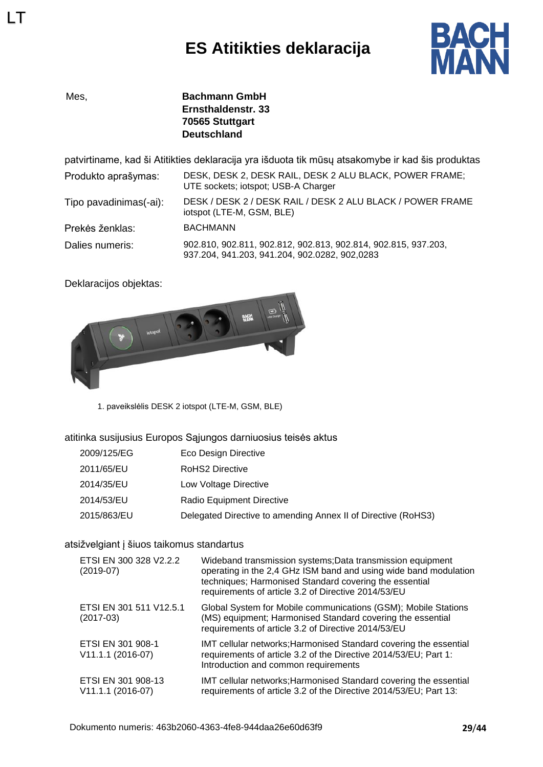LT

# ES Atitikties deklaracija

Mes, **Bachmann GmbH**
**Ernsthaldenstr. 33**
**70565 Stuttgart**
**Deutschland**

patvirtiname, kad ši Atitikties deklaracija yra išduota tik mūsų atsakomybe ir kad šis produktas

| | |
|---|---|
| Produkto aprašymas: | DESK, DESK 2, DESK RAIL, DESK 2 ALU BLACK, POWER FRAME; UTE sockets; iotspot; USB-A Charger |
| Tipo pavadinimas(-ai): | DESK / DESK 2 / DESK RAIL / DESK 2 ALU BLACK / POWER FRAME iotspot (LTE-M, GSM, BLE) |
| Prekės ženklas: | BACHMANN |
| Dalies numeris: | 902.810, 902.811, 902.812, 902.813, 902.814, 902.815, 937.203, 937.204, 941.203, 941.204, 902.0282, 902,0283 |

Deklaracijos objektas:

1. paveikslėlis DESK 2 iotspot (LTE-M, GSM, BLE)

atitinka susijusius Europos Sąjungos darniuosius teisės aktus

| | |
|---|---|
| 2009/125/EG | Eco Design Directive |
| 2011/65/EU | RoHS2 Directive |
| 2014/35/EU | Low Voltage Directive |
| 2014/53/EU | Radio Equipment Directive |
| 2015/863/EU | Delegated Directive to amending Annex II of Directive (RoHS3) |

atsižvelgiant į šiuos taikomus standartus

| | |
|---|---|
| ETSI EN 300 328 V2.2.2 (2019-07) | Wideband transmission systems;Data transmission equipment operating in the 2,4 GHz ISM band and using wide band modulation techniques; Harmonised Standard covering the essential requirements of article 3.2 of Directive 2014/53/EU |
| ETSI EN 301 511 V12.5.1 (2017-03) | Global System for Mobile communications (GSM); Mobile Stations (MS) equipment; Harmonised Standard covering the essential requirements of article 3.2 of Directive 2014/53/EU |
| ETSI EN 301 908-1 V11.1.1 (2016-07) | IMT cellular networks;Harmonised Standard covering the essential requirements of article 3.2 of the Directive 2014/53/EU; Part 1: Introduction and common requirements |
| ETSI EN 301 908-13 V11.1.1 (2016-07) | IMT cellular networks;Harmonised Standard covering the essential requirements of article 3.2 of the Directive 2014/53/EU; Part 13: |

Dokumento numeris: 463b2060-4363-4fe8-944daa26e60d63f9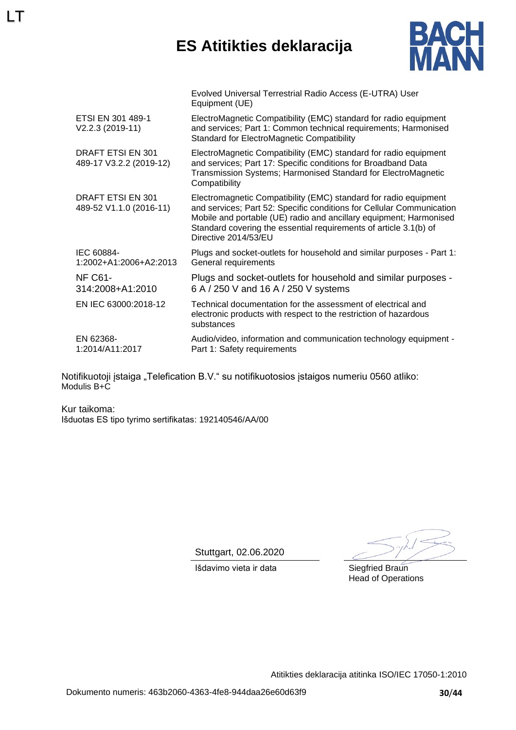LT

# ES Atitikties deklaracija

|  |  |
|---|---|
|  | Evolved Universal Terrestrial Radio Access (E-UTRA) User Equipment (UE) |
| ETSI EN 301 489-1 V2.2.3 (2019-11) | ElectroMagnetic Compatibility (EMC) standard for radio equipment and services; Part 1: Common technical requirements; Harmonised Standard for ElectroMagnetic Compatibility |
| DRAFT ETSI EN 301 489-17 V3.2.2 (2019-12) | ElectroMagnetic Compatibility (EMC) standard for radio equipment and services; Part 17: Specific conditions for Broadband Data Transmission Systems; Harmonised Standard for ElectroMagnetic Compatibility |
| DRAFT ETSI EN 301 489-52 V1.1.0 (2016-11) | Electromagnetic Compatibility (EMC) standard for radio equipment and services; Part 52: Specific conditions for Cellular Communication Mobile and portable (UE) radio and ancillary equipment; Harmonised Standard covering the essential requirements of article 3.1(b) of Directive 2014/53/EU |
| IEC 60884-1:2002+A1:2006+A2:2013 | Plugs and socket-outlets for household and similar purposes - Part 1: General requirements |
| NF C61-314:2008+A1:2010 | Plugs and socket-outlets for household and similar purposes - 6 A / 250 V and 16 A / 250 V systems |
| EN IEC 63000:2018-12 | Technical documentation for the assessment of electrical and electronic products with respect to the restriction of hazardous substances |
| EN 62368-1:2014/A11:2017 | Audio/video, information and communication technology equipment - Part 1: Safety requirements |

Notifikuotoji įstaiga „Telefication B.V." su notifikuotosios įstaigos numeriu 0560 atliko:
Modulis B+C

Kur taikoma:
Išduotas ES tipo tyrimo sertifikatas: 192140546/AA/00

Stuttgart, 02.06.2020
Išdavimo vieta ir data

Siegfried Braun
Head of Operations

Atitikties deklaracija atitinka ISO/IEC 17050-1:2010

Dokumento numeris: 463b2060-4363-4fe8-944daa26e60d63f9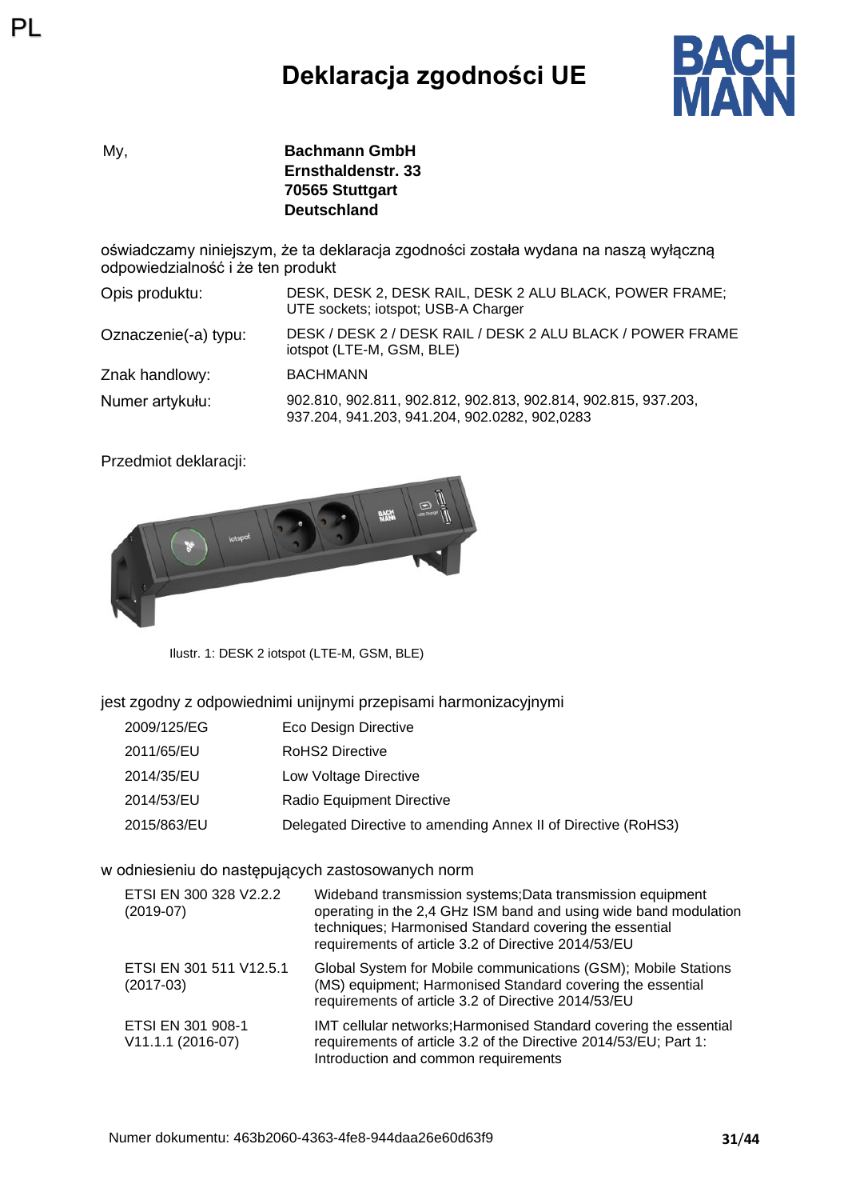PL

# Deklaracja zgodności UE

My, **Bachmann GmbH**
**Ernsthaldenstr. 33**
**70565 Stuttgart**
**Deutschland**

oświadczamy niniejszym, że ta deklaracja zgodności została wydana na naszą wyłączną odpowiedzialność i że ten produkt

| | |
|---|---|
| Opis produktu: | DESK, DESK 2, DESK RAIL, DESK 2 ALU BLACK, POWER FRAME; UTE sockets; iotspot; USB-A Charger |
| Oznaczenie(-a) typu: | DESK / DESK 2 / DESK RAIL / DESK 2 ALU BLACK / POWER FRAME iotspot (LTE-M, GSM, BLE) |
| Znak handlowy: | BACHMANN |
| Numer artykułu: | 902.810, 902.811, 902.812, 902.813, 902.814, 902.815, 937.203, 937.204, 941.203, 941.204, 902.0282, 902,0283 |

Przedmiot deklaracji:

Ilustr. 1: DESK 2 iotspot (LTE-M, GSM, BLE)

jest zgodny z odpowiednimi unijnymi przepisami harmonizacyjnymi

| | |
|---|---|
| 2009/125/EG | Eco Design Directive |
| 2011/65/EU | RoHS2 Directive |
| 2014/35/EU | Low Voltage Directive |
| 2014/53/EU | Radio Equipment Directive |
| 2015/863/EU | Delegated Directive to amending Annex II of Directive (RoHS3) |

w odniesieniu do następujących zastosowanych norm

| | |
|---|---|
| ETSI EN 300 328 V2.2.2 (2019-07) | Wideband transmission systems;Data transmission equipment operating in the 2,4 GHz ISM band and using wide band modulation techniques; Harmonised Standard covering the essential requirements of article 3.2 of Directive 2014/53/EU |
| ETSI EN 301 511 V12.5.1 (2017-03) | Global System for Mobile communications (GSM); Mobile Stations (MS) equipment; Harmonised Standard covering the essential requirements of article 3.2 of Directive 2014/53/EU |
| ETSI EN 301 908-1 V11.1.1 (2016-07) | IMT cellular networks;Harmonised Standard covering the essential requirements of article 3.2 of the Directive 2014/53/EU; Part 1: Introduction and common requirements |

Numer dokumentu: 463b2060-4363-4fe8-944daa26e60d63f9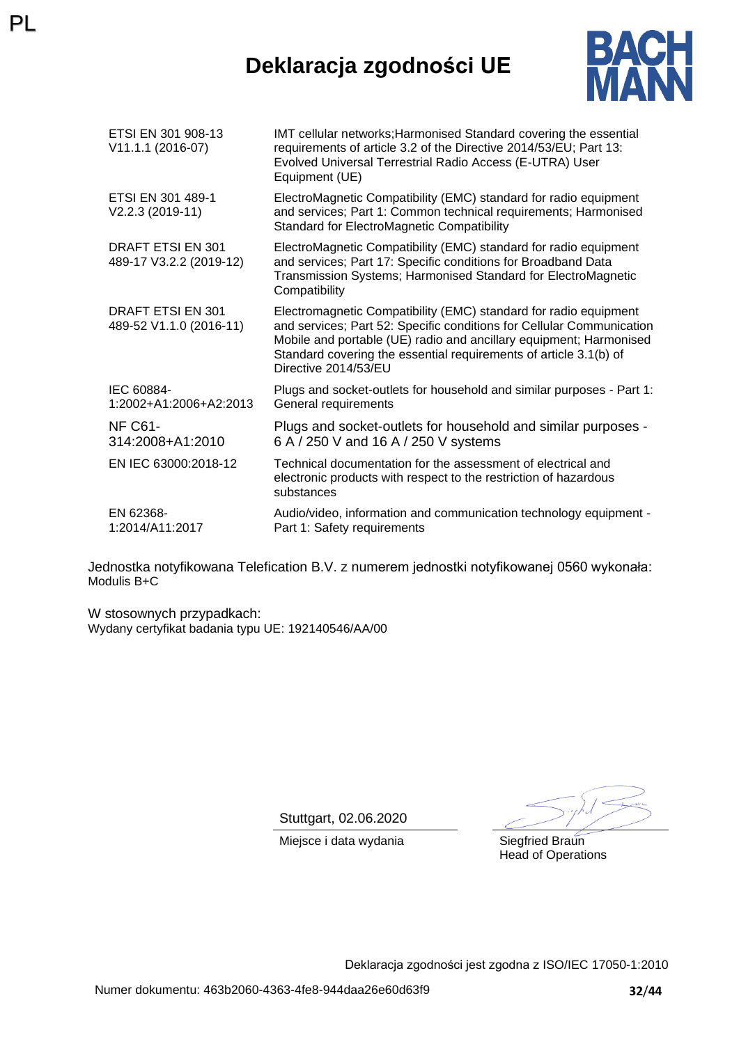PL

# Deklaracja zgodności UE

BACH MANN

| | |
|---|---|
| ETSI EN 301 908-13 V11.1.1 (2016-07) | IMT cellular networks;Harmonised Standard covering the essential requirements of article 3.2 of the Directive 2014/53/EU; Part 13: Evolved Universal Terrestrial Radio Access (E-UTRA) User Equipment (UE) |
| ETSI EN 301 489-1 V2.2.3 (2019-11) | ElectroMagnetic Compatibility (EMC) standard for radio equipment and services; Part 1: Common technical requirements; Harmonised Standard for ElectroMagnetic Compatibility |
| DRAFT ETSI EN 301 489-17 V3.2.2 (2019-12) | ElectroMagnetic Compatibility (EMC) standard for radio equipment and services; Part 17: Specific conditions for Broadband Data Transmission Systems; Harmonised Standard for ElectroMagnetic Compatibility |
| DRAFT ETSI EN 301 489-52 V1.1.0 (2016-11) | Electromagnetic Compatibility (EMC) standard for radio equipment and services; Part 52: Specific conditions for Cellular Communication Mobile and portable (UE) radio and ancillary equipment; Harmonised Standard covering the essential requirements of article 3.1(b) of Directive 2014/53/EU |
| IEC 60884-1:2002+A1:2006+A2:2013 | Plugs and socket-outlets for household and similar purposes - Part 1: General requirements |
| NF C61-314:2008+A1:2010 | Plugs and socket-outlets for household and similar purposes - 6 A / 250 V and 16 A / 250 V systems |
| EN IEC 63000:2018-12 | Technical documentation for the assessment of electrical and electronic products with respect to the restriction of hazardous substances |
| EN 62368-1:2014/A11:2017 | Audio/video, information and communication technology equipment - Part 1: Safety requirements |

Jednostka notyfikowana Telefication B.V. z numerem jednostki notyfikowanej 0560 wykonała:
Modulis B+C

W stosownych przypadkach:
Wydany certyfikat badania typu UE: 192140546/AA/00

Stuttgart, 02.06.2020
Miejsce i data wydania

Siegfried Braun
Head of Operations

Deklaracja zgodności jest zgodna z ISO/IEC 17050-1:2010

Numer dokumentu: 463b2060-4363-4fe8-944daa26e60d63f9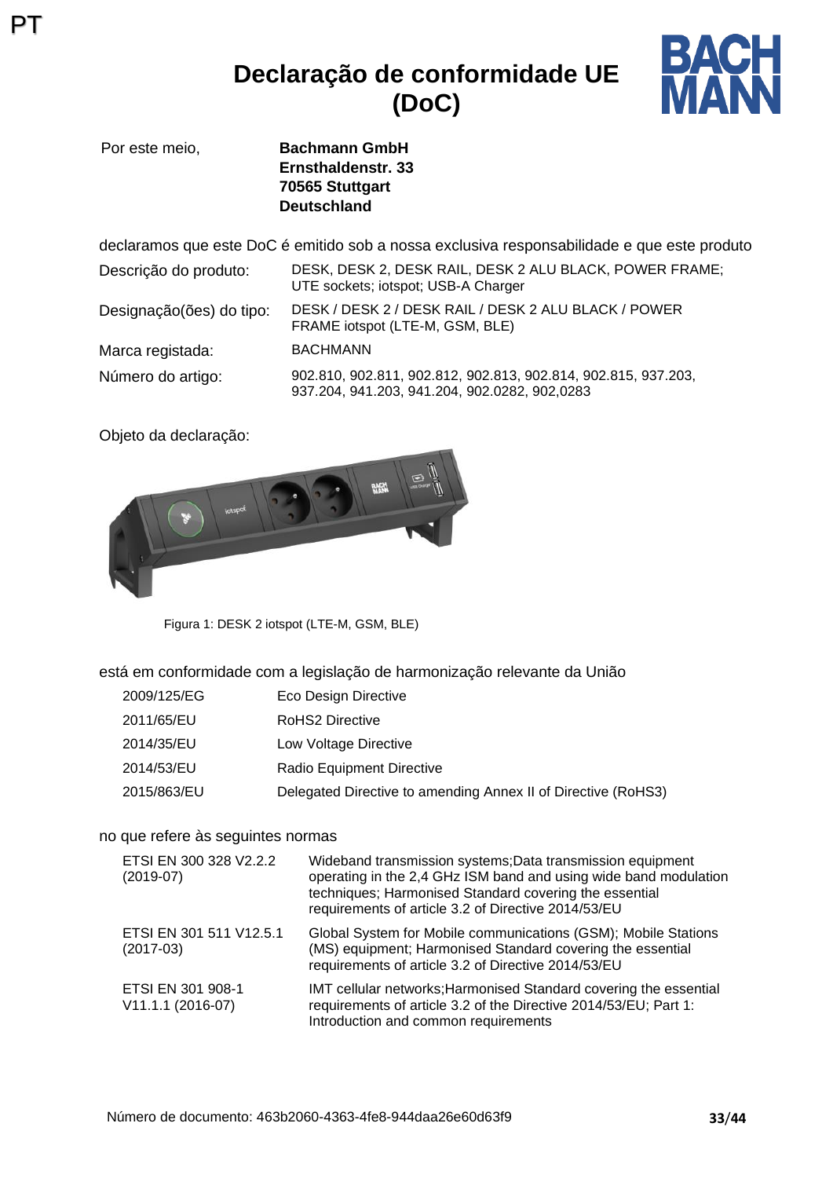PT

# Declaração de conformidade UE (DoC)

Por este meio, **Bachmann GmbH**
**Ernsthaldenstr. 33**
**70565 Stuttgart**
**Deutschland**

declaramos que este DoC é emitido sob a nossa exclusiva responsabilidade e que este produto

| | |
|---|---|
| Descrição do produto: | DESK, DESK 2, DESK RAIL, DESK 2 ALU BLACK, POWER FRAME; UTE sockets; iotspot; USB-A Charger |
| Designação(ões) do tipo: | DESK / DESK 2 / DESK RAIL / DESK 2 ALU BLACK / POWER FRAME iotspot (LTE-M, GSM, BLE) |
| Marca registada: | BACHMANN |
| Número do artigo: | 902.810, 902.811, 902.812, 902.813, 902.814, 902.815, 937.203, 937.204, 941.203, 941.204, 902.0282, 902,0283 |

Objeto da declaração:

Figura 1: DESK 2 iotspot (LTE-M, GSM, BLE)

está em conformidade com a legislação de harmonização relevante da União

| | |
|---|---|
| 2009/125/EG | Eco Design Directive |
| 2011/65/EU | RoHS2 Directive |
| 2014/35/EU | Low Voltage Directive |
| 2014/53/EU | Radio Equipment Directive |
| 2015/863/EU | Delegated Directive to amending Annex II of Directive (RoHS3) |

no que refere às seguintes normas

| | |
|---|---|
| ETSI EN 300 328 V2.2.2 (2019-07) | Wideband transmission systems;Data transmission equipment operating in the 2,4 GHz ISM band and using wide band modulation techniques; Harmonised Standard covering the essential requirements of article 3.2 of Directive 2014/53/EU |
| ETSI EN 301 511 V12.5.1 (2017-03) | Global System for Mobile communications (GSM); Mobile Stations (MS) equipment; Harmonised Standard covering the essential requirements of article 3.2 of Directive 2014/53/EU |
| ETSI EN 301 908-1 V11.1.1 (2016-07) | IMT cellular networks;Harmonised Standard covering the essential requirements of article 3.2 of the Directive 2014/53/EU; Part 1: Introduction and common requirements |

Número de documento: 463b2060-4363-4fe8-944daa26e60d63f9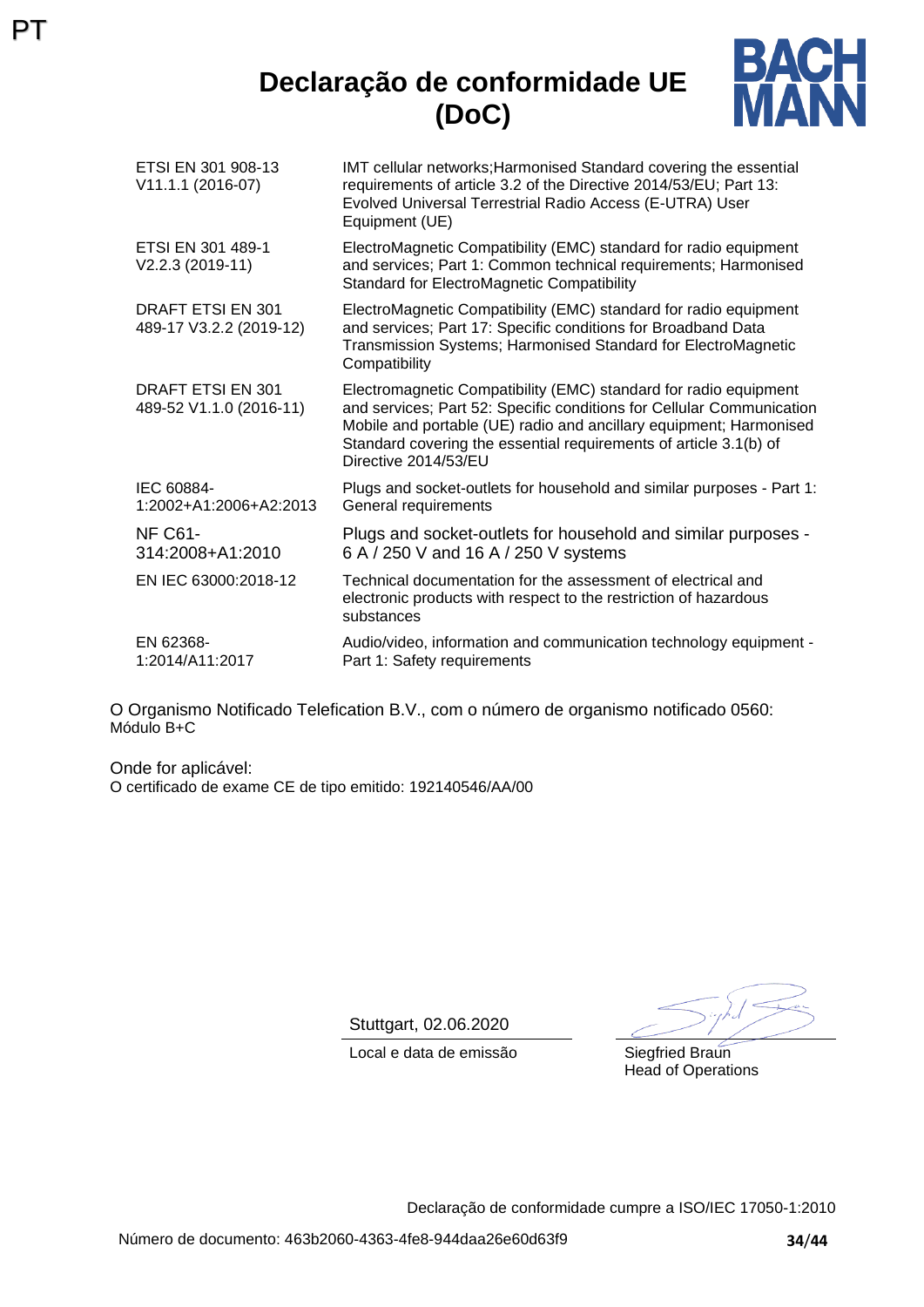PT

# Declaração de conformidade UE (DoC)

BACH MANN

| | |
|---|---|
| ETSI EN 301 908-13 V11.1.1 (2016-07) | IMT cellular networks;Harmonised Standard covering the essential requirements of article 3.2 of the Directive 2014/53/EU; Part 13: Evolved Universal Terrestrial Radio Access (E-UTRA) User Equipment (UE) |
| ETSI EN 301 489-1 V2.2.3 (2019-11) | ElectroMagnetic Compatibility (EMC) standard for radio equipment and services; Part 1: Common technical requirements; Harmonised Standard for ElectroMagnetic Compatibility |
| DRAFT ETSI EN 301 489-17 V3.2.2 (2019-12) | ElectroMagnetic Compatibility (EMC) standard for radio equipment and services; Part 17: Specific conditions for Broadband Data Transmission Systems; Harmonised Standard for ElectroMagnetic Compatibility |
| DRAFT ETSI EN 301 489-52 V1.1.0 (2016-11) | Electromagnetic Compatibility (EMC) standard for radio equipment and services; Part 52: Specific conditions for Cellular Communication Mobile and portable (UE) radio and ancillary equipment; Harmonised Standard covering the essential requirements of article 3.1(b) of Directive 2014/53/EU |
| IEC 60884-1:2002+A1:2006+A2:2013 | Plugs and socket-outlets for household and similar purposes - Part 1: General requirements |
| NF C61-314:2008+A1:2010 | Plugs and socket-outlets for household and similar purposes - 6 A / 250 V and 16 A / 250 V systems |
| EN IEC 63000:2018-12 | Technical documentation for the assessment of electrical and electronic products with respect to the restriction of hazardous substances |
| EN 62368-1:2014/A11:2017 | Audio/video, information and communication technology equipment - Part 1: Safety requirements |

O Organismo Notificado Telefication B.V., com o número de organismo notificado 0560:
Módulo B+C

Onde for aplicável:
O certificado de exame CE de tipo emitido: 192140546/AA/00

Stuttgart, 02.06.2020
Local e data de emissão

Siegfried Braun
Head of Operations

Declaração de conformidade cumpre a ISO/IEC 17050-1:2010

Número de documento: 463b2060-4363-4fe8-944daa26e60d63f9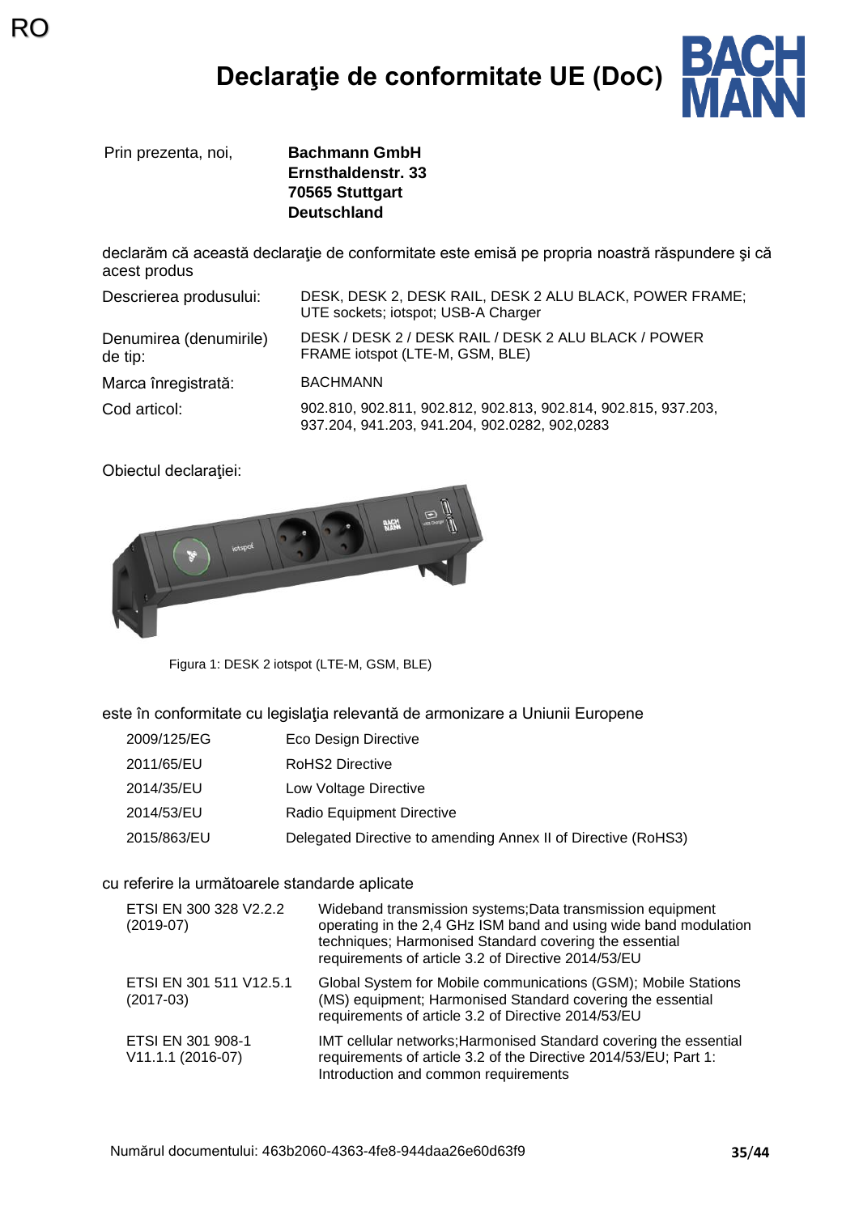RO

# Declaraţie de conformitate UE (DoC)

Prin prezenta, noi,

**Bachmann GmbH**
**Ernsthaldenstr. 33**
**70565 Stuttgart**
**Deutschland**

declarăm că această declaraţie de conformitate este emisă pe propria noastră răspundere şi că acest produs

| | |
|---|---|
| Descrierea produsului: | DESK, DESK 2, DESK RAIL, DESK 2 ALU BLACK, POWER FRAME; UTE sockets; iotspot; USB-A Charger |
| Denumirea (denumirile) de tip: | DESK / DESK 2 / DESK RAIL / DESK 2 ALU BLACK / POWER FRAME iotspot (LTE-M, GSM, BLE) |
| Marca înregistrată: | BACHMANN |
| Cod articol: | 902.810, 902.811, 902.812, 902.813, 902.814, 902.815, 937.203, 937.204, 941.203, 941.204, 902.0282, 902,0283 |

Obiectul declaraţiei:

Figura 1: DESK 2 iotspot (LTE-M, GSM, BLE)

este în conformitate cu legislaţia relevantă de armonizare a Uniunii Europene

| | |
|---|---|
| 2009/125/EG | Eco Design Directive |
| 2011/65/EU | RoHS2 Directive |
| 2014/35/EU | Low Voltage Directive |
| 2014/53/EU | Radio Equipment Directive |
| 2015/863/EU | Delegated Directive to amending Annex II of Directive (RoHS3) |

cu referire la următoarele standarde aplicate

| | |
|---|---|
| ETSI EN 300 328 V2.2.2 (2019-07) | Wideband transmission systems;Data transmission equipment operating in the 2,4 GHz ISM band and using wide band modulation techniques; Harmonised Standard covering the essential requirements of article 3.2 of Directive 2014/53/EU |
| ETSI EN 301 511 V12.5.1 (2017-03) | Global System for Mobile communications (GSM); Mobile Stations (MS) equipment; Harmonised Standard covering the essential requirements of article 3.2 of Directive 2014/53/EU |
| ETSI EN 301 908-1 V11.1.1 (2016-07) | IMT cellular networks;Harmonised Standard covering the essential requirements of article 3.2 of the Directive 2014/53/EU; Part 1: Introduction and common requirements |

Numărul documentului: 463b2060-4363-4fe8-944daa26e60d63f9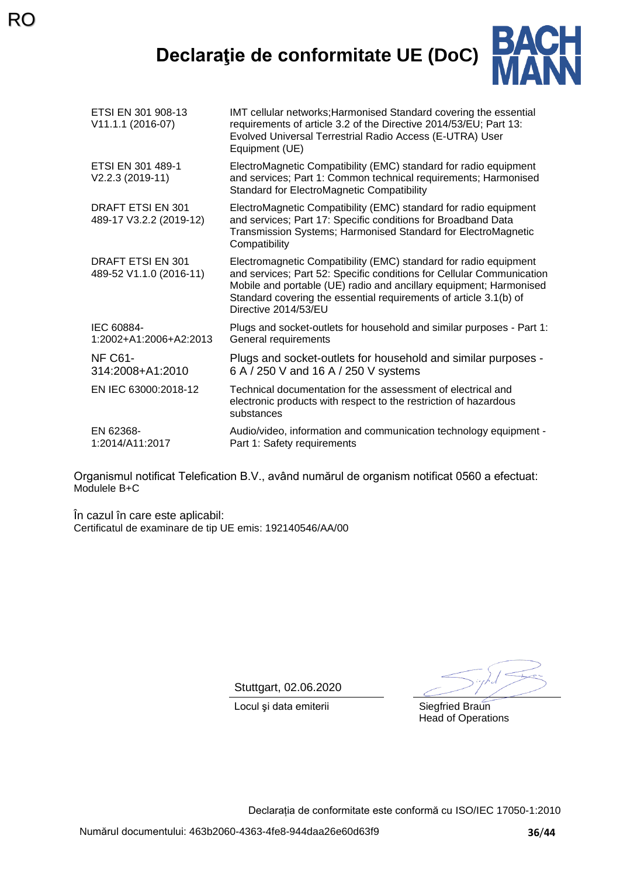RO

# Declaraţie de conformitate UE (DoC)

BACH MANN

| | |
|---|---|
| ETSI EN 301 908-13 V11.1.1 (2016-07) | IMT cellular networks;Harmonised Standard covering the essential requirements of article 3.2 of the Directive 2014/53/EU; Part 13: Evolved Universal Terrestrial Radio Access (E-UTRA) User Equipment (UE) |
| ETSI EN 301 489-1 V2.2.3 (2019-11) | ElectroMagnetic Compatibility (EMC) standard for radio equipment and services; Part 1: Common technical requirements; Harmonised Standard for ElectroMagnetic Compatibility |
| DRAFT ETSI EN 301 489-17 V3.2.2 (2019-12) | ElectroMagnetic Compatibility (EMC) standard for radio equipment and services; Part 17: Specific conditions for Broadband Data Transmission Systems; Harmonised Standard for ElectroMagnetic Compatibility |
| DRAFT ETSI EN 301 489-52 V1.1.0 (2016-11) | Electromagnetic Compatibility (EMC) standard for radio equipment and services; Part 52: Specific conditions for Cellular Communication Mobile and portable (UE) radio and ancillary equipment; Harmonised Standard covering the essential requirements of article 3.1(b) of Directive 2014/53/EU |
| IEC 60884-1:2002+A1:2006+A2:2013 | Plugs and socket-outlets for household and similar purposes - Part 1: General requirements |
| NF C61-314:2008+A1:2010 | Plugs and socket-outlets for household and similar purposes - 6 A / 250 V and 16 A / 250 V systems |
| EN IEC 63000:2018-12 | Technical documentation for the assessment of electrical and electronic products with respect to the restriction of hazardous substances |
| EN 62368-1:2014/A11:2017 | Audio/video, information and communication technology equipment - Part 1: Safety requirements |

Organismul notificat Telefication B.V., având numărul de organism notificat 0560 a efectuat:
Modulele B+C

În cazul în care este aplicabil:
Certificatul de examinare de tip UE emis: 192140546/AA/00

Stuttgart, 02.06.2020
Locul şi data emiterii

Siegfried Braun
Head of Operations

Declarația de conformitate este conformă cu ISO/IEC 17050-1:2010

Numărul documentului: 463b2060-4363-4fe8-944daa26e60d63f9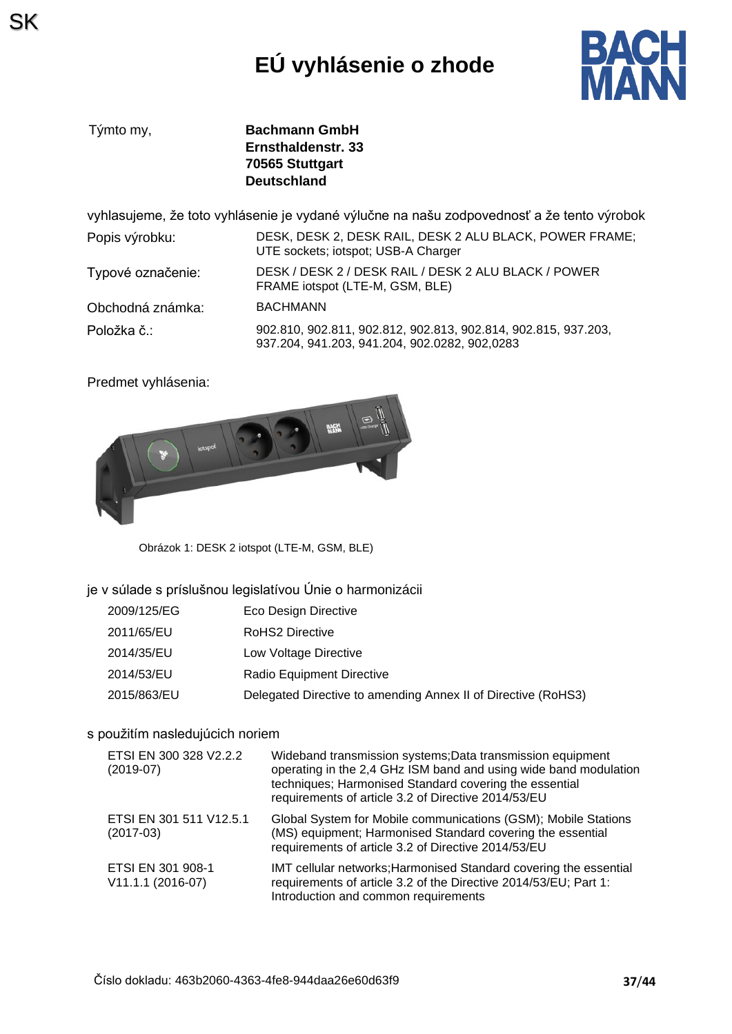SK

# EÚ vyhlásenie o zhode

| Týmto my, | **Bachmann GmbH**<br>**Ernsthaldenstr. 33**<br>**70565 Stuttgart**<br>**Deutschland** |
|---|---|

vyhlasujeme, že toto vyhlásenie je vydané výlučne na našu zodpovednosť a že tento výrobok

| | |
|---|---|
| Popis výrobku: | DESK, DESK 2, DESK RAIL, DESK 2 ALU BLACK, POWER FRAME; UTE sockets; iotspot; USB-A Charger |
| Typové označenie: | DESK / DESK 2 / DESK RAIL / DESK 2 ALU BLACK / POWER FRAME iotspot (LTE-M, GSM, BLE) |
| Obchodná známka: | BACHMANN |
| Položka č.: | 902.810, 902.811, 902.812, 902.813, 902.814, 902.815, 937.203, 937.204, 941.203, 941.204, 902.0282, 902,0283 |

Predmet vyhlásenia:

Obrázok 1: DESK 2 iotspot (LTE-M, GSM, BLE)

je v súlade s príslušnou legislatívou Únie o harmonizácii

| | |
|---|---|
| 2009/125/EG | Eco Design Directive |
| 2011/65/EU | RoHS2 Directive |
| 2014/35/EU | Low Voltage Directive |
| 2014/53/EU | Radio Equipment Directive |
| 2015/863/EU | Delegated Directive to amending Annex II of Directive (RoHS3) |

s použitím nasledujúcich noriem

| | |
|---|---|
| ETSI EN 300 328 V2.2.2 (2019-07) | Wideband transmission systems;Data transmission equipment operating in the 2,4 GHz ISM band and using wide band modulation techniques; Harmonised Standard covering the essential requirements of article 3.2 of Directive 2014/53/EU |
| ETSI EN 301 511 V12.5.1 (2017-03) | Global System for Mobile communications (GSM); Mobile Stations (MS) equipment; Harmonised Standard covering the essential requirements of article 3.2 of Directive 2014/53/EU |
| ETSI EN 301 908-1 V11.1.1 (2016-07) | IMT cellular networks;Harmonised Standard covering the essential requirements of article 3.2 of the Directive 2014/53/EU; Part 1: Introduction and common requirements |

Číslo dokladu: 463b2060-4363-4fe8-944daa26e60d63f9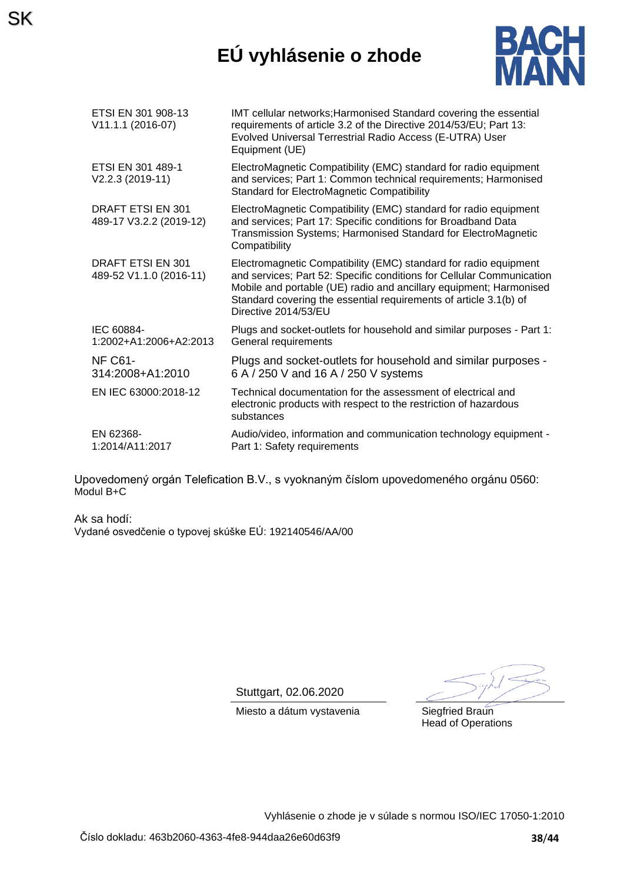SK

# EÚ vyhlásenie o zhode

BACH MANN

| | |
|---|---|
| ETSI EN 301 908-13 V11.1.1 (2016-07) | IMT cellular networks;Harmonised Standard covering the essential requirements of article 3.2 of the Directive 2014/53/EU; Part 13: Evolved Universal Terrestrial Radio Access (E-UTRA) User Equipment (UE) |
| ETSI EN 301 489-1 V2.2.3 (2019-11) | ElectroMagnetic Compatibility (EMC) standard for radio equipment and services; Part 1: Common technical requirements; Harmonised Standard for ElectroMagnetic Compatibility |
| DRAFT ETSI EN 301 489-17 V3.2.2 (2019-12) | ElectroMagnetic Compatibility (EMC) standard for radio equipment and services; Part 17: Specific conditions for Broadband Data Transmission Systems; Harmonised Standard for ElectroMagnetic Compatibility |
| DRAFT ETSI EN 301 489-52 V1.1.0 (2016-11) | Electromagnetic Compatibility (EMC) standard for radio equipment and services; Part 52: Specific conditions for Cellular Communication Mobile and portable (UE) radio and ancillary equipment; Harmonised Standard covering the essential requirements of article 3.1(b) of Directive 2014/53/EU |
| IEC 60884-1:2002+A1:2006+A2:2013 | Plugs and socket-outlets for household and similar purposes - Part 1: General requirements |
| NF C61-314:2008+A1:2010 | Plugs and socket-outlets for household and similar purposes - 6 A / 250 V and 16 A / 250 V systems |
| EN IEC 63000:2018-12 | Technical documentation for the assessment of electrical and electronic products with respect to the restriction of hazardous substances |
| EN 62368-1:2014/A11:2017 | Audio/video, information and communication technology equipment - Part 1: Safety requirements |

Upovedomený orgán Telefication B.V., s vyoknaným číslom upovedomeného orgánu 0560:
Modul B+C

Ak sa hodí:
Vydané osvedčenie o typovej skúške EÚ: 192140546/AA/00

Stuttgart, 02.06.2020

Miesto a dátum vystavenia

Siegfried Braun
Head of Operations

Vyhlásenie o zhode je v súlade s normou ISO/IEC 17050-1:2010

Číslo dokladu: 463b2060-4363-4fe8-944daa26e60d63f9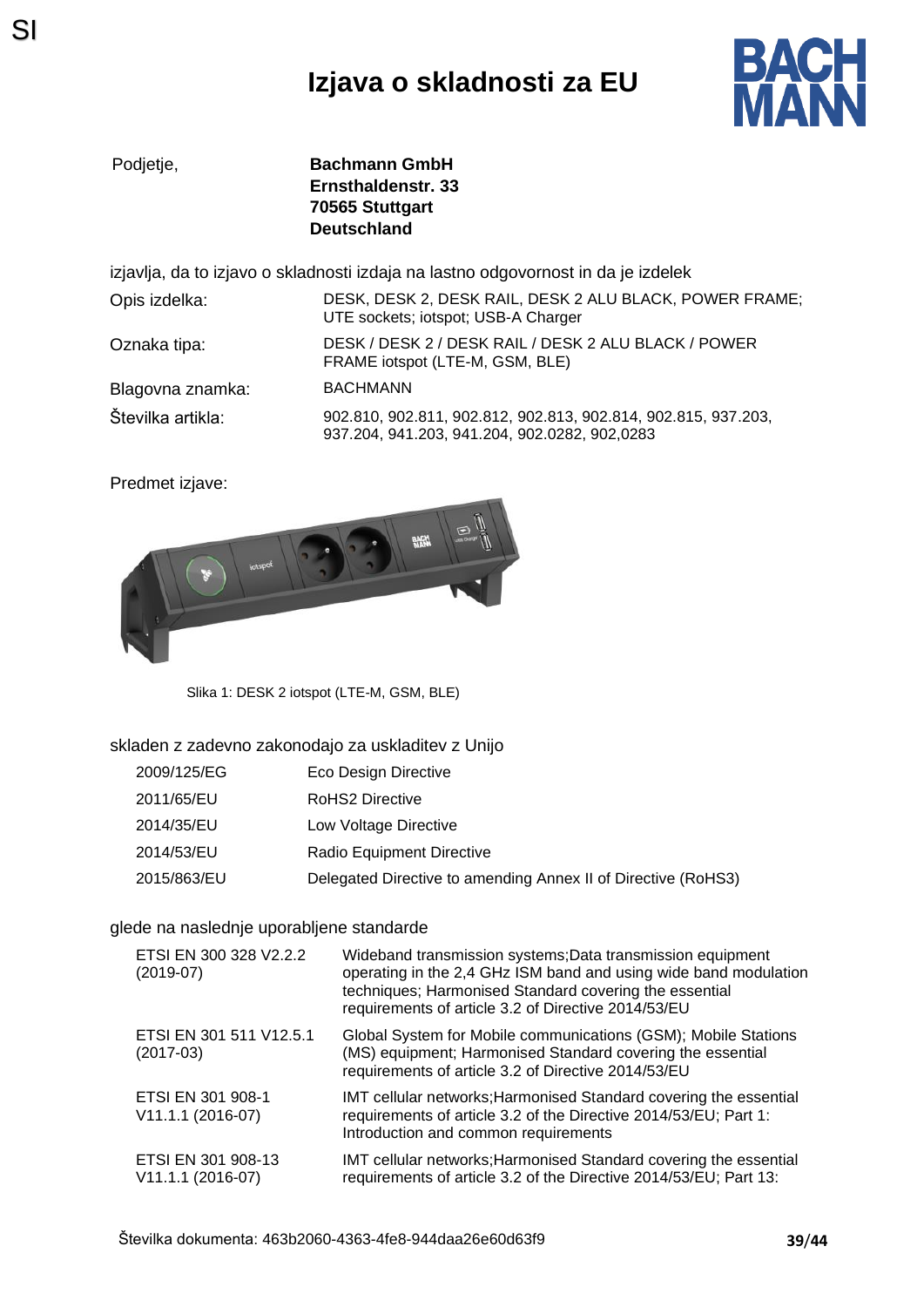SI

# Izjava o skladnosti za EU

| | |
|---|---|
| Podjetje, | **Bachmann GmbH**<br>**Ernsthaldenstr. 33**<br>**70565 Stuttgart**<br>**Deutschland** |

izjavlja, da to izjavo o skladnosti izdaja na lastno odgovornost in da je izdelek

| | |
|---|---|
| Opis izdelka: | DESK, DESK 2, DESK RAIL, DESK 2 ALU BLACK, POWER FRAME; UTE sockets; iotspot; USB-A Charger |
| Oznaka tipa: | DESK / DESK 2 / DESK RAIL / DESK 2 ALU BLACK / POWER FRAME iotspot (LTE-M, GSM, BLE) |
| Blagovna znamka: | BACHMANN |
| Številka artikla: | 902.810, 902.811, 902.812, 902.813, 902.814, 902.815, 937.203, 937.204, 941.203, 941.204, 902.0282, 902,0283 |

Predmet izjave:

Slika 1: DESK 2 iotspot (LTE-M, GSM, BLE)

skladen z zadevno zakonodajo za uskladitev z Unijo

| | |
|---|---|
| 2009/125/EG | Eco Design Directive |
| 2011/65/EU | RoHS2 Directive |
| 2014/35/EU | Low Voltage Directive |
| 2014/53/EU | Radio Equipment Directive |
| 2015/863/EU | Delegated Directive to amending Annex II of Directive (RoHS3) |

glede na naslednje uporabljene standarde

| | |
|---|---|
| ETSI EN 300 328 V2.2.2 (2019-07) | Wideband transmission systems;Data transmission equipment operating in the 2,4 GHz ISM band and using wide band modulation techniques; Harmonised Standard covering the essential requirements of article 3.2 of Directive 2014/53/EU |
| ETSI EN 301 511 V12.5.1 (2017-03) | Global System for Mobile communications (GSM); Mobile Stations (MS) equipment; Harmonised Standard covering the essential requirements of article 3.2 of Directive 2014/53/EU |
| ETSI EN 301 908-1 V11.1.1 (2016-07) | IMT cellular networks;Harmonised Standard covering the essential requirements of article 3.2 of the Directive 2014/53/EU; Part 1: Introduction and common requirements |
| ETSI EN 301 908-13 V11.1.1 (2016-07) | IMT cellular networks;Harmonised Standard covering the essential requirements of article 3.2 of the Directive 2014/53/EU; Part 13: |

Številka dokumenta: 463b2060-4363-4fe8-944daa26e60d63f9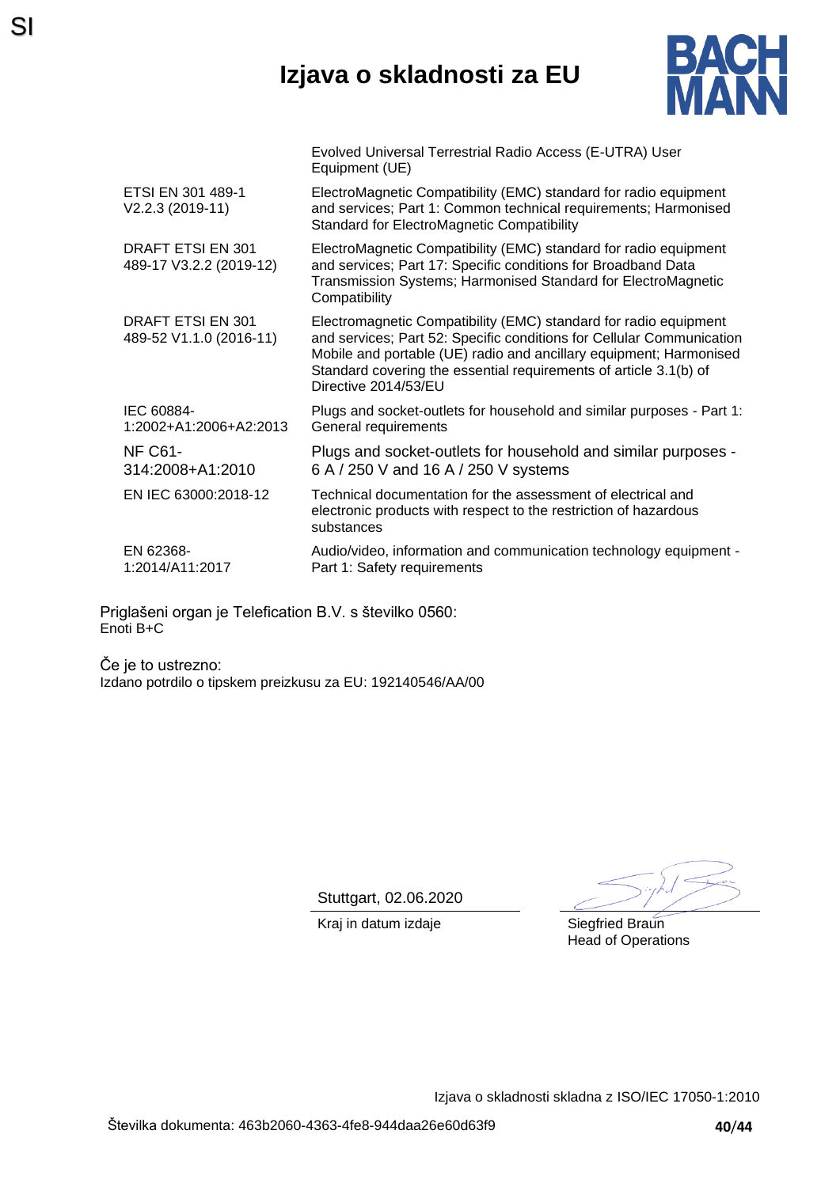SI

# Izjava o skladnosti za EU

| | |
|---|---|
| | Evolved Universal Terrestrial Radio Access (E-UTRA) User Equipment (UE) |
| ETSI EN 301 489-1 V2.2.3 (2019-11) | ElectroMagnetic Compatibility (EMC) standard for radio equipment and services; Part 1: Common technical requirements; Harmonised Standard for ElectroMagnetic Compatibility |
| DRAFT ETSI EN 301 489-17 V3.2.2 (2019-12) | ElectroMagnetic Compatibility (EMC) standard for radio equipment and services; Part 17: Specific conditions for Broadband Data Transmission Systems; Harmonised Standard for ElectroMagnetic Compatibility |
| DRAFT ETSI EN 301 489-52 V1.1.0 (2016-11) | Electromagnetic Compatibility (EMC) standard for radio equipment and services; Part 52: Specific conditions for Cellular Communication Mobile and portable (UE) radio and ancillary equipment; Harmonised Standard covering the essential requirements of article 3.1(b) of Directive 2014/53/EU |
| IEC 60884-1:2002+A1:2006+A2:2013 | Plugs and socket-outlets for household and similar purposes - Part 1: General requirements |
| NF C61-314:2008+A1:2010 | Plugs and socket-outlets for household and similar purposes - 6 A / 250 V and 16 A / 250 V systems |
| EN IEC 63000:2018-12 | Technical documentation for the assessment of electrical and electronic products with respect to the restriction of hazardous substances |
| EN 62368-1:2014/A11:2017 | Audio/video, information and communication technology equipment - Part 1: Safety requirements |

Priglašeni organ je Telefication B.V. s številko 0560:
Enoti B+C

Če je to ustrezno:
Izdano potrdilo o tipskem preizkusu za EU: 192140546/AA/00

Stuttgart, 02.06.2020
Kraj in datum izdaje

Siegfried Braun
Head of Operations

Izjava o skladnosti skladna z ISO/IEC 17050-1:2010

Številka dokumenta: 463b2060-4363-4fe8-944daa26e60d63f9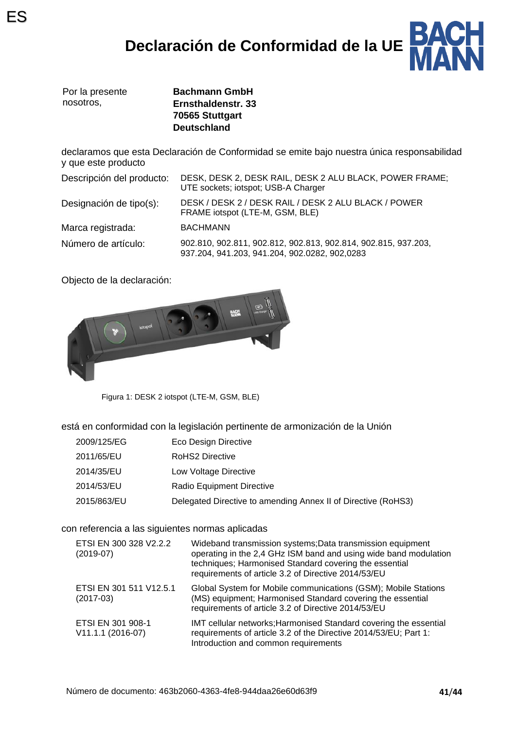ES

# Declaración de Conformidad de la UE

| Por la presente nosotros, | **Bachmann GmbH**<br>**Ernsthaldenstr. 33**<br>**70565 Stuttgart**<br>**Deutschland** |
|---|---|

declaramos que esta Declaración de Conformidad se emite bajo nuestra única responsabilidad y que este producto

| | |
|---|---|
| Descripción del producto: | DESK, DESK 2, DESK RAIL, DESK 2 ALU BLACK, POWER FRAME; UTE sockets; iotspot; USB-A Charger |
| Designación de tipo(s): | DESK / DESK 2 / DESK RAIL / DESK 2 ALU BLACK / POWER FRAME iotspot (LTE-M, GSM, BLE) |
| Marca registrada: | BACHMANN |
| Número de artículo: | 902.810, 902.811, 902.812, 902.813, 902.814, 902.815, 937.203, 937.204, 941.203, 941.204, 902.0282, 902,0283 |

Objecto de la declaración:

Figura 1: DESK 2 iotspot (LTE-M, GSM, BLE)

está en conformidad con la legislación pertinente de armonización de la Unión

| | |
|---|---|
| 2009/125/EG | Eco Design Directive |
| 2011/65/EU | RoHS2 Directive |
| 2014/35/EU | Low Voltage Directive |
| 2014/53/EU | Radio Equipment Directive |
| 2015/863/EU | Delegated Directive to amending Annex II of Directive (RoHS3) |

con referencia a las siguientes normas aplicadas

| | |
|---|---|
| ETSI EN 300 328 V2.2.2 (2019-07) | Wideband transmission systems;Data transmission equipment operating in the 2,4 GHz ISM band and using wide band modulation techniques; Harmonised Standard covering the essential requirements of article 3.2 of Directive 2014/53/EU |
| ETSI EN 301 511 V12.5.1 (2017-03) | Global System for Mobile communications (GSM); Mobile Stations (MS) equipment; Harmonised Standard covering the essential requirements of article 3.2 of Directive 2014/53/EU |
| ETSI EN 301 908-1 V11.1.1 (2016-07) | IMT cellular networks;Harmonised Standard covering the essential requirements of article 3.2 of the Directive 2014/53/EU; Part 1: Introduction and common requirements |

Número de documento: 463b2060-4363-4fe8-944daa26e60d63f9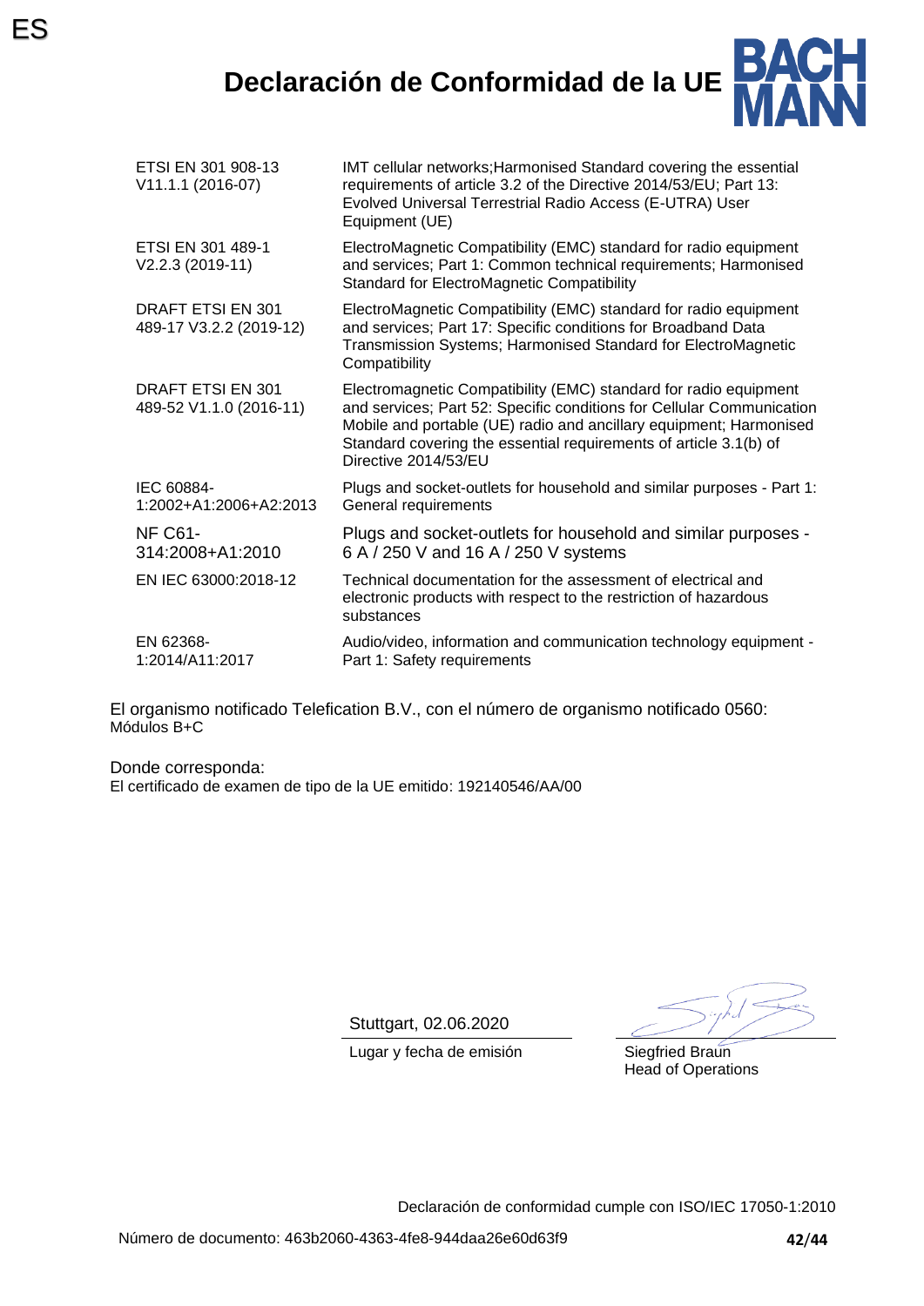ES

# Declaración de Conformidad de la UE

| | |
|---|---|
| ETSI EN 301 908-13 V11.1.1 (2016-07) | IMT cellular networks;Harmonised Standard covering the essential requirements of article 3.2 of the Directive 2014/53/EU; Part 13: Evolved Universal Terrestrial Radio Access (E-UTRA) User Equipment (UE) |
| ETSI EN 301 489-1 V2.2.3 (2019-11) | ElectroMagnetic Compatibility (EMC) standard for radio equipment and services; Part 1: Common technical requirements; Harmonised Standard for ElectroMagnetic Compatibility |
| DRAFT ETSI EN 301 489-17 V3.2.2 (2019-12) | ElectroMagnetic Compatibility (EMC) standard for radio equipment and services; Part 17: Specific conditions for Broadband Data Transmission Systems; Harmonised Standard for ElectroMagnetic Compatibility |
| DRAFT ETSI EN 301 489-52 V1.1.0 (2016-11) | Electromagnetic Compatibility (EMC) standard for radio equipment and services; Part 52: Specific conditions for Cellular Communication Mobile and portable (UE) radio and ancillary equipment; Harmonised Standard covering the essential requirements of article 3.1(b) of Directive 2014/53/EU |
| IEC 60884-1:2002+A1:2006+A2:2013 | Plugs and socket-outlets for household and similar purposes - Part 1: General requirements |
| NF C61-314:2008+A1:2010 | Plugs and socket-outlets for household and similar purposes - 6 A / 250 V and 16 A / 250 V systems |
| EN IEC 63000:2018-12 | Technical documentation for the assessment of electrical and electronic products with respect to the restriction of hazardous substances |
| EN 62368-1:2014/A11:2017 | Audio/video, information and communication technology equipment - Part 1: Safety requirements |

El organismo notificado Telefication B.V., con el número de organismo notificado 0560:
Módulos B+C

Donde corresponda:
El certificado de examen de tipo de la UE emitido: 192140546/AA/00

Stuttgart, 02.06.2020
Lugar y fecha de emisión

Siegfried Braun
Head of Operations

Declaración de conformidad cumple con ISO/IEC 17050-1:2010

Número de documento: 463b2060-4363-4fe8-944daa26e60d63f9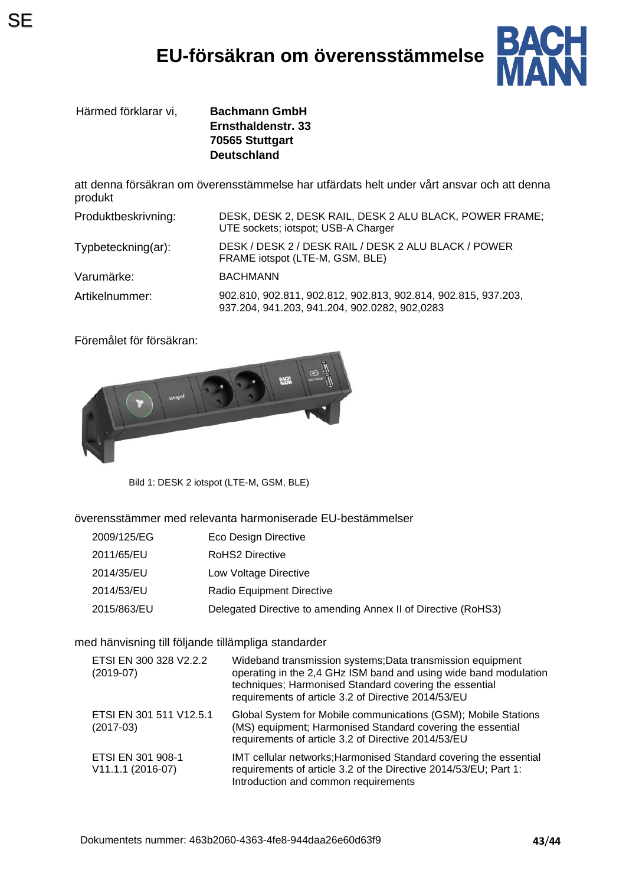SE

# EU-försäkran om överensstämmelse

BACH MANN

Härmed förklarar vi, **Bachmann GmbH**
**Ernsthaldenstr. 33**
**70565 Stuttgart**
**Deutschland**

att denna försäkran om överensstämmelse har utfärdats helt under vårt ansvar och att denna produkt

| | |
|---|---|
| Produktbeskrivning: | DESK, DESK 2, DESK RAIL, DESK 2 ALU BLACK, POWER FRAME; UTE sockets; iotspot; USB-A Charger |
| Typbeteckning(ar): | DESK / DESK 2 / DESK RAIL / DESK 2 ALU BLACK / POWER FRAME iotspot (LTE-M, GSM, BLE) |
| Varumärke: | BACHMANN |
| Artikelnummer: | 902.810, 902.811, 902.812, 902.813, 902.814, 902.815, 937.203, 937.204, 941.203, 941.204, 902.0282, 902,0283 |

Föremålet för försäkran:

Bild 1: DESK 2 iotspot (LTE-M, GSM, BLE)

överensstämmer med relevanta harmoniserade EU-bestämmelser

| | |
|---|---|
| 2009/125/EG | Eco Design Directive |
| 2011/65/EU | RoHS2 Directive |
| 2014/35/EU | Low Voltage Directive |
| 2014/53/EU | Radio Equipment Directive |
| 2015/863/EU | Delegated Directive to amending Annex II of Directive (RoHS3) |

med hänvisning till följande tillämpliga standarder

| | |
|---|---|
| ETSI EN 300 328 V2.2.2 (2019-07) | Wideband transmission systems;Data transmission equipment operating in the 2,4 GHz ISM band and using wide band modulation techniques; Harmonised Standard covering the essential requirements of article 3.2 of Directive 2014/53/EU |
| ETSI EN 301 511 V12.5.1 (2017-03) | Global System for Mobile communications (GSM); Mobile Stations (MS) equipment; Harmonised Standard covering the essential requirements of article 3.2 of Directive 2014/53/EU |
| ETSI EN 301 908-1 V11.1.1 (2016-07) | IMT cellular networks;Harmonised Standard covering the essential requirements of article 3.2 of the Directive 2014/53/EU; Part 1: Introduction and common requirements |

Dokumentets nummer: 463b2060-4363-4fe8-944daa26e60d63f9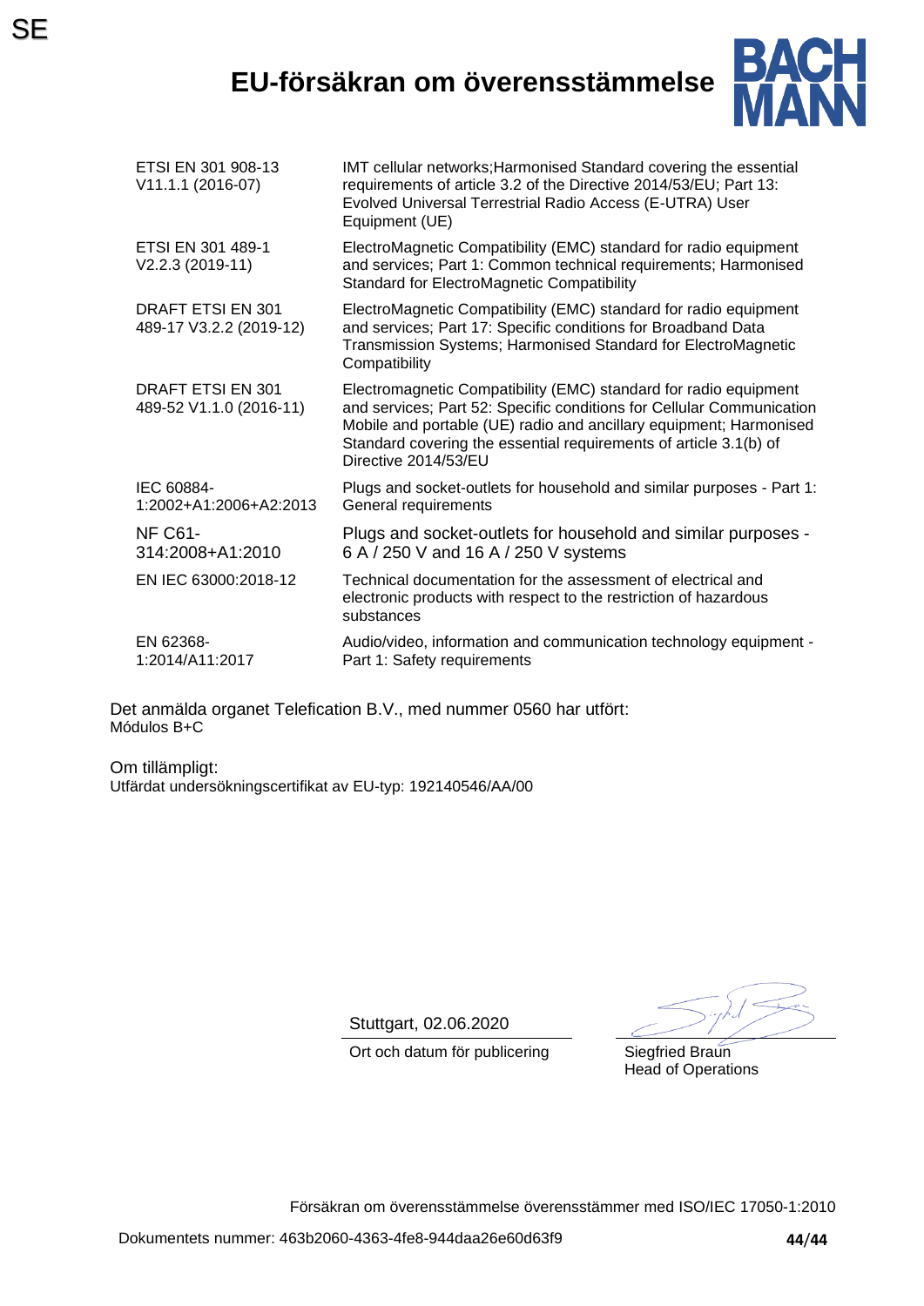SE

# EU-försäkran om överensstämmelse

| | |
|---|---|
| ETSI EN 301 908-13 V11.1.1 (2016-07) | IMT cellular networks;Harmonised Standard covering the essential requirements of article 3.2 of the Directive 2014/53/EU; Part 13: Evolved Universal Terrestrial Radio Access (E-UTRA) User Equipment (UE) |
| ETSI EN 301 489-1 V2.2.3 (2019-11) | ElectroMagnetic Compatibility (EMC) standard for radio equipment and services; Part 1: Common technical requirements; Harmonised Standard for ElectroMagnetic Compatibility |
| DRAFT ETSI EN 301 489-17 V3.2.2 (2019-12) | ElectroMagnetic Compatibility (EMC) standard for radio equipment and services; Part 17: Specific conditions for Broadband Data Transmission Systems; Harmonised Standard for ElectroMagnetic Compatibility |
| DRAFT ETSI EN 301 489-52 V1.1.0 (2016-11) | Electromagnetic Compatibility (EMC) standard for radio equipment and services; Part 52: Specific conditions for Cellular Communication Mobile and portable (UE) radio and ancillary equipment; Harmonised Standard covering the essential requirements of article 3.1(b) of Directive 2014/53/EU |
| IEC 60884-1:2002+A1:2006+A2:2013 | Plugs and socket-outlets for household and similar purposes - Part 1: General requirements |
| NF C61-314:2008+A1:2010 | Plugs and socket-outlets for household and similar purposes - 6 A / 250 V and 16 A / 250 V systems |
| EN IEC 63000:2018-12 | Technical documentation for the assessment of electrical and electronic products with respect to the restriction of hazardous substances |
| EN 62368-1:2014/A11:2017 | Audio/video, information and communication technology equipment - Part 1: Safety requirements |

Det anmälda organet Telefication B.V., med nummer 0560 har utfört:
Módulos B+C

Om tillämpligt:
Utfärdat undersökningscertifikat av EU-typ: 192140546/AA/00

Stuttgart, 02.06.2020
Ort och datum för publicering

Siegfried Braun
Head of Operations

Försäkran om överensstämmelse överensstämmer med ISO/IEC 17050-1:2010

Dokumentets nummer: 463b2060-4363-4fe8-944daa26e60d63f9